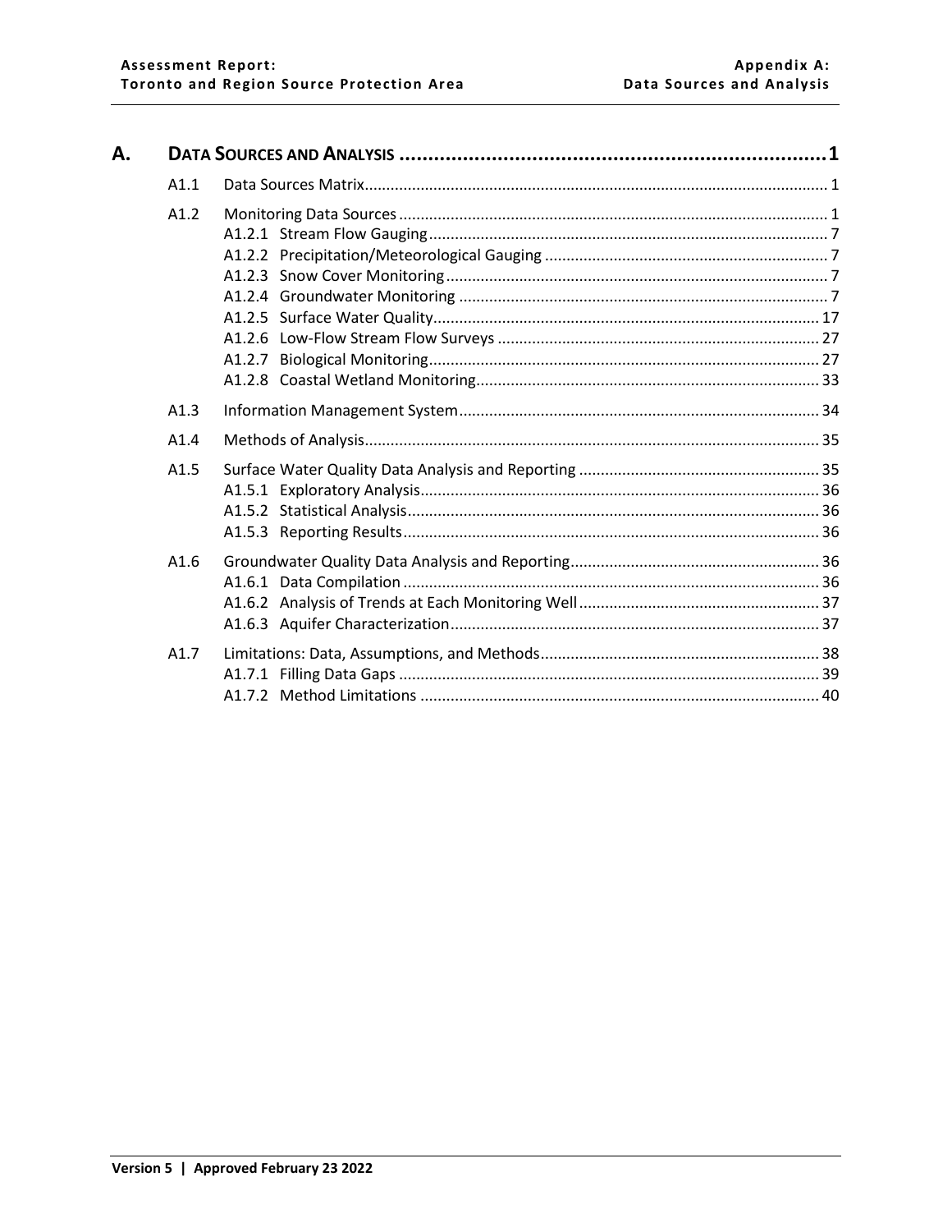# A. DATA SOURCES AND ANALYSIS ........................................................................ 1

A1.1 Data Sources Matrix ........................................................................................................ 1

A1.2 Monitoring Data Sources ................................................................................................ 1
- A1.2.1 Stream Flow Gauging ........................................................................................ 7
- A1.2.2 Precipitation/Meteorological Gauging ................................................................. 7
- A1.2.3 Snow Cover Monitoring ...................................................................................... 7
- A1.2.4 Groundwater Monitoring .................................................................................... 7
- A1.2.5 Surface Water Quality ....................................................................................... 17
- A1.2.6 Low-Flow Stream Flow Surveys ........................................................................ 27
- A1.2.7 Biological Monitoring ........................................................................................ 27
- A1.2.8 Coastal Wetland Monitoring ............................................................................... 33

A1.3 Information Management System ................................................................................. 34

A1.4 Methods of Analysis ....................................................................................................... 35

A1.5 Surface Water Quality Data Analysis and Reporting ...................................................... 35
- A1.5.1 Exploratory Analysis .......................................................................................... 36
- A1.5.2 Statistical Analysis .............................................................................................. 36
- A1.5.3 Reporting Results ............................................................................................... 36

A1.6 Groundwater Quality Data Analysis and Reporting ........................................................ 36
- A1.6.1 Data Compilation ............................................................................................... 36
- A1.6.2 Analysis of Trends at Each Monitoring Well ........................................................ 37
- A1.6.3 Aquifer Characterization .................................................................................... 37

A1.7 Limitations: Data, Assumptions, and Methods ............................................................... 38
- A1.7.1 Filling Data Gaps ................................................................................................ 39
- A1.7.2 Method Limitations ............................................................................................ 40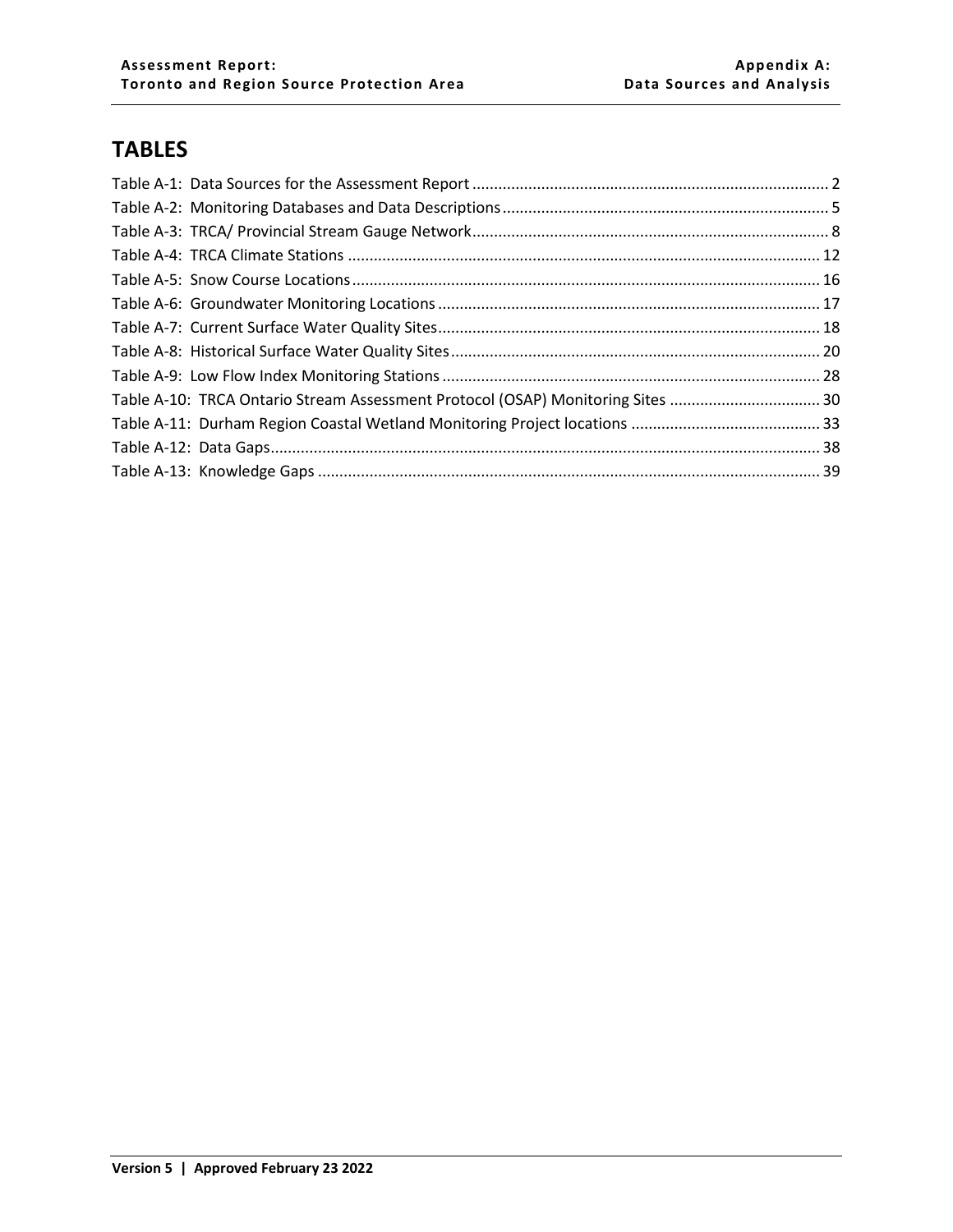## TABLES

Table A-1: Data Sources for the Assessment Report .................................................................................. 2
Table A-2: Monitoring Databases and Data Descriptions ........................................................................... 5
Table A-3: TRCA/ Provincial Stream Gauge Network .................................................................................. 8
Table A-4: TRCA Climate Stations ............................................................................................................. 12
Table A-5: Snow Course Locations ............................................................................................................ 16
Table A-6: Groundwater Monitoring Locations ......................................................................................... 17
Table A-7: Current Surface Water Quality Sites ......................................................................................... 18
Table A-8: Historical Surface Water Quality Sites ...................................................................................... 20
Table A-9: Low Flow Index Monitoring Stations ........................................................................................ 28
Table A-10: TRCA Ontario Stream Assessment Protocol (OSAP) Monitoring Sites ................................... 30
Table A-11: Durham Region Coastal Wetland Monitoring Project locations ............................................ 33
Table A-12: Data Gaps ............................................................................................................................... 38
Table A-13: Knowledge Gaps .................................................................................................................... 39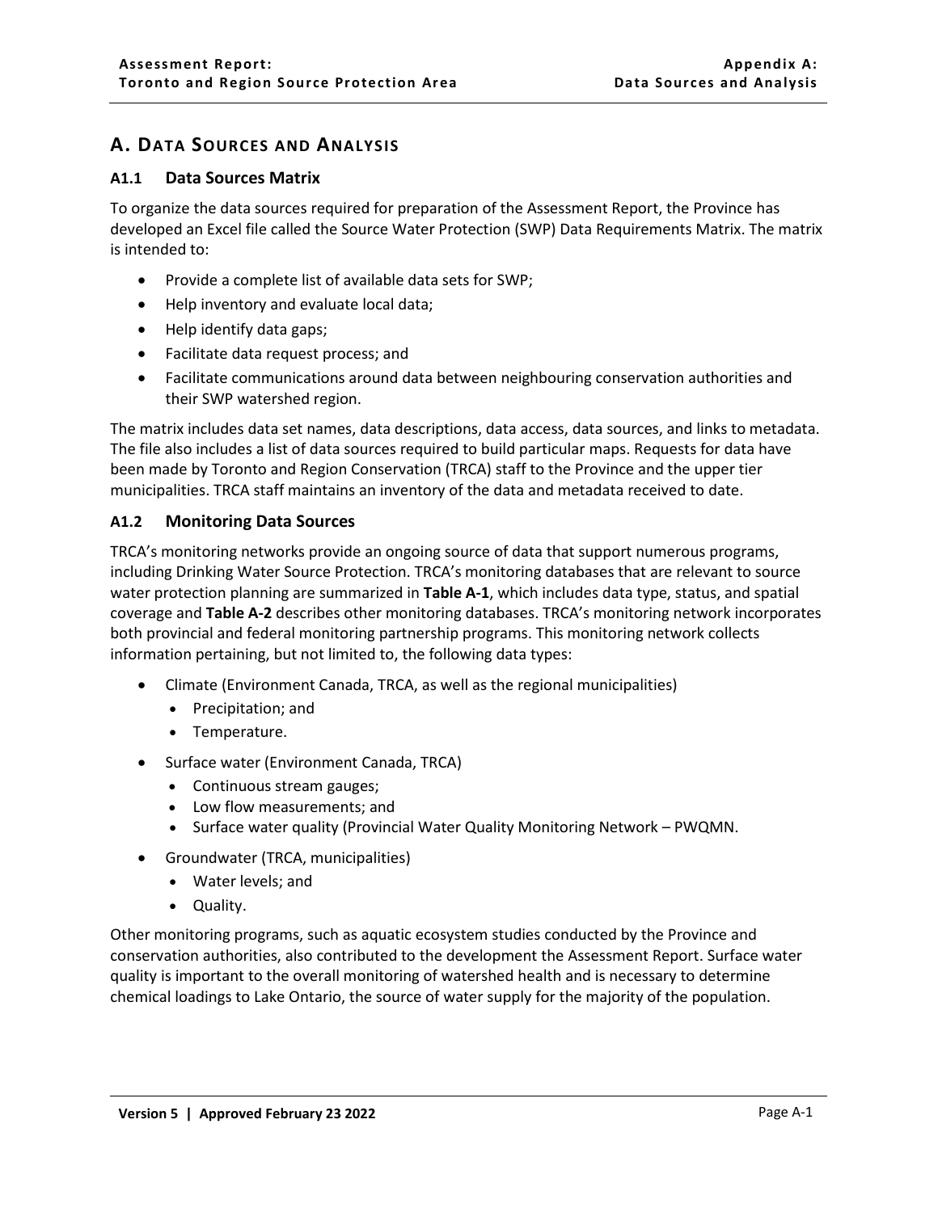# A. Data Sources and Analysis

## A1.1 Data Sources Matrix

To organize the data sources required for preparation of the Assessment Report, the Province has developed an Excel file called the Source Water Protection (SWP) Data Requirements Matrix. The matrix is intended to:

- Provide a complete list of available data sets for SWP;
- Help inventory and evaluate local data;
- Help identify data gaps;
- Facilitate data request process; and
- Facilitate communications around data between neighbouring conservation authorities and their SWP watershed region.

The matrix includes data set names, data descriptions, data access, data sources, and links to metadata. The file also includes a list of data sources required to build particular maps. Requests for data have been made by Toronto and Region Conservation (TRCA) staff to the Province and the upper tier municipalities. TRCA staff maintains an inventory of the data and metadata received to date.

## A1.2 Monitoring Data Sources

TRCA's monitoring networks provide an ongoing source of data that support numerous programs, including Drinking Water Source Protection. TRCA's monitoring databases that are relevant to source water protection planning are summarized in **Table A-1**, which includes data type, status, and spatial coverage and **Table A-2** describes other monitoring databases. TRCA's monitoring network incorporates both provincial and federal monitoring partnership programs. This monitoring network collects information pertaining, but not limited to, the following data types:

- Climate (Environment Canada, TRCA, as well as the regional municipalities)
  - Precipitation; and
  - Temperature.
- Surface water (Environment Canada, TRCA)
  - Continuous stream gauges;
  - Low flow measurements; and
  - Surface water quality (Provincial Water Quality Monitoring Network – PWQMN.
- Groundwater (TRCA, municipalities)
  - Water levels; and
  - Quality.

Other monitoring programs, such as aquatic ecosystem studies conducted by the Province and conservation authorities, also contributed to the development the Assessment Report. Surface water quality is important to the overall monitoring of watershed health and is necessary to determine chemical loadings to Lake Ontario, the source of water supply for the majority of the population.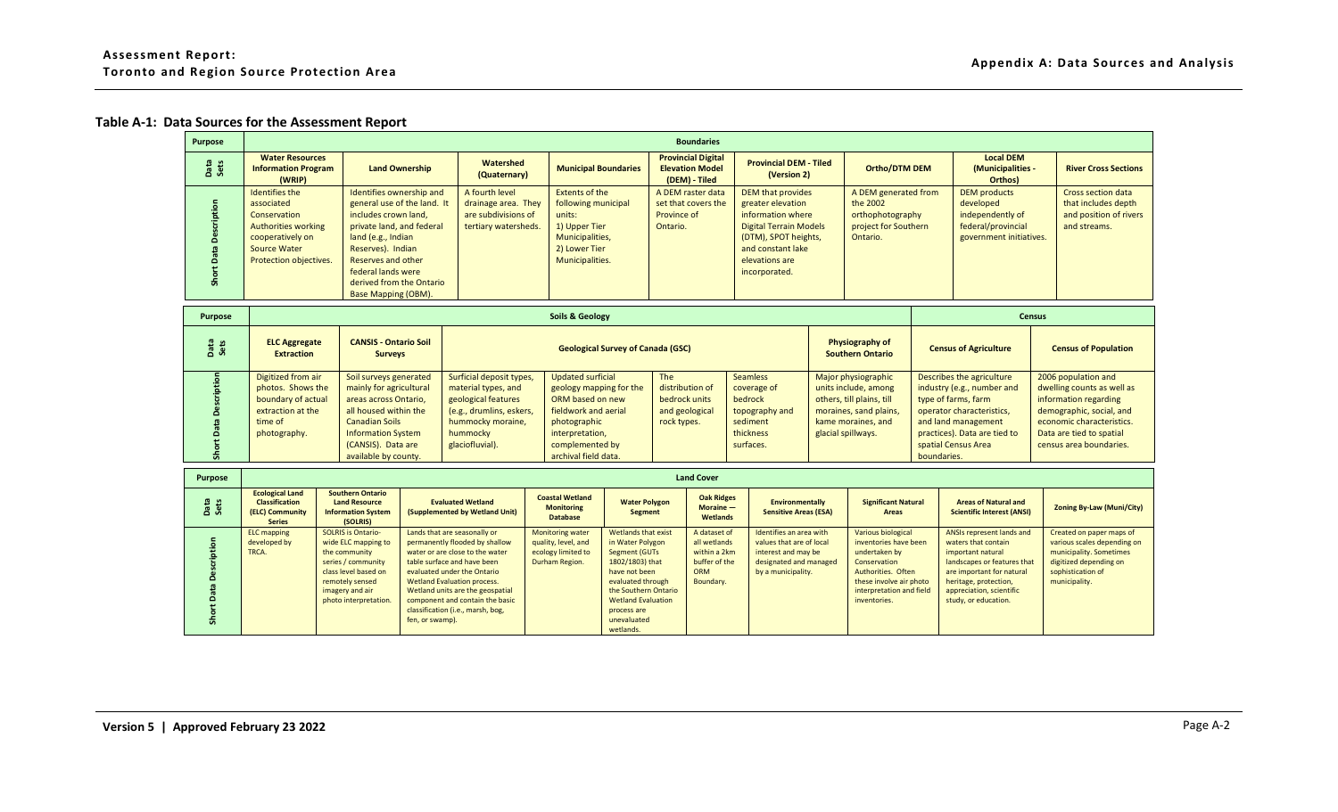## Table A-1: Data Sources for the Assessment Report

| Purpose | Boundaries | | | | | | | | | |
|---|---|---|---|---|---|---|---|---|---|---|
| Data Sets | Water Resources Information Program (WRIP) | Land Ownership | Watershed (Quaternary) | Municipal Boundaries | Provincial Digital Elevation Model (DEM) - Tiled | Provincial DEM - Tiled (Version 2) | Ortho/DTM DEM | Local DEM (Municipalities - Orthos) | River Cross Sections | |
| Short Data Description | Identifies the associated Conservation Authorities working cooperatively on Source Water Protection objectives. | Identifies ownership and general use of the land. It includes crown land, private land, and federal land (e.g., Indian Reserves). Indian Reserves and other federal lands were derived from the Ontario Base Mapping (OBM). | A fourth level drainage area. They are subdivisions of tertiary watersheds. | Extents of the following municipal units: 1) Upper Tier Municipalities, 2) Lower Tier Municipalities. | A DEM raster data set that covers the Province of Ontario. | DEM that provides greater elevation information where Digital Terrain Models (DTM), SPOT heights, and constant lake elevations are incorporated. | A DEM generated from the 2002 orthophotography project for Southern Ontario. | DEM products developed independently of federal/provincial government initiatives. | Cross section data that includes depth and position of rivers and streams. | |

| Purpose | Soils & Geology | | | | | | | Census | |
|---|---|---|---|---|---|---|---|---|---|
| Data Sets | ELC Aggregate Extraction | CANSIS - Ontario Soil Surveys | Geological Survey of Canada (GSC) | | | | Physiography of Southern Ontario | Census of Agriculture | Census of Population |
| Short Data Description | Digitized from air photos. Shows the boundary of actual extraction at the time of photography. | Soil surveys generated mainly for agricultural areas across Ontario, all housed within the Canadian Soils Information System (CANSIS). Data are available by county. | Surficial deposit types, material types, and geological features (e.g., drumlins, eskers, hummocky moraine, hummocky glaciofluvial). | Updated surficial geology mapping for the ORM based on new fieldwork and aerial photographic interpretation, complemented by archival field data. | The distribution of bedrock units and geological rock types. | Seamless coverage of bedrock topography and sediment thickness surfaces. | Major physiographic units include, among others, till plains, till moraines, sand plains, kame moraines, and glacial spillways. | Describes the agriculture industry (e.g., number and type of farms, farm operator characteristics, and land management practices). Data are tied to spatial Census Area boundaries. | 2006 population and dwelling counts as well as information regarding demographic, social, and economic characteristics. Data are tied to spatial census area boundaries. |

| Purpose | Land Cover | | | | | | | | | |
|---|---|---|---|---|---|---|---|---|---|---|
| Data Sets | Ecological Land Classification (ELC) Community Series | Southern Ontario Land Resource Information System (SOLRIS) | Evaluated Wetland (Supplemented by Wetland Unit) | Coastal Wetland Monitoring Database | Water Polygon Segment | Oak Ridges Moraine — Wetlands | Environmentally Sensitive Areas (ESA) | Significant Natural Areas | Areas of Natural and Scientific Interest (ANSI) | Zoning By-Law (Muni/City) |
| Short Data Description | ELC mapping developed by TRCA. | SOLRIS is Ontario-wide ELC mapping to the community series / community class level based on remotely sensed imagery and air photo interpretation. | Lands that are seasonally or permanently flooded by shallow water or are close to the water table surface and have been evaluated under the Ontario Wetland Evaluation Process. Wetland units are the geospatial component and contain the basic classification (i.e., marsh, bog, fen, or swamp). | Monitoring water quality, level, and ecology limited to Durham Region. | Wetlands that exist in Water Polygon Segment (GUTs 1802/1803) that have not been evaluated through the Southern Ontario Wetland Evaluation process are unevaluated wetlands. | A dataset of all wetlands within a 2km buffer of the ORM Boundary. | Identifies an area with values that are of local interest and may be designated and managed by a municipality. | Various biological inventories have been undertaken by Conservation Authorities. Often these involve air photo interpretation and field inventories. | ANSIs represent lands and waters that contain important natural landscapes or features that are important for natural heritage, protection, appreciation, scientific study, or education. | Created on paper maps of various scales depending on municipality. Sometimes digitized depending on sophistication of municipality. |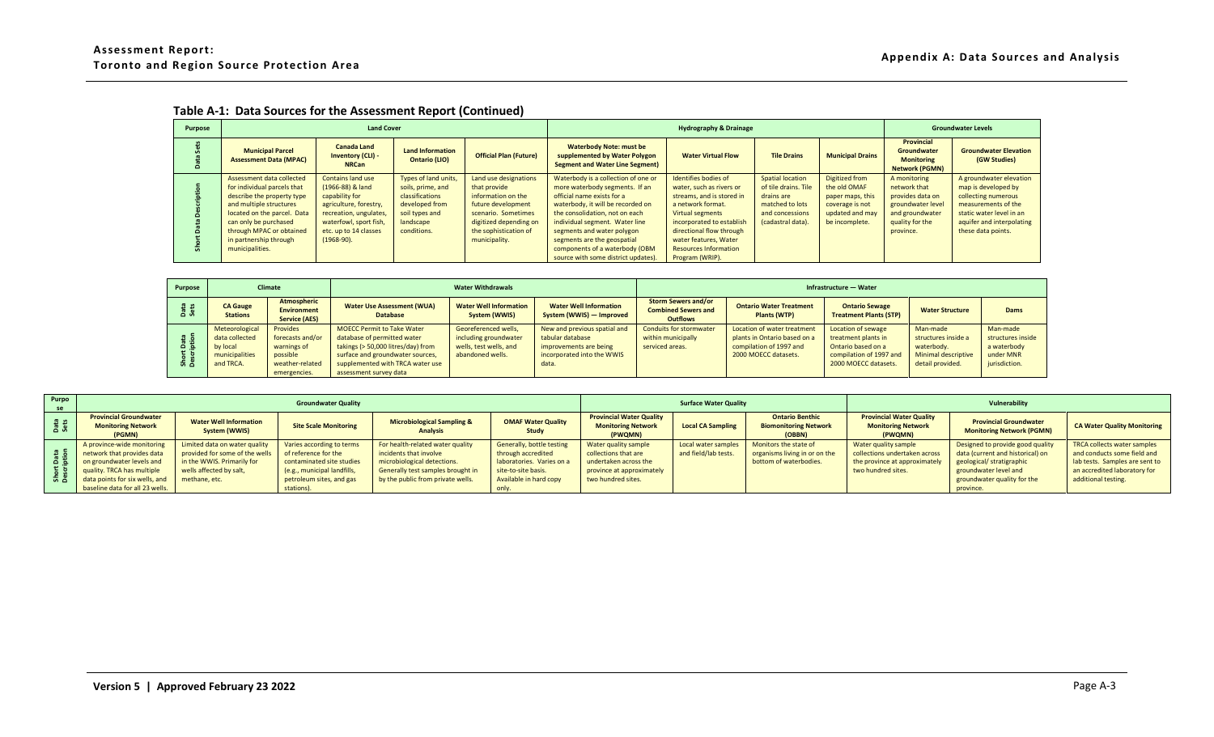## Table A-1: Data Sources for the Assessment Report (Continued)

| Purpose | Land Cover | | | | Hydrography & Drainage | | | | Groundwater Levels | |
|---|---|---|---|---|---|---|---|---|---|---|
| Data Sets | Municipal Parcel Assessment Data (MPAC) | Canada Land Inventory (CLI) - NRCan | Land Information Ontario (LIO) | Official Plan (Future) | Waterbody Note: must be supplemented by Water Polygon Segment and Water Line Segment) | Water Virtual Flow | Tile Drains | Municipal Drains | Provincial Groundwater Monitoring Network (PGMN) | Groundwater Elevation (GW Studies) |
| Short Data Description | Assessment data collected for individual parcels that describe the property type and multiple structures located on the parcel. Data can only be purchased through MPAC or obtained in partnership through municipalities. | Contains land use (1966-88) & land capability for agriculture, forestry, recreation, ungulates, waterfowl, sport fish, etc. up to 14 classes (1968-90). | Types of land units, soils, prime, and classifications developed from soil types and landscape conditions. | Land use designations that provide information on the future development scenario. Sometimes digitized depending on the sophistication of municipality. | Waterbody is a collection of one or more waterbody segments. If an official name exists for a waterbody, it will be recorded on the consolidation, not on each individual segment. Water line segments and water polygon segments are the geospatial components of a waterbody (OBM source with some district updates). | Identifies bodies of water, such as rivers or streams, and is stored in a network format. Virtual segments incorporated to establish directional flow through water features, Water Resources Information Program (WRIP). | Spatial location of tile drains. Tile drains are matched to lots and concessions (cadastral data). | Digitized from the old OMAF paper maps, this coverage is not updated and may be incomplete. | A monitoring network that provides data on groundwater level and groundwater quality for the province. | A groundwater elevation map is developed by collecting numerous measurements of the static water level in an aquifer and interpolating these data points. |

| Purpose | Climate | | Water Withdrawals | | | Infrastructure — Water | | | | |
|---|---|---|---|---|---|---|---|---|---|---|
| Data Sets | CA Gauge Stations | Atmospheric Environment Service (AES) | Water Use Assessment (WUA) Database | Water Well Information System (WWIS) | Water Well Information System (WWIS) — Improved | Storm Sewers and/or Combined Sewers and Outflows | Ontario Water Treatment Plants (WTP) | Ontario Sewage Treatment Plants (STP) | Water Structure | Dams |
| Short Data Description | Meteorological data collected by local municipalities and TRCA. | Provides forecasts and/or warnings of possible weather-related emergencies. | MOECC Permit to Take Water database of permitted water takings (> 50,000 litres/day) from surface and groundwater sources, supplemented with TRCA water use assessment survey data | Georeferenced wells, including groundwater wells, test wells, and abandoned wells. | New and previous spatial and tabular database improvements are being incorporated into the WWIS data. | Conduits for stormwater within municipally serviced areas. | Location of water treatment plants in Ontario based on a compilation of 1997 and 2000 MOECC datasets. | Location of sewage treatment plants in Ontario based on a compilation of 1997 and 2000 MOECC datasets. | Man-made structures inside a waterbody. Minimal descriptive detail provided. | Man-made structures inside a waterbody under MNR jurisdiction. |

| Purpose | Groundwater Quality | | | | | Surface Water Quality | | | Vulnerability | | |
|---|---|---|---|---|---|---|---|---|---|---|---|
| Data Sets | Provincial Groundwater Monitoring Network (PGMN) | Water Well Information System (WWIS) | Site Scale Monitoring | Microbiological Sampling & Analysis | OMAF Water Quality Study | Provincial Water Quality Monitoring Network (PWQMN) | Local CA Sampling | Ontario Benthic Biomonitoring Network (OBBN) | Provincial Water Quality Monitoring Network (PWQMN) | Provincial Groundwater Monitoring Network (PGMN) | CA Water Quality Monitoring |
| Short Data Description | A province-wide monitoring network that provides data on groundwater levels and quality. TRCA has multiple data points for six wells, and baseline data for all 23 wells. | Limited data on water quality provided for some of the wells in the WWIS. Primarily for wells affected by salt, methane, etc. | Varies according to terms of reference for the contaminated site studies (e.g., municipal landfills, petroleum sites, and gas stations). | For health-related water quality incidents that involve microbiological detections. Generally test samples brought in by the public from private wells. | Generally, bottle testing through accredited laboratories. Varies on a site-to-site basis. Available in hard copy only. | Water quality sample collections that are undertaken across the province at approximately two hundred sites. | Local water samples and field/lab tests. | Monitors the state of organisms living in or on the bottom of waterbodies. | Water quality sample collections undertaken across the province at approximately two hundred sites. | Designed to provide good quality data (current and historical) on geological/ stratigraphic groundwater level and groundwater quality for the province. | TRCA collects water samples and conducts some field and lab tests. Samples are sent to an accredited laboratory for additional testing. |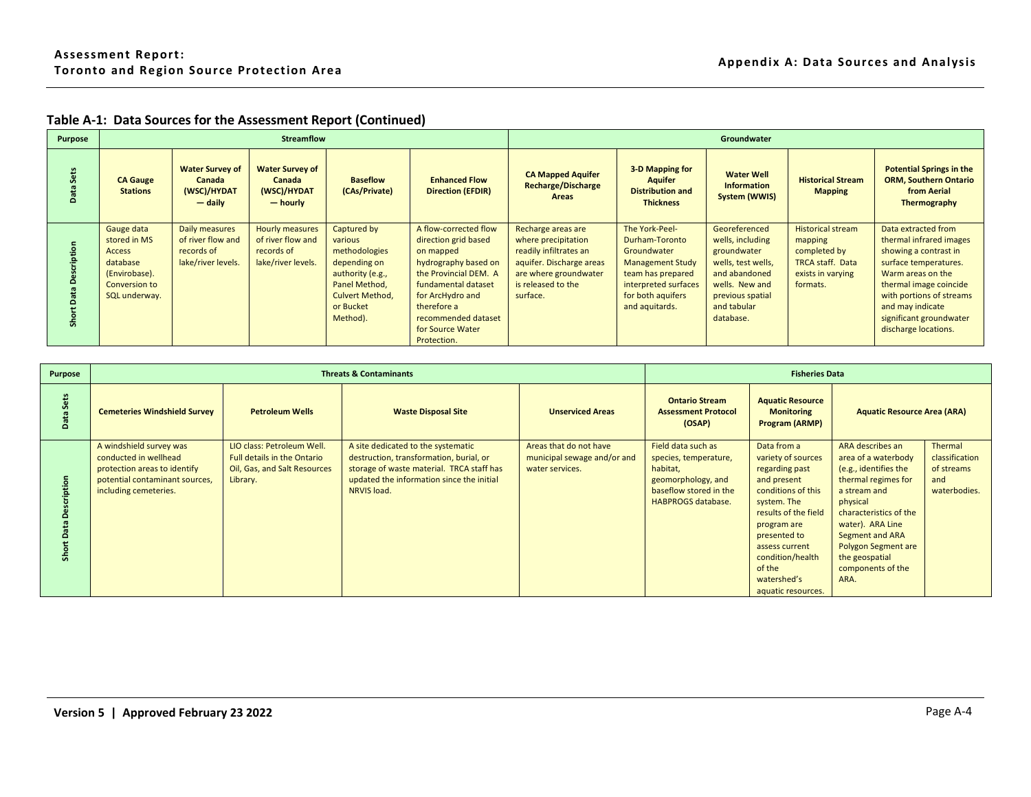## Table A-1: Data Sources for the Assessment Report (Continued)

| Purpose | Streamflow | | | | | Groundwater | | | | |
|---|---|---|---|---|---|---|---|---|---|---|
| Data Sets | CA Gauge Stations | Water Survey of Canada (WSC)/HYDAT — daily | Water Survey of Canada (WSC)/HYDAT — hourly | Baseflow (CAs/Private) | Enhanced Flow Direction (EFDIR) | CA Mapped Aquifer Recharge/Discharge Areas | 3-D Mapping for Aquifer Distribution and Thickness | Water Well Information System (WWIS) | Historical Stream Mapping | Potential Springs in the ORM, Southern Ontario from Aerial Thermography |
| Short Data Description | Gauge data stored in MS Access database (Envirobase). Conversion to SQL underway. | Daily measures of river flow and records of lake/river levels. | Hourly measures of river flow and records of lake/river levels. | Captured by various methodologies depending on authority (e.g., Panel Method, Culvert Method, or Bucket Method). | A flow-corrected flow direction grid based on mapped hydrography based on the Provincial DEM. A fundamental dataset for ArcHydro and therefore a recommended dataset for Source Water Protection. | Recharge areas are where precipitation readily infiltrates an aquifer. Discharge areas are where groundwater is released to the surface. | The York-Peel-Durham-Toronto Groundwater Management Study team has prepared interpreted surfaces for both aquifers and aquitards. | Georeferenced wells, including groundwater wells, test wells, and abandoned wells. New and previous spatial and tabular database. | Historical stream mapping completed by TRCA staff. Data exists in varying formats. | Data extracted from thermal infrared images showing a contrast in surface temperatures. Warm areas on the thermal image coincide with portions of streams and may indicate significant groundwater discharge locations. |

| Purpose | Threats & Contaminants | | | | Fisheries Data | | | |
|---|---|---|---|---|---|---|---|---|
| Data Sets | Cemeteries Windshield Survey | Petroleum Wells | Waste Disposal Site | Unserviced Areas | Ontario Stream Assessment Protocol (OSAP) | Aquatic Resource Monitoring Program (ARMP) | Aquatic Resource Area (ARA) | |
| Short Data Description | A windshield survey was conducted in wellhead protection areas to identify potential contaminant sources, including cemeteries. | LIO class: Petroleum Well. Full details in the Ontario Oil, Gas, and Salt Resources Library. | A site dedicated to the systematic destruction, transformation, burial, or storage of waste material. TRCA staff has updated the information since the initial NRVIS load. | Areas that do not have municipal sewage and/or and water services. | Field data such as species, temperature, habitat, geomorphology, and baseflow stored in the HABPROGS database. | Data from a variety of sources regarding past and present conditions of this system. The results of the field program are presented to assess current condition/health of the watershed's aquatic resources. | ARA describes an area of a waterbody (e.g., identifies the thermal regimes for a stream and physical characteristics of the water). ARA Line Segment and ARA Polygon Segment are the geospatial components of the ARA. | Thermal classification of streams and waterbodies. |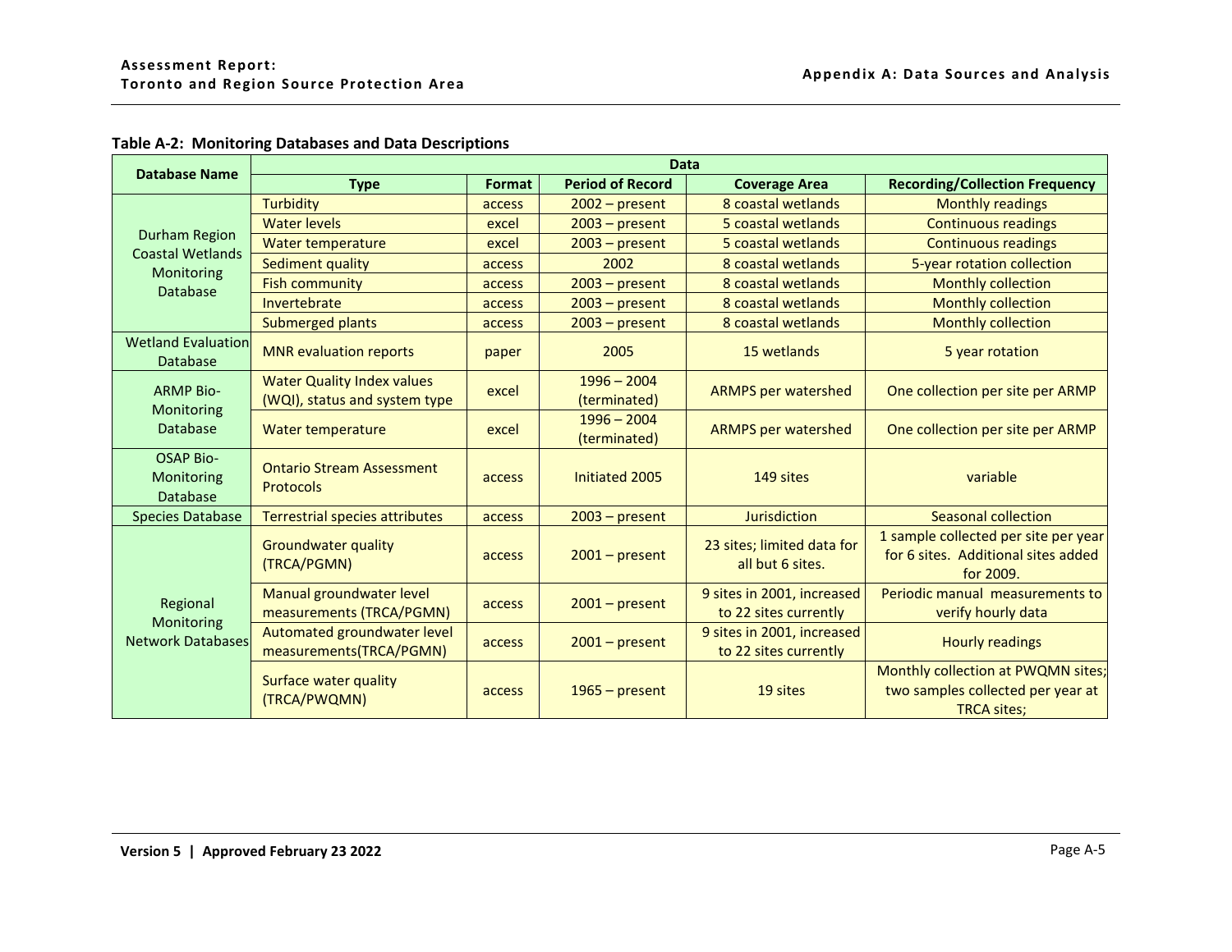**Table A-2: Monitoring Databases and Data Descriptions**

| Database Name | Data | | | | |
|---|---|---|---|---|---|
| | Type | Format | Period of Record | Coverage Area | Recording/Collection Frequency |
| Durham Region Coastal Wetlands Monitoring Database | Turbidity | access | 2002 – present | 8 coastal wetlands | Monthly readings |
| | Water levels | excel | 2003 – present | 5 coastal wetlands | Continuous readings |
| | Water temperature | excel | 2003 – present | 5 coastal wetlands | Continuous readings |
| | Sediment quality | access | 2002 | 8 coastal wetlands | 5-year rotation collection |
| | Fish community | access | 2003 – present | 8 coastal wetlands | Monthly collection |
| | Invertebrate | access | 2003 – present | 8 coastal wetlands | Monthly collection |
| | Submerged plants | access | 2003 – present | 8 coastal wetlands | Monthly collection |
| Wetland Evaluation Database | MNR evaluation reports | paper | 2005 | 15 wetlands | 5 year rotation |
| ARMP Bio-Monitoring Database | Water Quality Index values (WQI), status and system type | excel | 1996 – 2004 (terminated) | ARMPS per watershed | One collection per site per ARMP |
| | Water temperature | excel | 1996 – 2004 (terminated) | ARMPS per watershed | One collection per site per ARMP |
| OSAP Bio-Monitoring Database | Ontario Stream Assessment Protocols | access | Initiated 2005 | 149 sites | variable |
| Species Database | Terrestrial species attributes | access | 2003 – present | Jurisdiction | Seasonal collection |
| Regional Monitoring Network Databases | Groundwater quality (TRCA/PGMN) | access | 2001 – present | 23 sites; limited data for all but 6 sites. | 1 sample collected per site per year for 6 sites. Additional sites added for 2009. |
| | Manual groundwater level measurements (TRCA/PGMN) | access | 2001 – present | 9 sites in 2001, increased to 22 sites currently | Periodic manual measurements to verify hourly data |
| | Automated groundwater level measurements(TRCA/PGMN) | access | 2001 – present | 9 sites in 2001, increased to 22 sites currently | Hourly readings |
| | Surface water quality (TRCA/PWQMN) | access | 1965 – present | 19 sites | Monthly collection at PWQMN sites; two samples collected per year at TRCA sites; |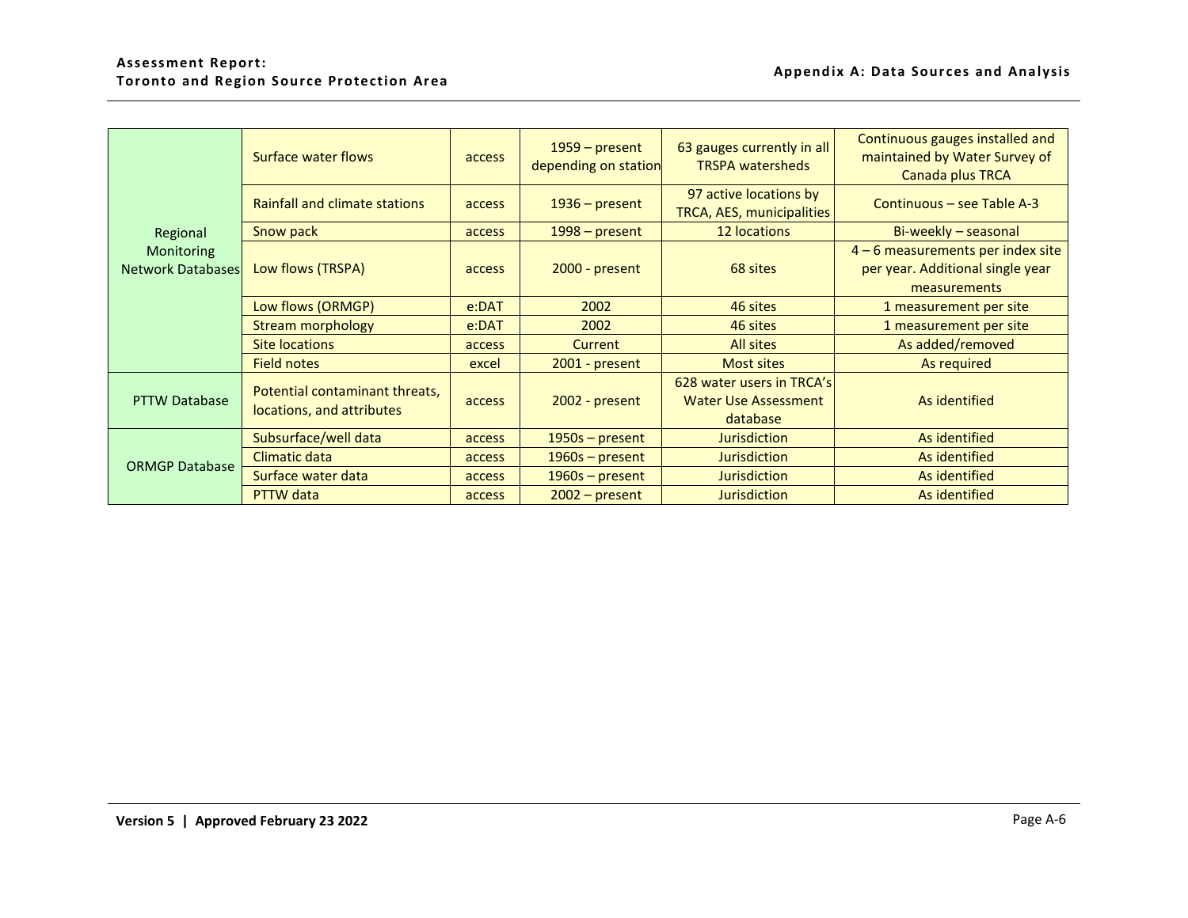| | | | | | |
|---|---|---|---|---|---|
| Regional Monitoring Network Databases | Surface water flows | access | 1959 – present depending on station | 63 gauges currently in all TRSPA watersheds | Continuous gauges installed and maintained by Water Survey of Canada plus TRCA |
| | Rainfall and climate stations | access | 1936 – present | 97 active locations by TRCA, AES, municipalities | Continuous – see Table A-3 |
| | Snow pack | access | 1998 – present | 12 locations | Bi-weekly – seasonal |
| | Low flows (TRSPA) | access | 2000 - present | 68 sites | 4 – 6 measurements per index site per year. Additional single year measurements |
| | Low flows (ORMGP) | e:DAT | 2002 | 46 sites | 1 measurement per site |
| | Stream morphology | e:DAT | 2002 | 46 sites | 1 measurement per site |
| | Site locations | access | Current | All sites | As added/removed |
| | Field notes | excel | 2001 - present | Most sites | As required |
| PTTW Database | Potential contaminant threats, locations, and attributes | access | 2002 - present | 628 water users in TRCA's Water Use Assessment database | As identified |
| ORMGP Database | Subsurface/well data | access | 1950s – present | Jurisdiction | As identified |
| | Climatic data | access | 1960s – present | Jurisdiction | As identified |
| | Surface water data | access | 1960s – present | Jurisdiction | As identified |
| | PTTW data | access | 2002 – present | Jurisdiction | As identified |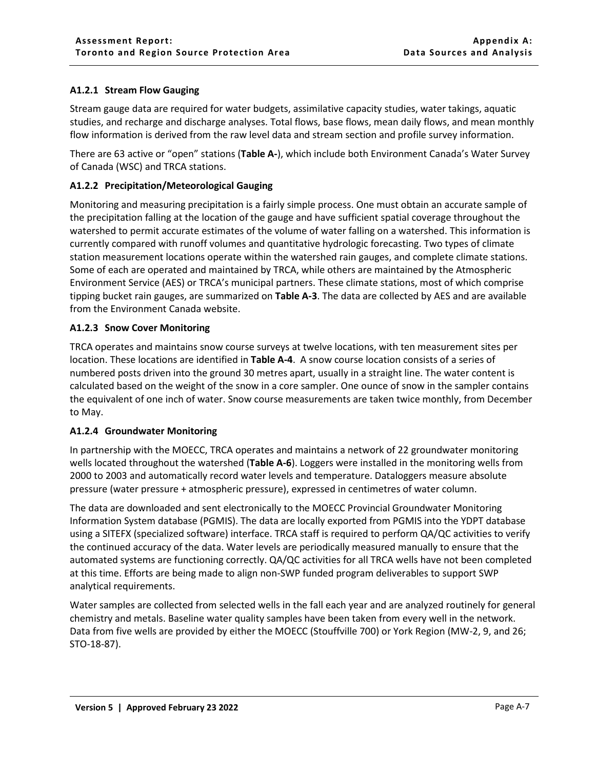#### A1.2.1 Stream Flow Gauging

Stream gauge data are required for water budgets, assimilative capacity studies, water takings, aquatic studies, and recharge and discharge analyses. Total flows, base flows, mean daily flows, and mean monthly flow information is derived from the raw level data and stream section and profile survey information.

There are 63 active or "open" stations (**Table A-**), which include both Environment Canada's Water Survey of Canada (WSC) and TRCA stations.

#### A1.2.2 Precipitation/Meteorological Gauging

Monitoring and measuring precipitation is a fairly simple process. One must obtain an accurate sample of the precipitation falling at the location of the gauge and have sufficient spatial coverage throughout the watershed to permit accurate estimates of the volume of water falling on a watershed. This information is currently compared with runoff volumes and quantitative hydrologic forecasting. Two types of climate station measurement locations operate within the watershed rain gauges, and complete climate stations. Some of each are operated and maintained by TRCA, while others are maintained by the Atmospheric Environment Service (AES) or TRCA's municipal partners. These climate stations, most of which comprise tipping bucket rain gauges, are summarized on **Table A-3**. The data are collected by AES and are available from the Environment Canada website.

#### A1.2.3 Snow Cover Monitoring

TRCA operates and maintains snow course surveys at twelve locations, with ten measurement sites per location. These locations are identified in **Table A-4**. A snow course location consists of a series of numbered posts driven into the ground 30 metres apart, usually in a straight line. The water content is calculated based on the weight of the snow in a core sampler. One ounce of snow in the sampler contains the equivalent of one inch of water. Snow course measurements are taken twice monthly, from December to May.

#### A1.2.4 Groundwater Monitoring

In partnership with the MOECC, TRCA operates and maintains a network of 22 groundwater monitoring wells located throughout the watershed (**Table A-6**). Loggers were installed in the monitoring wells from 2000 to 2003 and automatically record water levels and temperature. Dataloggers measure absolute pressure (water pressure + atmospheric pressure), expressed in centimetres of water column.

The data are downloaded and sent electronically to the MOECC Provincial Groundwater Monitoring Information System database (PGMIS). The data are locally exported from PGMIS into the YDPT database using a SITEFX (specialized software) interface. TRCA staff is required to perform QA/QC activities to verify the continued accuracy of the data. Water levels are periodically measured manually to ensure that the automated systems are functioning correctly. QA/QC activities for all TRCA wells have not been completed at this time. Efforts are being made to align non-SWP funded program deliverables to support SWP analytical requirements.

Water samples are collected from selected wells in the fall each year and are analyzed routinely for general chemistry and metals. Baseline water quality samples have been taken from every well in the network. Data from five wells are provided by either the MOECC (Stouffville 700) or York Region (MW-2, 9, and 26; STO-18-87).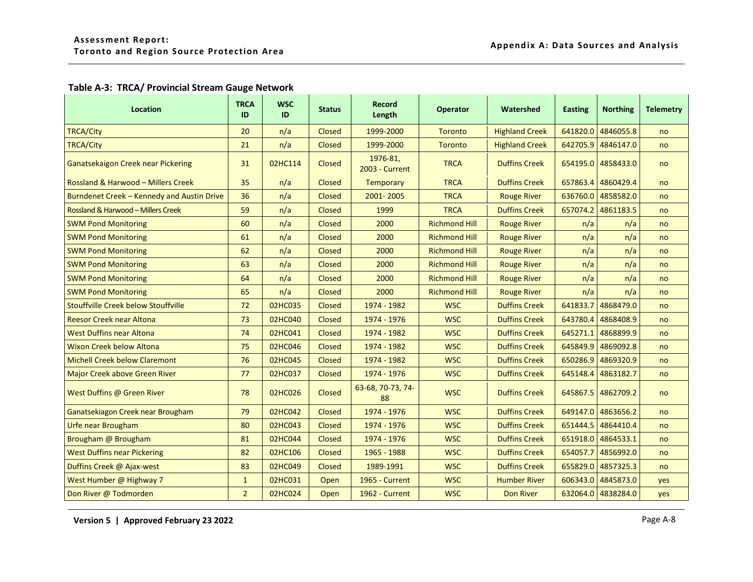**Table A-3: TRCA/ Provincial Stream Gauge Network**

| Location | TRCA ID | WSC ID | Status | Record Length | Operator | Watershed | Easting | Northing | Telemetry |
|---|---|---|---|---|---|---|---|---|---|
| TRCA/City | 20 | n/a | Closed | 1999-2000 | Toronto | Highland Creek | 641820.0 | 4846055.8 | no |
| TRCA/City | 21 | n/a | Closed | 1999-2000 | Toronto | Highland Creek | 642705.9 | 4846147.0 | no |
| Ganatsekaigon Creek near Pickering | 31 | 02HC114 | Closed | 1976-81, 2003 - Current | TRCA | Duffins Creek | 654195.0 | 4858433.0 | no |
| Rossland & Harwood – Millers Creek | 35 | n/a | Closed | Temporary | TRCA | Duffins Creek | 657863.4 | 4860429.4 | no |
| Burndenet Creek – Kennedy and Austin Drive | 36 | n/a | Closed | 2001- 2005 | TRCA | Rouge River | 636760.0 | 4858582.0 | no |
| Rossland & Harwood – Millers Creek | 59 | n/a | Closed | 1999 | TRCA | Duffins Creek | 657074.2 | 4861183.5 | no |
| SWM Pond Monitoring | 60 | n/a | Closed | 2000 | Richmond Hill | Rouge River | n/a | n/a | no |
| SWM Pond Monitoring | 61 | n/a | Closed | 2000 | Richmond Hill | Rouge River | n/a | n/a | no |
| SWM Pond Monitoring | 62 | n/a | Closed | 2000 | Richmond Hill | Rouge River | n/a | n/a | no |
| SWM Pond Monitoring | 63 | n/a | Closed | 2000 | Richmond Hill | Rouge River | n/a | n/a | no |
| SWM Pond Monitoring | 64 | n/a | Closed | 2000 | Richmond Hill | Rouge River | n/a | n/a | no |
| SWM Pond Monitoring | 65 | n/a | Closed | 2000 | Richmond Hill | Rouge River | n/a | n/a | no |
| Stouffville Creek below Stouffville | 72 | 02HC035 | Closed | 1974 - 1982 | WSC | Duffins Creek | 641833.7 | 4868479.0 | no |
| Reesor Creek near Altona | 73 | 02HC040 | Closed | 1974 - 1976 | WSC | Duffins Creek | 643780.4 | 4868408.9 | no |
| West Duffins near Altona | 74 | 02HC041 | Closed | 1974 - 1982 | WSC | Duffins Creek | 645271.1 | 4868899.9 | no |
| Wixon Creek below Altona | 75 | 02HC046 | Closed | 1974 - 1982 | WSC | Duffins Creek | 645849.9 | 4869092.8 | no |
| Michell Creek below Claremont | 76 | 02HC045 | Closed | 1974 - 1982 | WSC | Duffins Creek | 650286.9 | 4869320.9 | no |
| Major Creek above Green River | 77 | 02HC037 | Closed | 1974 - 1976 | WSC | Duffins Creek | 645148.4 | 4863182.7 | no |
| West Duffins @ Green River | 78 | 02HC026 | Closed | 63-68, 70-73, 74-88 | WSC | Duffins Creek | 645867.5 | 4862709.2 | no |
| Ganatsekiagon Creek near Brougham | 79 | 02HC042 | Closed | 1974 - 1976 | WSC | Duffins Creek | 649147.0 | 4863656.2 | no |
| Urfe near Brougham | 80 | 02HC043 | Closed | 1974 - 1976 | WSC | Duffins Creek | 651444.5 | 4864410.4 | no |
| Brougham @ Brougham | 81 | 02HC044 | Closed | 1974 - 1976 | WSC | Duffins Creek | 651918.0 | 4864533.1 | no |
| West Duffins near Pickering | 82 | 02HC106 | Closed | 1965 - 1988 | WSC | Duffins Creek | 654057.7 | 4856992.0 | no |
| Duffins Creek @ Ajax-west | 83 | 02HC049 | Closed | 1989-1991 | WSC | Duffins Creek | 655829.0 | 4857325.3 | no |
| West Humber @ Highway 7 | 1 | 02HC031 | Open | 1965 - Current | WSC | Humber River | 606343.0 | 4845873.0 | yes |
| Don River @ Todmorden | 2 | 02HC024 | Open | 1962 - Current | WSC | Don River | 632064.0 | 4838284.0 | yes |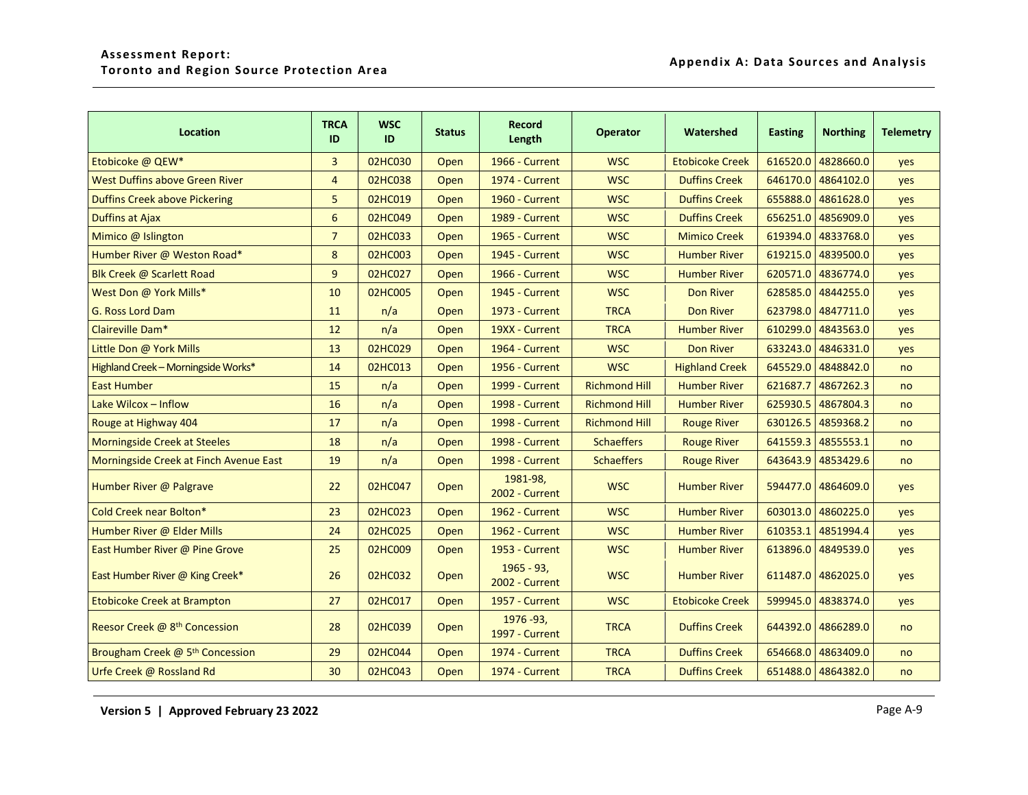| Location | TRCA ID | WSC ID | Status | Record Length | Operator | Watershed | Easting | Northing | Telemetry |
|---|---|---|---|---|---|---|---|---|---|
| Etobicoke @ QEW* | 3 | 02HC030 | Open | 1966 - Current | WSC | Etobicoke Creek | 616520.0 | 4828660.0 | yes |
| West Duffins above Green River | 4 | 02HC038 | Open | 1974 - Current | WSC | Duffins Creek | 646170.0 | 4864102.0 | yes |
| Duffins Creek above Pickering | 5 | 02HC019 | Open | 1960 - Current | WSC | Duffins Creek | 655888.0 | 4861628.0 | yes |
| Duffins at Ajax | 6 | 02HC049 | Open | 1989 - Current | WSC | Duffins Creek | 656251.0 | 4856909.0 | yes |
| Mimico @ Islington | 7 | 02HC033 | Open | 1965 - Current | WSC | Mimico Creek | 619394.0 | 4833768.0 | yes |
| Humber River @ Weston Road* | 8 | 02HC003 | Open | 1945 - Current | WSC | Humber River | 619215.0 | 4839500.0 | yes |
| Blk Creek @ Scarlett Road | 9 | 02HC027 | Open | 1966 - Current | WSC | Humber River | 620571.0 | 4836774.0 | yes |
| West Don @ York Mills* | 10 | 02HC005 | Open | 1945 - Current | WSC | Don River | 628585.0 | 4844255.0 | yes |
| G. Ross Lord Dam | 11 | n/a | Open | 1973 - Current | TRCA | Don River | 623798.0 | 4847711.0 | yes |
| Claireville Dam* | 12 | n/a | Open | 19XX - Current | TRCA | Humber River | 610299.0 | 4843563.0 | yes |
| Little Don @ York Mills | 13 | 02HC029 | Open | 1964 - Current | WSC | Don River | 633243.0 | 4846331.0 | yes |
| Highland Creek – Morningside Works* | 14 | 02HC013 | Open | 1956 - Current | WSC | Highland Creek | 645529.0 | 4848842.0 | no |
| East Humber | 15 | n/a | Open | 1999 - Current | Richmond Hill | Humber River | 621687.7 | 4867262.3 | no |
| Lake Wilcox – Inflow | 16 | n/a | Open | 1998 - Current | Richmond Hill | Humber River | 625930.5 | 4867804.3 | no |
| Rouge at Highway 404 | 17 | n/a | Open | 1998 - Current | Richmond Hill | Rouge River | 630126.5 | 4859368.2 | no |
| Morningside Creek at Steeles | 18 | n/a | Open | 1998 - Current | Schaeffers | Rouge River | 641559.3 | 4855553.1 | no |
| Morningside Creek at Finch Avenue East | 19 | n/a | Open | 1998 - Current | Schaeffers | Rouge River | 643643.9 | 4853429.6 | no |
| Humber River @ Palgrave | 22 | 02HC047 | Open | 1981-98, 2002 - Current | WSC | Humber River | 594477.0 | 4864609.0 | yes |
| Cold Creek near Bolton* | 23 | 02HC023 | Open | 1962 - Current | WSC | Humber River | 603013.0 | 4860225.0 | yes |
| Humber River @ Elder Mills | 24 | 02HC025 | Open | 1962 - Current | WSC | Humber River | 610353.1 | 4851994.4 | yes |
| East Humber River @ Pine Grove | 25 | 02HC009 | Open | 1953 - Current | WSC | Humber River | 613896.0 | 4849539.0 | yes |
| East Humber River @ King Creek* | 26 | 02HC032 | Open | 1965 - 93, 2002 - Current | WSC | Humber River | 611487.0 | 4862025.0 | yes |
| Etobicoke Creek at Brampton | 27 | 02HC017 | Open | 1957 - Current | WSC | Etobicoke Creek | 599945.0 | 4838374.0 | yes |
| Reesor Creek @ 8th Concession | 28 | 02HC039 | Open | 1976 -93, 1997 - Current | TRCA | Duffins Creek | 644392.0 | 4866289.0 | no |
| Brougham Creek @ 5th Concession | 29 | 02HC044 | Open | 1974 - Current | TRCA | Duffins Creek | 654668.0 | 4863409.0 | no |
| Urfe Creek @ Rossland Rd | 30 | 02HC043 | Open | 1974 - Current | TRCA | Duffins Creek | 651488.0 | 4864382.0 | no |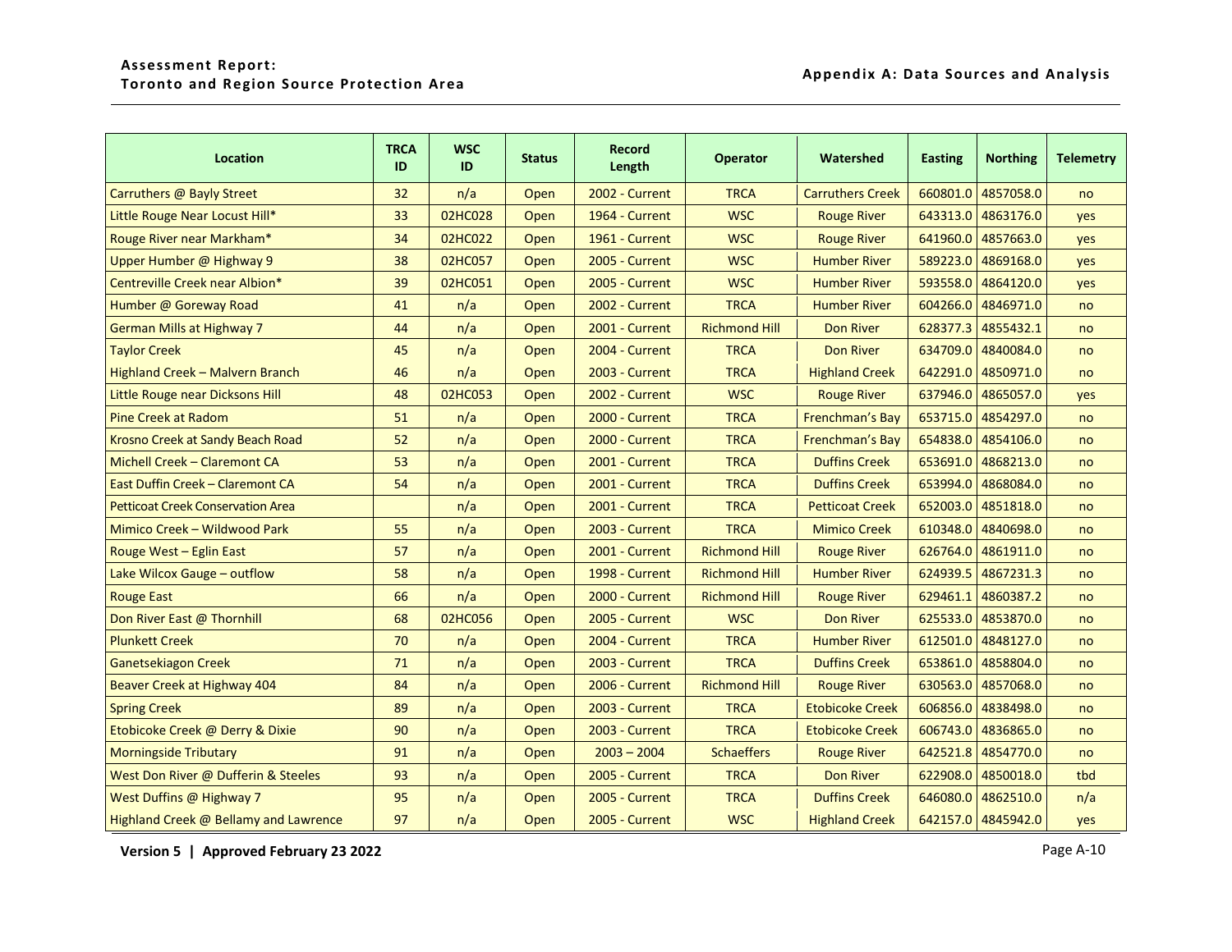| Location | TRCA ID | WSC ID | Status | Record Length | Operator | Watershed | Easting | Northing | Telemetry |
|---|---|---|---|---|---|---|---|---|---|
| Carruthers @ Bayly Street | 32 | n/a | Open | 2002 - Current | TRCA | Carruthers Creek | 660801.0 | 4857058.0 | no |
| Little Rouge Near Locust Hill* | 33 | 02HC028 | Open | 1964 - Current | WSC | Rouge River | 643313.0 | 4863176.0 | yes |
| Rouge River near Markham* | 34 | 02HC022 | Open | 1961 - Current | WSC | Rouge River | 641960.0 | 4857663.0 | yes |
| Upper Humber @ Highway 9 | 38 | 02HC057 | Open | 2005 - Current | WSC | Humber River | 589223.0 | 4869168.0 | yes |
| Centreville Creek near Albion* | 39 | 02HC051 | Open | 2005 - Current | WSC | Humber River | 593558.0 | 4864120.0 | yes |
| Humber @ Goreway Road | 41 | n/a | Open | 2002 - Current | TRCA | Humber River | 604266.0 | 4846971.0 | no |
| German Mills at Highway 7 | 44 | n/a | Open | 2001 - Current | Richmond Hill | Don River | 628377.3 | 4855432.1 | no |
| Taylor Creek | 45 | n/a | Open | 2004 - Current | TRCA | Don River | 634709.0 | 4840084.0 | no |
| Highland Creek – Malvern Branch | 46 | n/a | Open | 2003 - Current | TRCA | Highland Creek | 642291.0 | 4850971.0 | no |
| Little Rouge near Dicksons Hill | 48 | 02HC053 | Open | 2002 - Current | WSC | Rouge River | 637946.0 | 4865057.0 | yes |
| Pine Creek at Radom | 51 | n/a | Open | 2000 - Current | TRCA | Frenchman's Bay | 653715.0 | 4854297.0 | no |
| Krosno Creek at Sandy Beach Road | 52 | n/a | Open | 2000 - Current | TRCA | Frenchman's Bay | 654838.0 | 4854106.0 | no |
| Michell Creek – Claremont CA | 53 | n/a | Open | 2001 - Current | TRCA | Duffins Creek | 653691.0 | 4868213.0 | no |
| East Duffin Creek – Claremont CA | 54 | n/a | Open | 2001 - Current | TRCA | Duffins Creek | 653994.0 | 4868084.0 | no |
| Petticoat Creek Conservation Area | | n/a | Open | 2001 - Current | TRCA | Petticoat Creek | 652003.0 | 4851818.0 | no |
| Mimico Creek – Wildwood Park | 55 | n/a | Open | 2003 - Current | TRCA | Mimico Creek | 610348.0 | 4840698.0 | no |
| Rouge West – Eglin East | 57 | n/a | Open | 2001 - Current | Richmond Hill | Rouge River | 626764.0 | 4861911.0 | no |
| Lake Wilcox Gauge – outflow | 58 | n/a | Open | 1998 - Current | Richmond Hill | Humber River | 624939.5 | 4867231.3 | no |
| Rouge East | 66 | n/a | Open | 2000 - Current | Richmond Hill | Rouge River | 629461.1 | 4860387.2 | no |
| Don River East @ Thornhill | 68 | 02HC056 | Open | 2005 - Current | WSC | Don River | 625533.0 | 4853870.0 | no |
| Plunkett Creek | 70 | n/a | Open | 2004 - Current | TRCA | Humber River | 612501.0 | 4848127.0 | no |
| Ganetsekiagon Creek | 71 | n/a | Open | 2003 - Current | TRCA | Duffins Creek | 653861.0 | 4858804.0 | no |
| Beaver Creek at Highway 404 | 84 | n/a | Open | 2006 - Current | Richmond Hill | Rouge River | 630563.0 | 4857068.0 | no |
| Spring Creek | 89 | n/a | Open | 2003 - Current | TRCA | Etobicoke Creek | 606856.0 | 4838498.0 | no |
| Etobicoke Creek @ Derry & Dixie | 90 | n/a | Open | 2003 - Current | TRCA | Etobicoke Creek | 606743.0 | 4836865.0 | no |
| Morningside Tributary | 91 | n/a | Open | 2003 – 2004 | Schaeffers | Rouge River | 642521.8 | 4854770.0 | no |
| West Don River @ Dufferin & Steeles | 93 | n/a | Open | 2005 - Current | TRCA | Don River | 622908.0 | 4850018.0 | tbd |
| West Duffins @ Highway 7 | 95 | n/a | Open | 2005 - Current | TRCA | Duffins Creek | 646080.0 | 4862510.0 | n/a |
| Highland Creek @ Bellamy and Lawrence | 97 | n/a | Open | 2005 - Current | WSC | Highland Creek | 642157.0 | 4845942.0 | yes |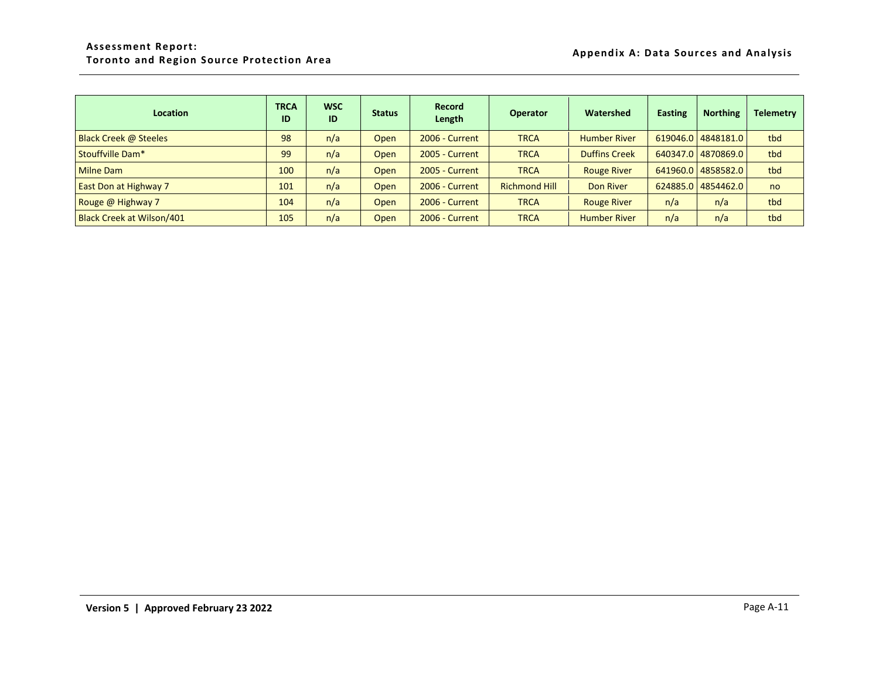| Location | TRCA ID | WSC ID | Status | Record Length | Operator | Watershed | Easting | Northing | Telemetry |
|---|---|---|---|---|---|---|---|---|---|
| Black Creek @ Steeles | 98 | n/a | Open | 2006 - Current | TRCA | Humber River | 619046.0 | 4848181.0 | tbd |
| Stouffville Dam* | 99 | n/a | Open | 2005 - Current | TRCA | Duffins Creek | 640347.0 | 4870869.0 | tbd |
| Milne Dam | 100 | n/a | Open | 2005 - Current | TRCA | Rouge River | 641960.0 | 4858582.0 | tbd |
| East Don at Highway 7 | 101 | n/a | Open | 2006 - Current | Richmond Hill | Don River | 624885.0 | 4854462.0 | no |
| Rouge @ Highway 7 | 104 | n/a | Open | 2006 - Current | TRCA | Rouge River | n/a | n/a | tbd |
| Black Creek at Wilson/401 | 105 | n/a | Open | 2006 - Current | TRCA | Humber River | n/a | n/a | tbd |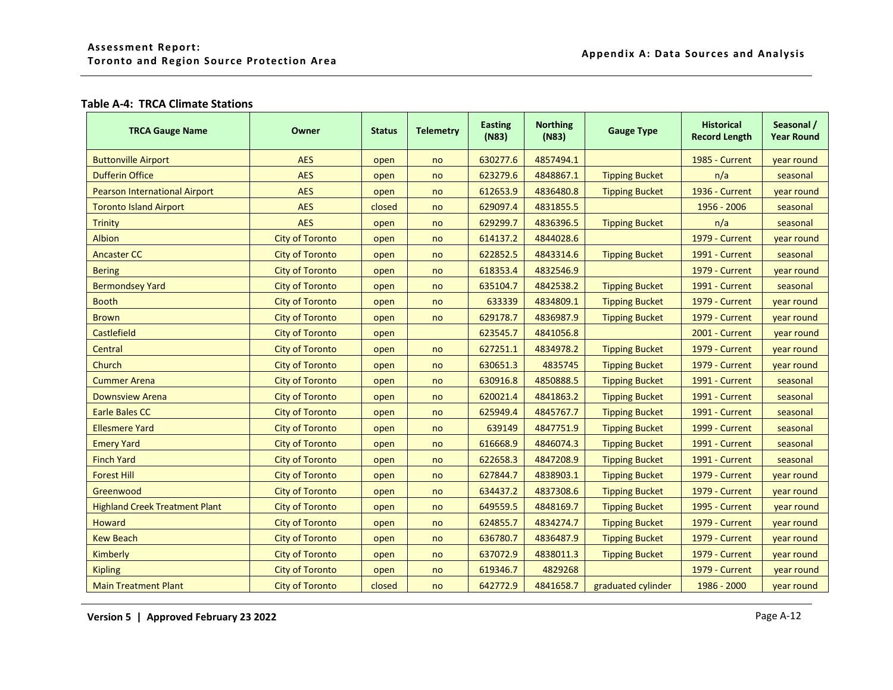**Table A-4: TRCA Climate Stations**

| TRCA Gauge Name | Owner | Status | Telemetry | Easting (N83) | Northing (N83) | Gauge Type | Historical Record Length | Seasonal / Year Round |
|---|---|---|---|---|---|---|---|---|
| Buttonville Airport | AES | open | no | 630277.6 | 4857494.1 | | 1985 - Current | year round |
| Dufferin Office | AES | open | no | 623279.6 | 4848867.1 | Tipping Bucket | n/a | seasonal |
| Pearson International Airport | AES | open | no | 612653.9 | 4836480.8 | Tipping Bucket | 1936 - Current | year round |
| Toronto Island Airport | AES | closed | no | 629097.4 | 4831855.5 | | 1956 - 2006 | seasonal |
| Trinity | AES | open | no | 629299.7 | 4836396.5 | Tipping Bucket | n/a | seasonal |
| Albion | City of Toronto | open | no | 614137.2 | 4844028.6 | | 1979 - Current | year round |
| Ancaster CC | City of Toronto | open | no | 622852.5 | 4843314.6 | Tipping Bucket | 1991 - Current | seasonal |
| Bering | City of Toronto | open | no | 618353.4 | 4832546.9 | | 1979 - Current | year round |
| Bermondsey Yard | City of Toronto | open | no | 635104.7 | 4842538.2 | Tipping Bucket | 1991 - Current | seasonal |
| Booth | City of Toronto | open | no | 633339 | 4834809.1 | Tipping Bucket | 1979 - Current | year round |
| Brown | City of Toronto | open | no | 629178.7 | 4836987.9 | Tipping Bucket | 1979 - Current | year round |
| Castlefield | City of Toronto | open | | 623545.7 | 4841056.8 | | 2001 - Current | year round |
| Central | City of Toronto | open | no | 627251.1 | 4834978.2 | Tipping Bucket | 1979 - Current | year round |
| Church | City of Toronto | open | no | 630651.3 | 4835745 | Tipping Bucket | 1979 - Current | year round |
| Cummer Arena | City of Toronto | open | no | 630916.8 | 4850888.5 | Tipping Bucket | 1991 - Current | seasonal |
| Downsview Arena | City of Toronto | open | no | 620021.4 | 4841863.2 | Tipping Bucket | 1991 - Current | seasonal |
| Earle Bales CC | City of Toronto | open | no | 625949.4 | 4845767.7 | Tipping Bucket | 1991 - Current | seasonal |
| Ellesmere Yard | City of Toronto | open | no | 639149 | 4847751.9 | Tipping Bucket | 1999 - Current | seasonal |
| Emery Yard | City of Toronto | open | no | 616668.9 | 4846074.3 | Tipping Bucket | 1991 - Current | seasonal |
| Finch Yard | City of Toronto | open | no | 622658.3 | 4847208.9 | Tipping Bucket | 1991 - Current | seasonal |
| Forest Hill | City of Toronto | open | no | 627844.7 | 4838903.1 | Tipping Bucket | 1979 - Current | year round |
| Greenwood | City of Toronto | open | no | 634437.2 | 4837308.6 | Tipping Bucket | 1979 - Current | year round |
| Highland Creek Treatment Plant | City of Toronto | open | no | 649559.5 | 4848169.7 | Tipping Bucket | 1995 - Current | year round |
| Howard | City of Toronto | open | no | 624855.7 | 4834274.7 | Tipping Bucket | 1979 - Current | year round |
| Kew Beach | City of Toronto | open | no | 636780.7 | 4836487.9 | Tipping Bucket | 1979 - Current | year round |
| Kimberly | City of Toronto | open | no | 637072.9 | 4838011.3 | Tipping Bucket | 1979 - Current | year round |
| Kipling | City of Toronto | open | no | 619346.7 | 4829268 | | 1979 - Current | year round |
| Main Treatment Plant | City of Toronto | closed | no | 642772.9 | 4841658.7 | graduated cylinder | 1986 - 2000 | year round |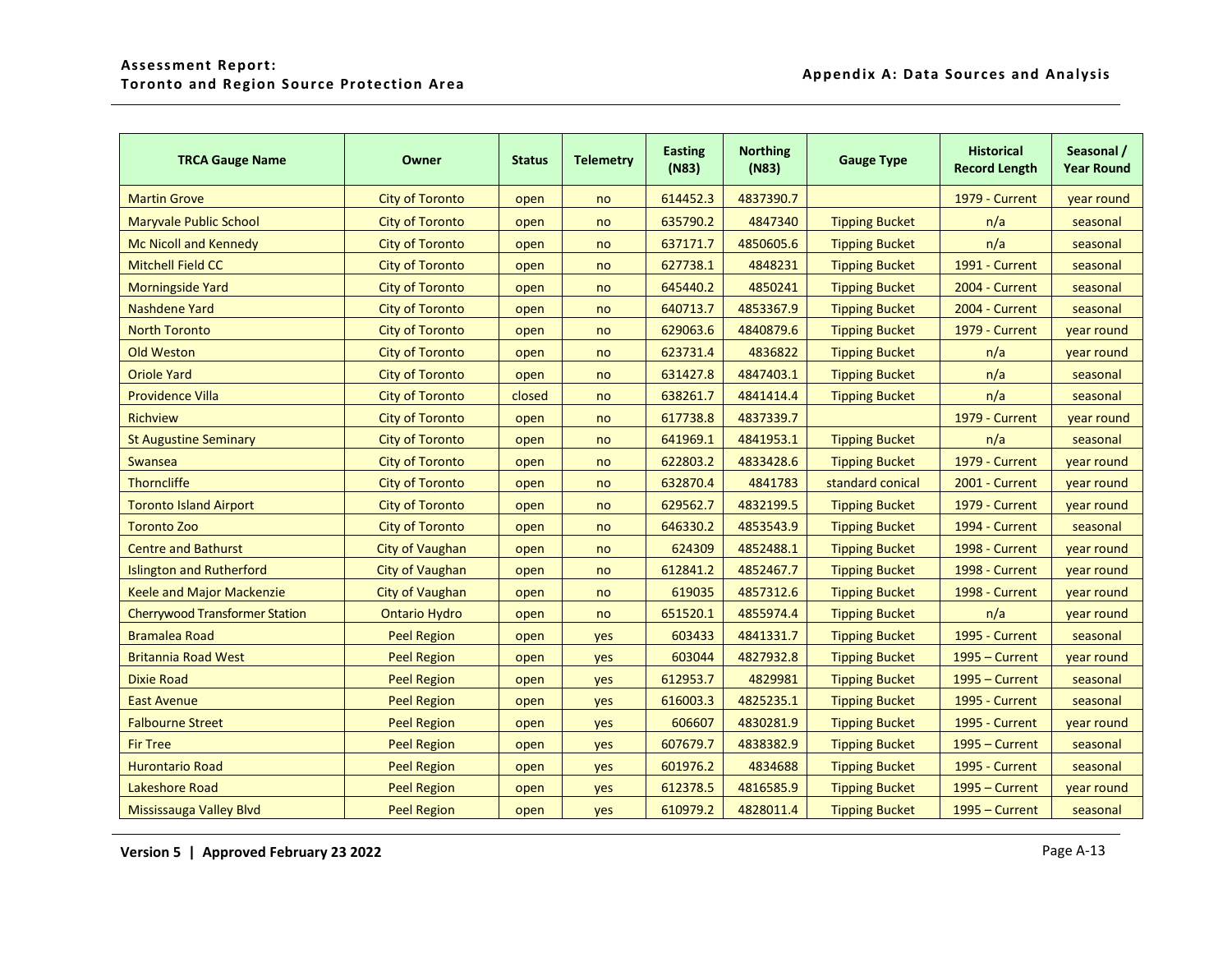| TRCA Gauge Name | Owner | Status | Telemetry | Easting (N83) | Northing (N83) | Gauge Type | Historical Record Length | Seasonal / Year Round |
|---|---|---|---|---|---|---|---|---|
| Martin Grove | City of Toronto | open | no | 614452.3 | 4837390.7 | | 1979 - Current | year round |
| Maryvale Public School | City of Toronto | open | no | 635790.2 | 4847340 | Tipping Bucket | n/a | seasonal |
| Mc Nicoll and Kennedy | City of Toronto | open | no | 637171.7 | 4850605.6 | Tipping Bucket | n/a | seasonal |
| Mitchell Field CC | City of Toronto | open | no | 627738.1 | 4848231 | Tipping Bucket | 1991 - Current | seasonal |
| Morningside Yard | City of Toronto | open | no | 645440.2 | 4850241 | Tipping Bucket | 2004 - Current | seasonal |
| Nashdene Yard | City of Toronto | open | no | 640713.7 | 4853367.9 | Tipping Bucket | 2004 - Current | seasonal |
| North Toronto | City of Toronto | open | no | 629063.6 | 4840879.6 | Tipping Bucket | 1979 - Current | year round |
| Old Weston | City of Toronto | open | no | 623731.4 | 4836822 | Tipping Bucket | n/a | year round |
| Oriole Yard | City of Toronto | open | no | 631427.8 | 4847403.1 | Tipping Bucket | n/a | seasonal |
| Providence Villa | City of Toronto | closed | no | 638261.7 | 4841414.4 | Tipping Bucket | n/a | seasonal |
| Richview | City of Toronto | open | no | 617738.8 | 4837339.7 | | 1979 - Current | year round |
| St Augustine Seminary | City of Toronto | open | no | 641969.1 | 4841953.1 | Tipping Bucket | n/a | seasonal |
| Swansea | City of Toronto | open | no | 622803.2 | 4833428.6 | Tipping Bucket | 1979 - Current | year round |
| Thorncliffe | City of Toronto | open | no | 632870.4 | 4841783 | standard conical | 2001 - Current | year round |
| Toronto Island Airport | City of Toronto | open | no | 629562.7 | 4832199.5 | Tipping Bucket | 1979 - Current | year round |
| Toronto Zoo | City of Toronto | open | no | 646330.2 | 4853543.9 | Tipping Bucket | 1994 - Current | seasonal |
| Centre and Bathurst | City of Vaughan | open | no | 624309 | 4852488.1 | Tipping Bucket | 1998 - Current | year round |
| Islington and Rutherford | City of Vaughan | open | no | 612841.2 | 4852467.7 | Tipping Bucket | 1998 - Current | year round |
| Keele and Major Mackenzie | City of Vaughan | open | no | 619035 | 4857312.6 | Tipping Bucket | 1998 - Current | year round |
| Cherrywood Transformer Station | Ontario Hydro | open | no | 651520.1 | 4855974.4 | Tipping Bucket | n/a | year round |
| Bramalea Road | Peel Region | open | yes | 603433 | 4841331.7 | Tipping Bucket | 1995 - Current | seasonal |
| Britannia Road West | Peel Region | open | yes | 603044 | 4827932.8 | Tipping Bucket | 1995 – Current | year round |
| Dixie Road | Peel Region | open | yes | 612953.7 | 4829981 | Tipping Bucket | 1995 – Current | seasonal |
| East Avenue | Peel Region | open | yes | 616003.3 | 4825235.1 | Tipping Bucket | 1995 - Current | seasonal |
| Falbourne Street | Peel Region | open | yes | 606607 | 4830281.9 | Tipping Bucket | 1995 - Current | year round |
| Fir Tree | Peel Region | open | yes | 607679.7 | 4838382.9 | Tipping Bucket | 1995 – Current | seasonal |
| Hurontario Road | Peel Region | open | yes | 601976.2 | 4834688 | Tipping Bucket | 1995 - Current | seasonal |
| Lakeshore Road | Peel Region | open | yes | 612378.5 | 4816585.9 | Tipping Bucket | 1995 – Current | year round |
| Mississauga Valley Blvd | Peel Region | open | yes | 610979.2 | 4828011.4 | Tipping Bucket | 1995 – Current | seasonal |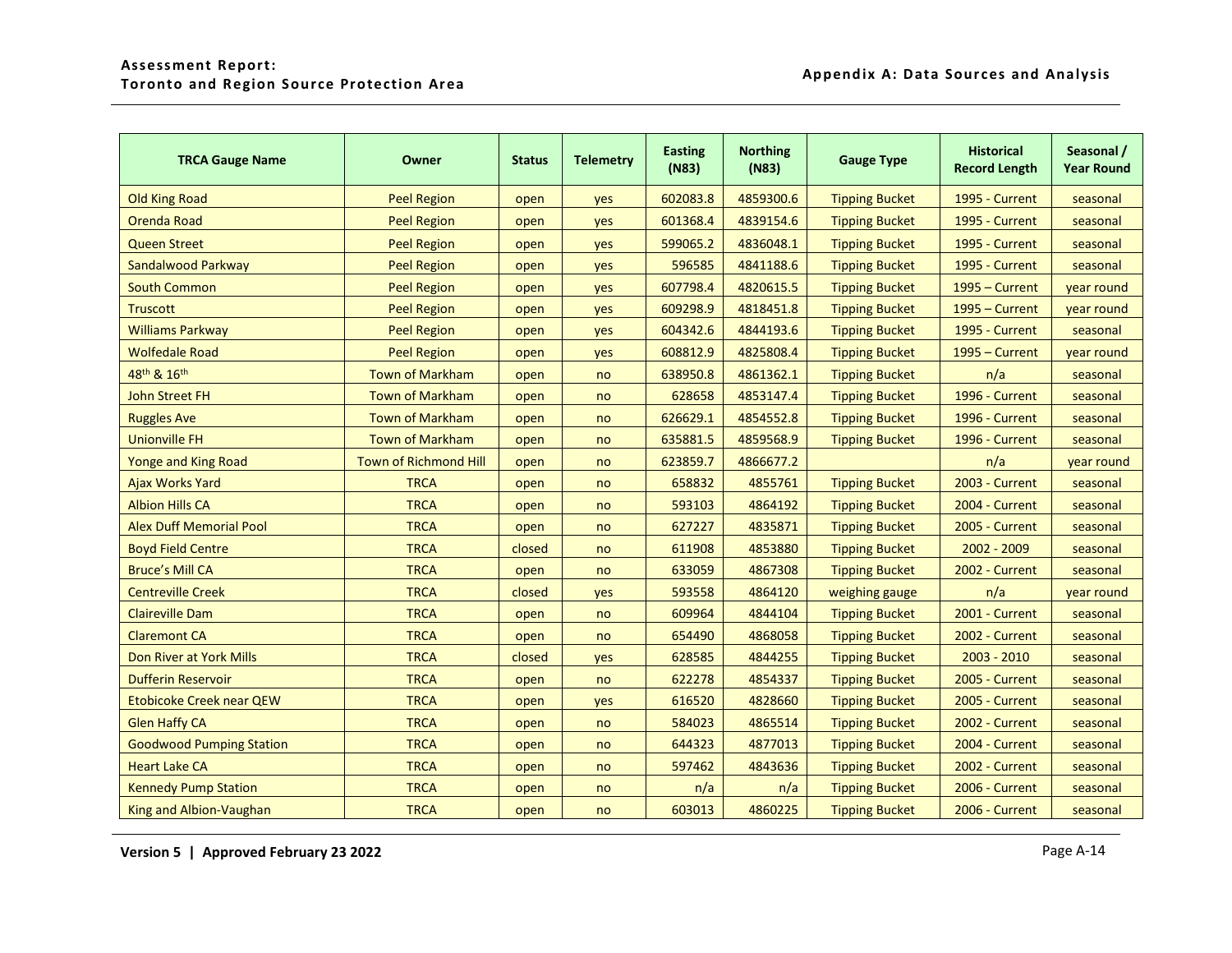| TRCA Gauge Name | Owner | Status | Telemetry | Easting (N83) | Northing (N83) | Gauge Type | Historical Record Length | Seasonal / Year Round |
|---|---|---|---|---|---|---|---|---|
| Old King Road | Peel Region | open | yes | 602083.8 | 4859300.6 | Tipping Bucket | 1995 - Current | seasonal |
| Orenda Road | Peel Region | open | yes | 601368.4 | 4839154.6 | Tipping Bucket | 1995 - Current | seasonal |
| Queen Street | Peel Region | open | yes | 599065.2 | 4836048.1 | Tipping Bucket | 1995 - Current | seasonal |
| Sandalwood Parkway | Peel Region | open | yes | 596585 | 4841188.6 | Tipping Bucket | 1995 - Current | seasonal |
| South Common | Peel Region | open | yes | 607798.4 | 4820615.5 | Tipping Bucket | 1995 – Current | year round |
| Truscott | Peel Region | open | yes | 609298.9 | 4818451.8 | Tipping Bucket | 1995 – Current | year round |
| Williams Parkway | Peel Region | open | yes | 604342.6 | 4844193.6 | Tipping Bucket | 1995 - Current | seasonal |
| Wolfedale Road | Peel Region | open | yes | 608812.9 | 4825808.4 | Tipping Bucket | 1995 – Current | year round |
| 48th & 16th | Town of Markham | open | no | 638950.8 | 4861362.1 | Tipping Bucket | n/a | seasonal |
| John Street FH | Town of Markham | open | no | 628658 | 4853147.4 | Tipping Bucket | 1996 - Current | seasonal |
| Ruggles Ave | Town of Markham | open | no | 626629.1 | 4854552.8 | Tipping Bucket | 1996 - Current | seasonal |
| Unionville FH | Town of Markham | open | no | 635881.5 | 4859568.9 | Tipping Bucket | 1996 - Current | seasonal |
| Yonge and King Road | Town of Richmond Hill | open | no | 623859.7 | 4866677.2 | | n/a | year round |
| Ajax Works Yard | TRCA | open | no | 658832 | 4855761 | Tipping Bucket | 2003 - Current | seasonal |
| Albion Hills CA | TRCA | open | no | 593103 | 4864192 | Tipping Bucket | 2004 - Current | seasonal |
| Alex Duff Memorial Pool | TRCA | open | no | 627227 | 4835871 | Tipping Bucket | 2005 - Current | seasonal |
| Boyd Field Centre | TRCA | closed | no | 611908 | 4853880 | Tipping Bucket | 2002 - 2009 | seasonal |
| Bruce's Mill CA | TRCA | open | no | 633059 | 4867308 | Tipping Bucket | 2002 - Current | seasonal |
| Centreville Creek | TRCA | closed | yes | 593558 | 4864120 | weighing gauge | n/a | year round |
| Claireville Dam | TRCA | open | no | 609964 | 4844104 | Tipping Bucket | 2001 - Current | seasonal |
| Claremont CA | TRCA | open | no | 654490 | 4868058 | Tipping Bucket | 2002 - Current | seasonal |
| Don River at York Mills | TRCA | closed | yes | 628585 | 4844255 | Tipping Bucket | 2003 - 2010 | seasonal |
| Dufferin Reservoir | TRCA | open | no | 622278 | 4854337 | Tipping Bucket | 2005 - Current | seasonal |
| Etobicoke Creek near QEW | TRCA | open | yes | 616520 | 4828660 | Tipping Bucket | 2005 - Current | seasonal |
| Glen Haffy CA | TRCA | open | no | 584023 | 4865514 | Tipping Bucket | 2002 - Current | seasonal |
| Goodwood Pumping Station | TRCA | open | no | 644323 | 4877013 | Tipping Bucket | 2004 - Current | seasonal |
| Heart Lake CA | TRCA | open | no | 597462 | 4843636 | Tipping Bucket | 2002 - Current | seasonal |
| Kennedy Pump Station | TRCA | open | no | n/a | n/a | Tipping Bucket | 2006 - Current | seasonal |
| King and Albion-Vaughan | TRCA | open | no | 603013 | 4860225 | Tipping Bucket | 2006 - Current | seasonal |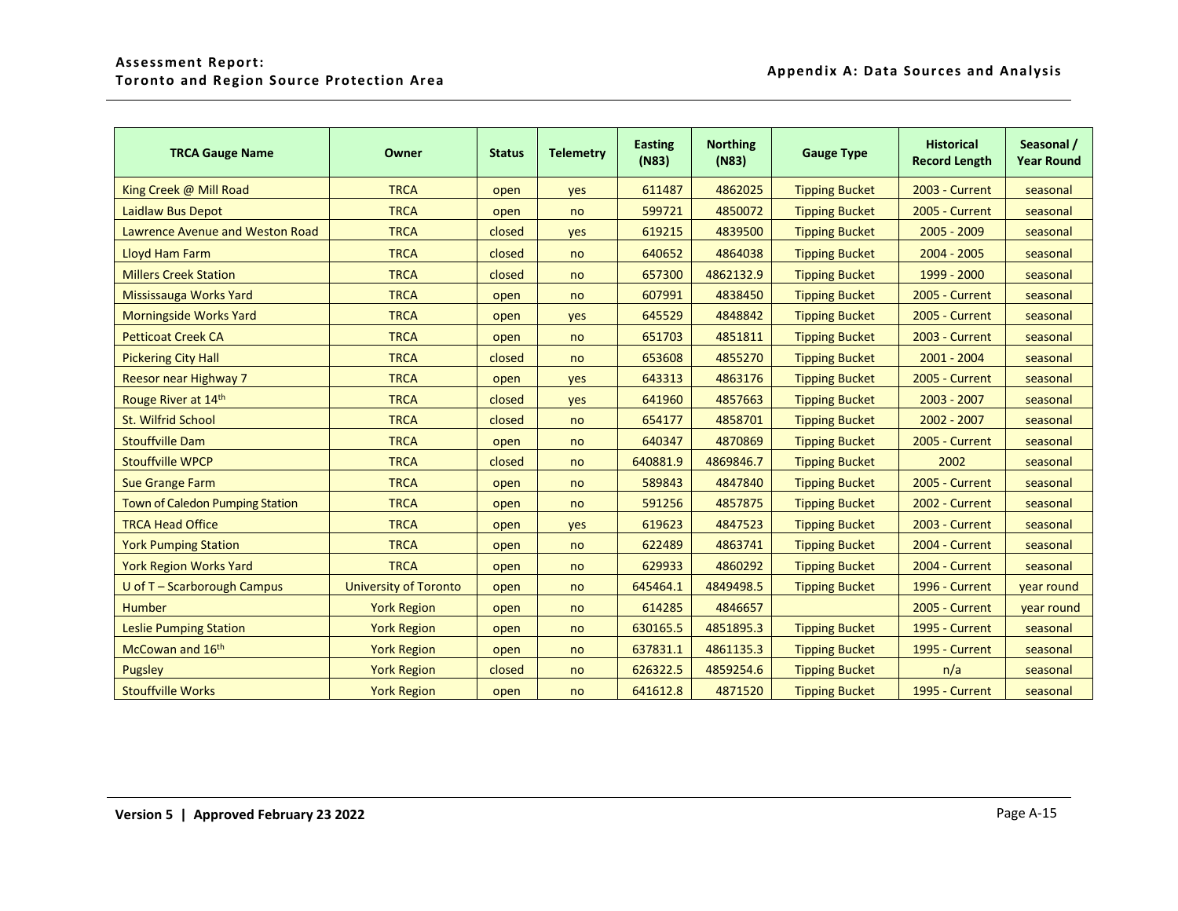| TRCA Gauge Name | Owner | Status | Telemetry | Easting (N83) | Northing (N83) | Gauge Type | Historical Record Length | Seasonal / Year Round |
|---|---|---|---|---|---|---|---|---|
| King Creek @ Mill Road | TRCA | open | yes | 611487 | 4862025 | Tipping Bucket | 2003 - Current | seasonal |
| Laidlaw Bus Depot | TRCA | open | no | 599721 | 4850072 | Tipping Bucket | 2005 - Current | seasonal |
| Lawrence Avenue and Weston Road | TRCA | closed | yes | 619215 | 4839500 | Tipping Bucket | 2005 - 2009 | seasonal |
| Lloyd Ham Farm | TRCA | closed | no | 640652 | 4864038 | Tipping Bucket | 2004 - 2005 | seasonal |
| Millers Creek Station | TRCA | closed | no | 657300 | 4862132.9 | Tipping Bucket | 1999 - 2000 | seasonal |
| Mississauga Works Yard | TRCA | open | no | 607991 | 4838450 | Tipping Bucket | 2005 - Current | seasonal |
| Morningside Works Yard | TRCA | open | yes | 645529 | 4848842 | Tipping Bucket | 2005 - Current | seasonal |
| Petticoat Creek CA | TRCA | open | no | 651703 | 4851811 | Tipping Bucket | 2003 - Current | seasonal |
| Pickering City Hall | TRCA | closed | no | 653608 | 4855270 | Tipping Bucket | 2001 - 2004 | seasonal |
| Reesor near Highway 7 | TRCA | open | yes | 643313 | 4863176 | Tipping Bucket | 2005 - Current | seasonal |
| Rouge River at 14th | TRCA | closed | yes | 641960 | 4857663 | Tipping Bucket | 2003 - 2007 | seasonal |
| St. Wilfrid School | TRCA | closed | no | 654177 | 4858701 | Tipping Bucket | 2002 - 2007 | seasonal |
| Stouffville Dam | TRCA | open | no | 640347 | 4870869 | Tipping Bucket | 2005 - Current | seasonal |
| Stouffville WPCP | TRCA | closed | no | 640881.9 | 4869846.7 | Tipping Bucket | 2002 | seasonal |
| Sue Grange Farm | TRCA | open | no | 589843 | 4847840 | Tipping Bucket | 2005 - Current | seasonal |
| Town of Caledon Pumping Station | TRCA | open | no | 591256 | 4857875 | Tipping Bucket | 2002 - Current | seasonal |
| TRCA Head Office | TRCA | open | yes | 619623 | 4847523 | Tipping Bucket | 2003 - Current | seasonal |
| York Pumping Station | TRCA | open | no | 622489 | 4863741 | Tipping Bucket | 2004 - Current | seasonal |
| York Region Works Yard | TRCA | open | no | 629933 | 4860292 | Tipping Bucket | 2004 - Current | seasonal |
| U of T – Scarborough Campus | University of Toronto | open | no | 645464.1 | 4849498.5 | Tipping Bucket | 1996 - Current | year round |
| Humber | York Region | open | no | 614285 | 4846657 | | 2005 - Current | year round |
| Leslie Pumping Station | York Region | open | no | 630165.5 | 4851895.3 | Tipping Bucket | 1995 - Current | seasonal |
| McCowan and 16th | York Region | open | no | 637831.1 | 4861135.3 | Tipping Bucket | 1995 - Current | seasonal |
| Pugsley | York Region | closed | no | 626322.5 | 4859254.6 | Tipping Bucket | n/a | seasonal |
| Stouffville Works | York Region | open | no | 641612.8 | 4871520 | Tipping Bucket | 1995 - Current | seasonal |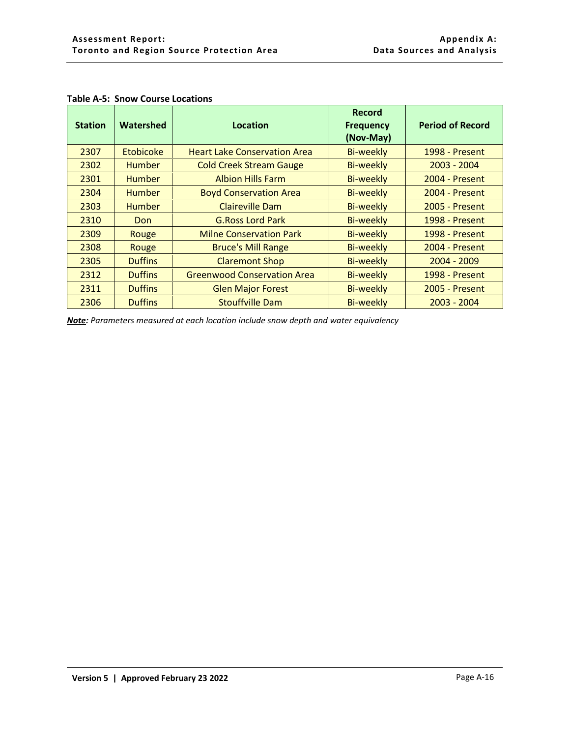**Table A-5: Snow Course Locations**

| Station | Watershed | Location | Record Frequency (Nov-May) | Period of Record |
|---|---|---|---|---|
| 2307 | Etobicoke | Heart Lake Conservation Area | Bi-weekly | 1998 - Present |
| 2302 | Humber | Cold Creek Stream Gauge | Bi-weekly | 2003 - 2004 |
| 2301 | Humber | Albion Hills Farm | Bi-weekly | 2004 - Present |
| 2304 | Humber | Boyd Conservation Area | Bi-weekly | 2004 - Present |
| 2303 | Humber | Claireville Dam | Bi-weekly | 2005 - Present |
| 2310 | Don | G.Ross Lord Park | Bi-weekly | 1998 - Present |
| 2309 | Rouge | Milne Conservation Park | Bi-weekly | 1998 - Present |
| 2308 | Rouge | Bruce's Mill Range | Bi-weekly | 2004 - Present |
| 2305 | Duffins | Claremont Shop | Bi-weekly | 2004 - 2009 |
| 2312 | Duffins | Greenwood Conservation Area | Bi-weekly | 1998 - Present |
| 2311 | Duffins | Glen Major Forest | Bi-weekly | 2005 - Present |
| 2306 | Duffins | Stouffville Dam | Bi-weekly | 2003 - 2004 |

***Note:*** *Parameters measured at each location include snow depth and water equivalency*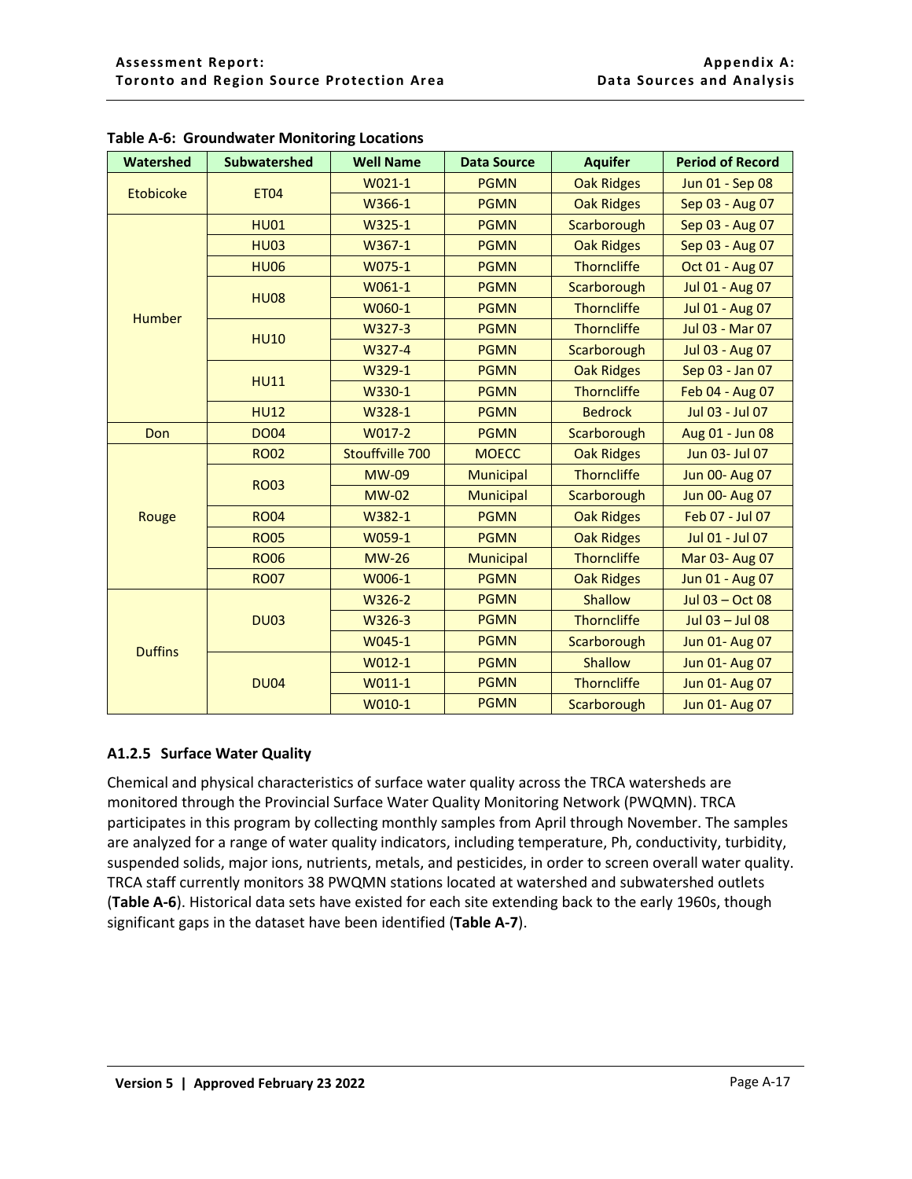**Table A-6: Groundwater Monitoring Locations**

| Watershed | Subwatershed | Well Name | Data Source | Aquifer | Period of Record |
|---|---|---|---|---|---|
| Etobicoke | ET04 | W021-1 | PGMN | Oak Ridges | Jun 01 - Sep 08 |
| | | W366-1 | PGMN | Oak Ridges | Sep 03 - Aug 07 |
| Humber | HU01 | W325-1 | PGMN | Scarborough | Sep 03 - Aug 07 |
| | HU03 | W367-1 | PGMN | Oak Ridges | Sep 03 - Aug 07 |
| | HU06 | W075-1 | PGMN | Thorncliffe | Oct 01 - Aug 07 |
| | HU08 | W061-1 | PGMN | Scarborough | Jul 01 - Aug 07 |
| | | W060-1 | PGMN | Thorncliffe | Jul 01 - Aug 07 |
| | HU10 | W327-3 | PGMN | Thorncliffe | Jul 03 - Mar 07 |
| | | W327-4 | PGMN | Scarborough | Jul 03 - Aug 07 |
| | HU11 | W329-1 | PGMN | Oak Ridges | Sep 03 - Jan 07 |
| | | W330-1 | PGMN | Thorncliffe | Feb 04 - Aug 07 |
| | HU12 | W328-1 | PGMN | Bedrock | Jul 03 - Jul 07 |
| Don | DO04 | W017-2 | PGMN | Scarborough | Aug 01 - Jun 08 |
| Rouge | RO02 | Stouffville 700 | MOECC | Oak Ridges | Jun 03- Jul 07 |
| | RO03 | MW-09 | Municipal | Thorncliffe | Jun 00- Aug 07 |
| | | MW-02 | Municipal | Scarborough | Jun 00- Aug 07 |
| | RO04 | W382-1 | PGMN | Oak Ridges | Feb 07 - Jul 07 |
| | RO05 | W059-1 | PGMN | Oak Ridges | Jul 01 - Jul 07 |
| | RO06 | MW-26 | Municipal | Thorncliffe | Mar 03- Aug 07 |
| | RO07 | W006-1 | PGMN | Oak Ridges | Jun 01 - Aug 07 |
| Duffins | DU03 | W326-2 | PGMN | Shallow | Jul 03 – Oct 08 |
| | | W326-3 | PGMN | Thorncliffe | Jul 03 – Jul 08 |
| | | W045-1 | PGMN | Scarborough | Jun 01- Aug 07 |
| | DU04 | W012-1 | PGMN | Shallow | Jun 01- Aug 07 |
| | | W011-1 | PGMN | Thorncliffe | Jun 01- Aug 07 |
| | | W010-1 | PGMN | Scarborough | Jun 01- Aug 07 |

### A1.2.5 Surface Water Quality

Chemical and physical characteristics of surface water quality across the TRCA watersheds are monitored through the Provincial Surface Water Quality Monitoring Network (PWQMN). TRCA participates in this program by collecting monthly samples from April through November. The samples are analyzed for a range of water quality indicators, including temperature, Ph, conductivity, turbidity, suspended solids, major ions, nutrients, metals, and pesticides, in order to screen overall water quality. TRCA staff currently monitors 38 PWQMN stations located at watershed and subwatershed outlets (**Table A-6**). Historical data sets have existed for each site extending back to the early 1960s, though significant gaps in the dataset have been identified (**Table A-7**).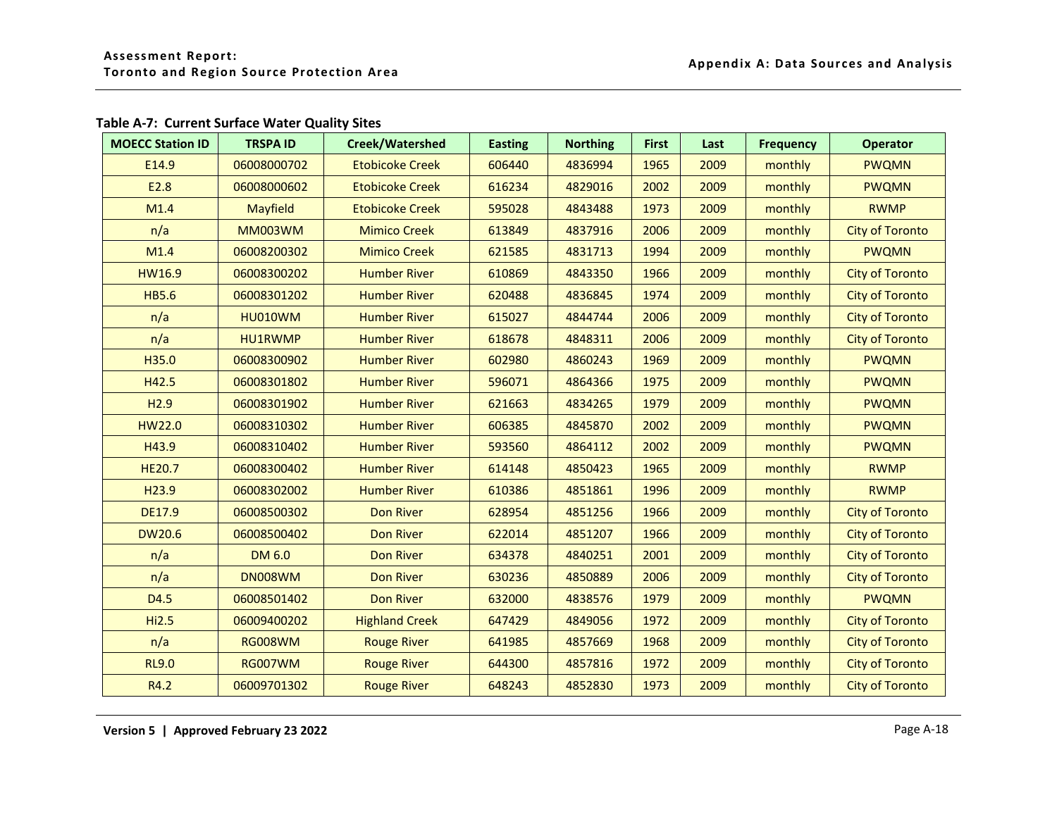**Table A-7: Current Surface Water Quality Sites**

| MOECC Station ID | TRSPA ID | Creek/Watershed | Easting | Northing | First | Last | Frequency | Operator |
|---|---|---|---|---|---|---|---|---|
| E14.9 | 06008000702 | Etobicoke Creek | 606440 | 4836994 | 1965 | 2009 | monthly | PWQMN |
| E2.8 | 06008000602 | Etobicoke Creek | 616234 | 4829016 | 2002 | 2009 | monthly | PWQMN |
| M1.4 | Mayfield | Etobicoke Creek | 595028 | 4843488 | 1973 | 2009 | monthly | RWMP |
| n/a | MM003WM | Mimico Creek | 613849 | 4837916 | 2006 | 2009 | monthly | City of Toronto |
| M1.4 | 06008200302 | Mimico Creek | 621585 | 4831713 | 1994 | 2009 | monthly | PWQMN |
| HW16.9 | 06008300202 | Humber River | 610869 | 4843350 | 1966 | 2009 | monthly | City of Toronto |
| HB5.6 | 06008301202 | Humber River | 620488 | 4836845 | 1974 | 2009 | monthly | City of Toronto |
| n/a | HU010WM | Humber River | 615027 | 4844744 | 2006 | 2009 | monthly | City of Toronto |
| n/a | HU1RWMP | Humber River | 618678 | 4848311 | 2006 | 2009 | monthly | City of Toronto |
| H35.0 | 06008300902 | Humber River | 602980 | 4860243 | 1969 | 2009 | monthly | PWQMN |
| H42.5 | 06008301802 | Humber River | 596071 | 4864366 | 1975 | 2009 | monthly | PWQMN |
| H2.9 | 06008301902 | Humber River | 621663 | 4834265 | 1979 | 2009 | monthly | PWQMN |
| HW22.0 | 06008310302 | Humber River | 606385 | 4845870 | 2002 | 2009 | monthly | PWQMN |
| H43.9 | 06008310402 | Humber River | 593560 | 4864112 | 2002 | 2009 | monthly | PWQMN |
| HE20.7 | 06008300402 | Humber River | 614148 | 4850423 | 1965 | 2009 | monthly | RWMP |
| H23.9 | 06008302002 | Humber River | 610386 | 4851861 | 1996 | 2009 | monthly | RWMP |
| DE17.9 | 06008500302 | Don River | 628954 | 4851256 | 1966 | 2009 | monthly | City of Toronto |
| DW20.6 | 06008500402 | Don River | 622014 | 4851207 | 1966 | 2009 | monthly | City of Toronto |
| n/a | DM 6.0 | Don River | 634378 | 4840251 | 2001 | 2009 | monthly | City of Toronto |
| n/a | DN008WM | Don River | 630236 | 4850889 | 2006 | 2009 | monthly | City of Toronto |
| D4.5 | 06008501402 | Don River | 632000 | 4838576 | 1979 | 2009 | monthly | PWQMN |
| Hi2.5 | 06009400202 | Highland Creek | 647429 | 4849056 | 1972 | 2009 | monthly | City of Toronto |
| n/a | RG008WM | Rouge River | 641985 | 4857669 | 1968 | 2009 | monthly | City of Toronto |
| RL9.0 | RG007WM | Rouge River | 644300 | 4857816 | 1972 | 2009 | monthly | City of Toronto |
| R4.2 | 06009701302 | Rouge River | 648243 | 4852830 | 1973 | 2009 | monthly | City of Toronto |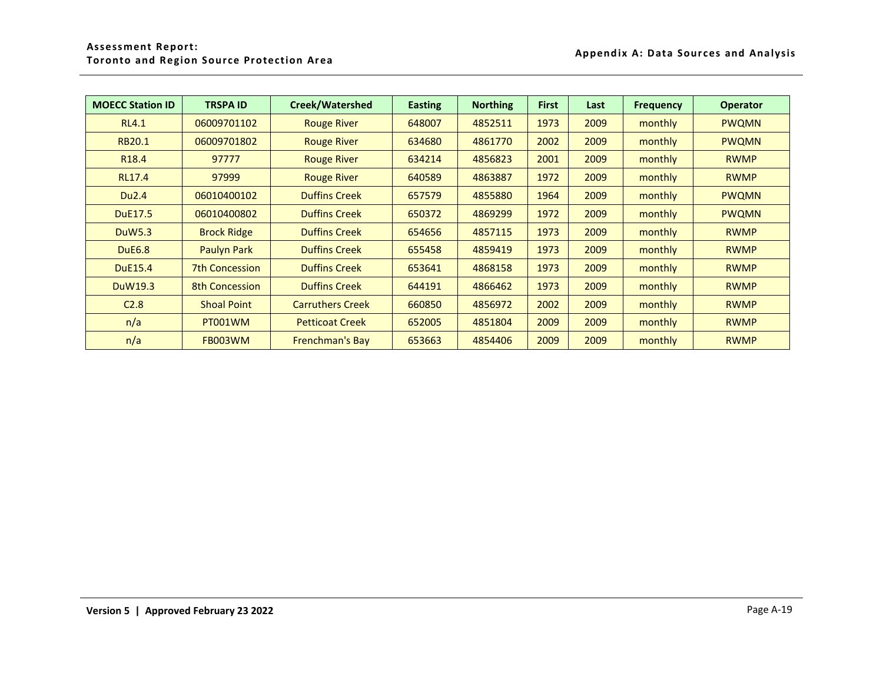| MOECC Station ID | TRSPA ID | Creek/Watershed | Easting | Northing | First | Last | Frequency | Operator |
|---|---|---|---|---|---|---|---|---|
| RL4.1 | 06009701102 | Rouge River | 648007 | 4852511 | 1973 | 2009 | monthly | PWQMN |
| RB20.1 | 06009701802 | Rouge River | 634680 | 4861770 | 2002 | 2009 | monthly | PWQMN |
| R18.4 | 97777 | Rouge River | 634214 | 4856823 | 2001 | 2009 | monthly | RWMP |
| RL17.4 | 97999 | Rouge River | 640589 | 4863887 | 1972 | 2009 | monthly | RWMP |
| Du2.4 | 06010400102 | Duffins Creek | 657579 | 4855880 | 1964 | 2009 | monthly | PWQMN |
| DuE17.5 | 06010400802 | Duffins Creek | 650372 | 4869299 | 1972 | 2009 | monthly | PWQMN |
| DuW5.3 | Brock Ridge | Duffins Creek | 654656 | 4857115 | 1973 | 2009 | monthly | RWMP |
| DuE6.8 | Paulyn Park | Duffins Creek | 655458 | 4859419 | 1973 | 2009 | monthly | RWMP |
| DuE15.4 | 7th Concession | Duffins Creek | 653641 | 4868158 | 1973 | 2009 | monthly | RWMP |
| DuW19.3 | 8th Concession | Duffins Creek | 644191 | 4866462 | 1973 | 2009 | monthly | RWMP |
| C2.8 | Shoal Point | Carruthers Creek | 660850 | 4856972 | 2002 | 2009 | monthly | RWMP |
| n/a | PT001WM | Petticoat Creek | 652005 | 4851804 | 2009 | 2009 | monthly | RWMP |
| n/a | FB003WM | Frenchman's Bay | 653663 | 4854406 | 2009 | 2009 | monthly | RWMP |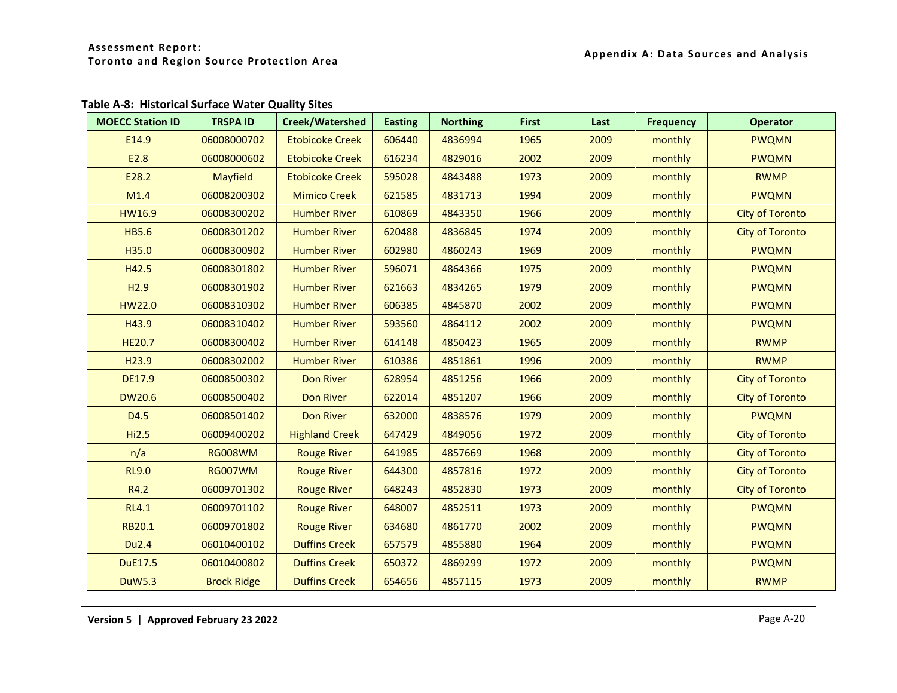**Table A-8: Historical Surface Water Quality Sites**

| MOECC Station ID | TRSPA ID | Creek/Watershed | Easting | Northing | First | Last | Frequency | Operator |
|---|---|---|---|---|---|---|---|---|
| E14.9 | 06008000702 | Etobicoke Creek | 606440 | 4836994 | 1965 | 2009 | monthly | PWQMN |
| E2.8 | 06008000602 | Etobicoke Creek | 616234 | 4829016 | 2002 | 2009 | monthly | PWQMN |
| E28.2 | Mayfield | Etobicoke Creek | 595028 | 4843488 | 1973 | 2009 | monthly | RWMP |
| M1.4 | 06008200302 | Mimico Creek | 621585 | 4831713 | 1994 | 2009 | monthly | PWQMN |
| HW16.9 | 06008300202 | Humber River | 610869 | 4843350 | 1966 | 2009 | monthly | City of Toronto |
| HB5.6 | 06008301202 | Humber River | 620488 | 4836845 | 1974 | 2009 | monthly | City of Toronto |
| H35.0 | 06008300902 | Humber River | 602980 | 4860243 | 1969 | 2009 | monthly | PWQMN |
| H42.5 | 06008301802 | Humber River | 596071 | 4864366 | 1975 | 2009 | monthly | PWQMN |
| H2.9 | 06008301902 | Humber River | 621663 | 4834265 | 1979 | 2009 | monthly | PWQMN |
| HW22.0 | 06008310302 | Humber River | 606385 | 4845870 | 2002 | 2009 | monthly | PWQMN |
| H43.9 | 06008310402 | Humber River | 593560 | 4864112 | 2002 | 2009 | monthly | PWQMN |
| HE20.7 | 06008300402 | Humber River | 614148 | 4850423 | 1965 | 2009 | monthly | RWMP |
| H23.9 | 06008302002 | Humber River | 610386 | 4851861 | 1996 | 2009 | monthly | RWMP |
| DE17.9 | 06008500302 | Don River | 628954 | 4851256 | 1966 | 2009 | monthly | City of Toronto |
| DW20.6 | 06008500402 | Don River | 622014 | 4851207 | 1966 | 2009 | monthly | City of Toronto |
| D4.5 | 06008501402 | Don River | 632000 | 4838576 | 1979 | 2009 | monthly | PWQMN |
| Hi2.5 | 06009400202 | Highland Creek | 647429 | 4849056 | 1972 | 2009 | monthly | City of Toronto |
| n/a | RG008WM | Rouge River | 641985 | 4857669 | 1968 | 2009 | monthly | City of Toronto |
| RL9.0 | RG007WM | Rouge River | 644300 | 4857816 | 1972 | 2009 | monthly | City of Toronto |
| R4.2 | 06009701302 | Rouge River | 648243 | 4852830 | 1973 | 2009 | monthly | City of Toronto |
| RL4.1 | 06009701102 | Rouge River | 648007 | 4852511 | 1973 | 2009 | monthly | PWQMN |
| RB20.1 | 06009701802 | Rouge River | 634680 | 4861770 | 2002 | 2009 | monthly | PWQMN |
| Du2.4 | 06010400102 | Duffins Creek | 657579 | 4855880 | 1964 | 2009 | monthly | PWQMN |
| DuE17.5 | 06010400802 | Duffins Creek | 650372 | 4869299 | 1972 | 2009 | monthly | PWQMN |
| DuW5.3 | Brock Ridge | Duffins Creek | 654656 | 4857115 | 1973 | 2009 | monthly | RWMP |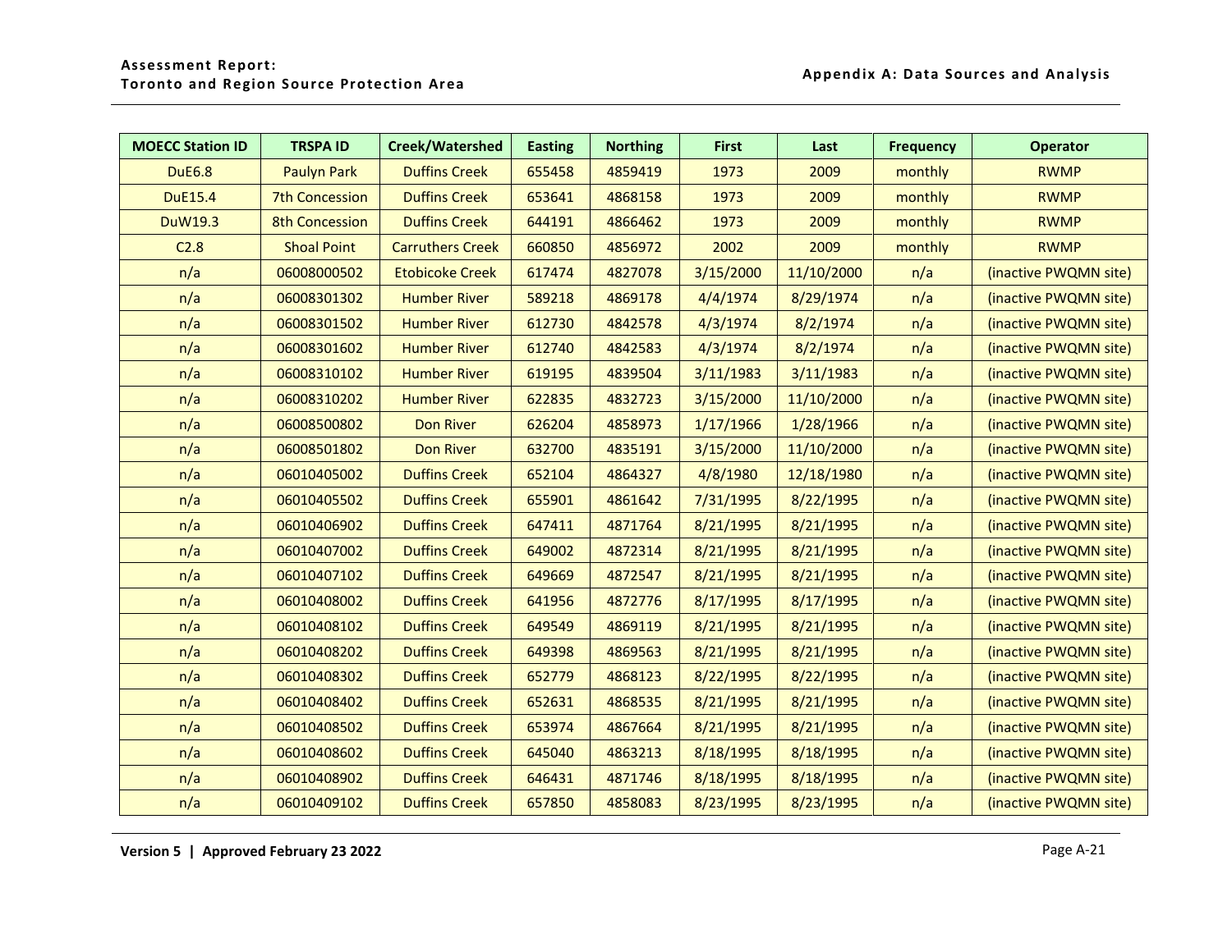| MOECC Station ID | TRSPA ID | Creek/Watershed | Easting | Northing | First | Last | Frequency | Operator |
|---|---|---|---|---|---|---|---|---|
| DuE6.8 | Paulyn Park | Duffins Creek | 655458 | 4859419 | 1973 | 2009 | monthly | RWMP |
| DuE15.4 | 7th Concession | Duffins Creek | 653641 | 4868158 | 1973 | 2009 | monthly | RWMP |
| DuW19.3 | 8th Concession | Duffins Creek | 644191 | 4866462 | 1973 | 2009 | monthly | RWMP |
| C2.8 | Shoal Point | Carruthers Creek | 660850 | 4856972 | 2002 | 2009 | monthly | RWMP |
| n/a | 06008000502 | Etobicoke Creek | 617474 | 4827078 | 3/15/2000 | 11/10/2000 | n/a | (inactive PWQMN site) |
| n/a | 06008301302 | Humber River | 589218 | 4869178 | 4/4/1974 | 8/29/1974 | n/a | (inactive PWQMN site) |
| n/a | 06008301502 | Humber River | 612730 | 4842578 | 4/3/1974 | 8/2/1974 | n/a | (inactive PWQMN site) |
| n/a | 06008301602 | Humber River | 612740 | 4842583 | 4/3/1974 | 8/2/1974 | n/a | (inactive PWQMN site) |
| n/a | 06008310102 | Humber River | 619195 | 4839504 | 3/11/1983 | 3/11/1983 | n/a | (inactive PWQMN site) |
| n/a | 06008310202 | Humber River | 622835 | 4832723 | 3/15/2000 | 11/10/2000 | n/a | (inactive PWQMN site) |
| n/a | 06008500802 | Don River | 626204 | 4858973 | 1/17/1966 | 1/28/1966 | n/a | (inactive PWQMN site) |
| n/a | 06008501802 | Don River | 632700 | 4835191 | 3/15/2000 | 11/10/2000 | n/a | (inactive PWQMN site) |
| n/a | 06010405002 | Duffins Creek | 652104 | 4864327 | 4/8/1980 | 12/18/1980 | n/a | (inactive PWQMN site) |
| n/a | 06010405502 | Duffins Creek | 655901 | 4861642 | 7/31/1995 | 8/22/1995 | n/a | (inactive PWQMN site) |
| n/a | 06010406902 | Duffins Creek | 647411 | 4871764 | 8/21/1995 | 8/21/1995 | n/a | (inactive PWQMN site) |
| n/a | 06010407002 | Duffins Creek | 649002 | 4872314 | 8/21/1995 | 8/21/1995 | n/a | (inactive PWQMN site) |
| n/a | 06010407102 | Duffins Creek | 649669 | 4872547 | 8/21/1995 | 8/21/1995 | n/a | (inactive PWQMN site) |
| n/a | 06010408002 | Duffins Creek | 641956 | 4872776 | 8/17/1995 | 8/17/1995 | n/a | (inactive PWQMN site) |
| n/a | 06010408102 | Duffins Creek | 649549 | 4869119 | 8/21/1995 | 8/21/1995 | n/a | (inactive PWQMN site) |
| n/a | 06010408202 | Duffins Creek | 649398 | 4869563 | 8/21/1995 | 8/21/1995 | n/a | (inactive PWQMN site) |
| n/a | 06010408302 | Duffins Creek | 652779 | 4868123 | 8/22/1995 | 8/22/1995 | n/a | (inactive PWQMN site) |
| n/a | 06010408402 | Duffins Creek | 652631 | 4868535 | 8/21/1995 | 8/21/1995 | n/a | (inactive PWQMN site) |
| n/a | 06010408502 | Duffins Creek | 653974 | 4867664 | 8/21/1995 | 8/21/1995 | n/a | (inactive PWQMN site) |
| n/a | 06010408602 | Duffins Creek | 645040 | 4863213 | 8/18/1995 | 8/18/1995 | n/a | (inactive PWQMN site) |
| n/a | 06010408902 | Duffins Creek | 646431 | 4871746 | 8/18/1995 | 8/18/1995 | n/a | (inactive PWQMN site) |
| n/a | 06010409102 | Duffins Creek | 657850 | 4858083 | 8/23/1995 | 8/23/1995 | n/a | (inactive PWQMN site) |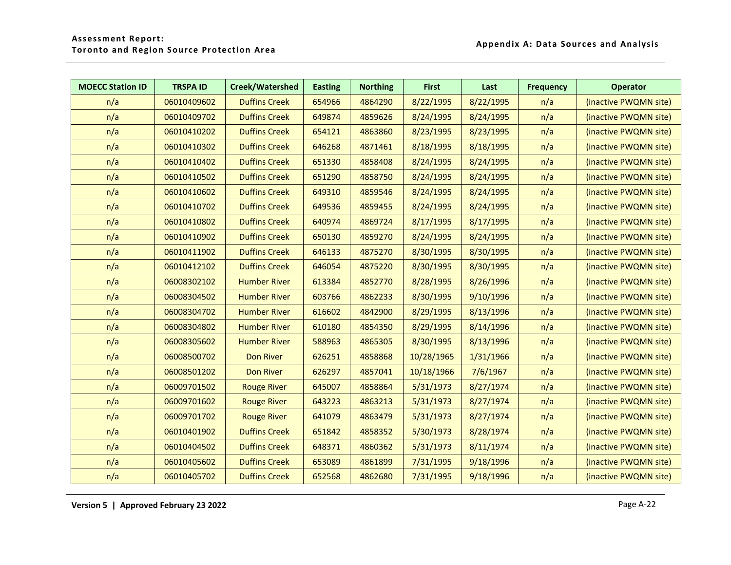| MOECC Station ID | TRSPA ID | Creek/Watershed | Easting | Northing | First | Last | Frequency | Operator |
|---|---|---|---|---|---|---|---|---|
| n/a | 06010409602 | Duffins Creek | 654966 | 4864290 | 8/22/1995 | 8/22/1995 | n/a | (inactive PWQMN site) |
| n/a | 06010409702 | Duffins Creek | 649874 | 4859626 | 8/24/1995 | 8/24/1995 | n/a | (inactive PWQMN site) |
| n/a | 06010410202 | Duffins Creek | 654121 | 4863860 | 8/23/1995 | 8/23/1995 | n/a | (inactive PWQMN site) |
| n/a | 06010410302 | Duffins Creek | 646268 | 4871461 | 8/18/1995 | 8/18/1995 | n/a | (inactive PWQMN site) |
| n/a | 06010410402 | Duffins Creek | 651330 | 4858408 | 8/24/1995 | 8/24/1995 | n/a | (inactive PWQMN site) |
| n/a | 06010410502 | Duffins Creek | 651290 | 4858750 | 8/24/1995 | 8/24/1995 | n/a | (inactive PWQMN site) |
| n/a | 06010410602 | Duffins Creek | 649310 | 4859546 | 8/24/1995 | 8/24/1995 | n/a | (inactive PWQMN site) |
| n/a | 06010410702 | Duffins Creek | 649536 | 4859455 | 8/24/1995 | 8/24/1995 | n/a | (inactive PWQMN site) |
| n/a | 06010410802 | Duffins Creek | 640974 | 4869724 | 8/17/1995 | 8/17/1995 | n/a | (inactive PWQMN site) |
| n/a | 06010410902 | Duffins Creek | 650130 | 4859270 | 8/24/1995 | 8/24/1995 | n/a | (inactive PWQMN site) |
| n/a | 06010411902 | Duffins Creek | 646133 | 4875270 | 8/30/1995 | 8/30/1995 | n/a | (inactive PWQMN site) |
| n/a | 06010412102 | Duffins Creek | 646054 | 4875220 | 8/30/1995 | 8/30/1995 | n/a | (inactive PWQMN site) |
| n/a | 06008302102 | Humber River | 613384 | 4852770 | 8/28/1995 | 8/26/1996 | n/a | (inactive PWQMN site) |
| n/a | 06008304502 | Humber River | 603766 | 4862233 | 8/30/1995 | 9/10/1996 | n/a | (inactive PWQMN site) |
| n/a | 06008304702 | Humber River | 616602 | 4842900 | 8/29/1995 | 8/13/1996 | n/a | (inactive PWQMN site) |
| n/a | 06008304802 | Humber River | 610180 | 4854350 | 8/29/1995 | 8/14/1996 | n/a | (inactive PWQMN site) |
| n/a | 06008305602 | Humber River | 588963 | 4865305 | 8/30/1995 | 8/13/1996 | n/a | (inactive PWQMN site) |
| n/a | 06008500702 | Don River | 626251 | 4858868 | 10/28/1965 | 1/31/1966 | n/a | (inactive PWQMN site) |
| n/a | 06008501202 | Don River | 626297 | 4857041 | 10/18/1966 | 7/6/1967 | n/a | (inactive PWQMN site) |
| n/a | 06009701502 | Rouge River | 645007 | 4858864 | 5/31/1973 | 8/27/1974 | n/a | (inactive PWQMN site) |
| n/a | 06009701602 | Rouge River | 643223 | 4863213 | 5/31/1973 | 8/27/1974 | n/a | (inactive PWQMN site) |
| n/a | 06009701702 | Rouge River | 641079 | 4863479 | 5/31/1973 | 8/27/1974 | n/a | (inactive PWQMN site) |
| n/a | 06010401902 | Duffins Creek | 651842 | 4858352 | 5/30/1973 | 8/28/1974 | n/a | (inactive PWQMN site) |
| n/a | 06010404502 | Duffins Creek | 648371 | 4860362 | 5/31/1973 | 8/11/1974 | n/a | (inactive PWQMN site) |
| n/a | 06010405602 | Duffins Creek | 653089 | 4861899 | 7/31/1995 | 9/18/1996 | n/a | (inactive PWQMN site) |
| n/a | 06010405702 | Duffins Creek | 652568 | 4862680 | 7/31/1995 | 9/18/1996 | n/a | (inactive PWQMN site) |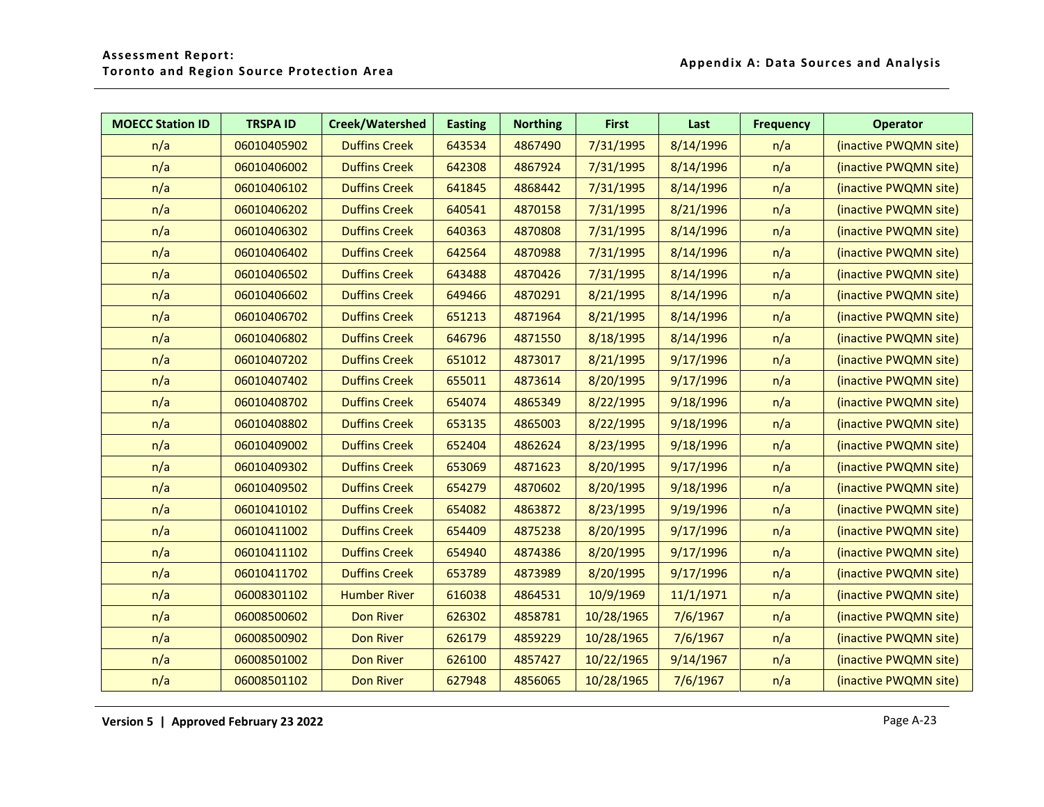| MOECC Station ID | TRSPA ID | Creek/Watershed | Easting | Northing | First | Last | Frequency | Operator |
|---|---|---|---|---|---|---|---|---|
| n/a | 06010405902 | Duffins Creek | 643534 | 4867490 | 7/31/1995 | 8/14/1996 | n/a | (inactive PWQMN site) |
| n/a | 06010406002 | Duffins Creek | 642308 | 4867924 | 7/31/1995 | 8/14/1996 | n/a | (inactive PWQMN site) |
| n/a | 06010406102 | Duffins Creek | 641845 | 4868442 | 7/31/1995 | 8/14/1996 | n/a | (inactive PWQMN site) |
| n/a | 06010406202 | Duffins Creek | 640541 | 4870158 | 7/31/1995 | 8/21/1996 | n/a | (inactive PWQMN site) |
| n/a | 06010406302 | Duffins Creek | 640363 | 4870808 | 7/31/1995 | 8/14/1996 | n/a | (inactive PWQMN site) |
| n/a | 06010406402 | Duffins Creek | 642564 | 4870988 | 7/31/1995 | 8/14/1996 | n/a | (inactive PWQMN site) |
| n/a | 06010406502 | Duffins Creek | 643488 | 4870426 | 7/31/1995 | 8/14/1996 | n/a | (inactive PWQMN site) |
| n/a | 06010406602 | Duffins Creek | 649466 | 4870291 | 8/21/1995 | 8/14/1996 | n/a | (inactive PWQMN site) |
| n/a | 06010406702 | Duffins Creek | 651213 | 4871964 | 8/21/1995 | 8/14/1996 | n/a | (inactive PWQMN site) |
| n/a | 06010406802 | Duffins Creek | 646796 | 4871550 | 8/18/1995 | 8/14/1996 | n/a | (inactive PWQMN site) |
| n/a | 06010407202 | Duffins Creek | 651012 | 4873017 | 8/21/1995 | 9/17/1996 | n/a | (inactive PWQMN site) |
| n/a | 06010407402 | Duffins Creek | 655011 | 4873614 | 8/20/1995 | 9/17/1996 | n/a | (inactive PWQMN site) |
| n/a | 06010408702 | Duffins Creek | 654074 | 4865349 | 8/22/1995 | 9/18/1996 | n/a | (inactive PWQMN site) |
| n/a | 06010408802 | Duffins Creek | 653135 | 4865003 | 8/22/1995 | 9/18/1996 | n/a | (inactive PWQMN site) |
| n/a | 06010409002 | Duffins Creek | 652404 | 4862624 | 8/23/1995 | 9/18/1996 | n/a | (inactive PWQMN site) |
| n/a | 06010409302 | Duffins Creek | 653069 | 4871623 | 8/20/1995 | 9/17/1996 | n/a | (inactive PWQMN site) |
| n/a | 06010409502 | Duffins Creek | 654279 | 4870602 | 8/20/1995 | 9/18/1996 | n/a | (inactive PWQMN site) |
| n/a | 06010410102 | Duffins Creek | 654082 | 4863872 | 8/23/1995 | 9/19/1996 | n/a | (inactive PWQMN site) |
| n/a | 06010411002 | Duffins Creek | 654409 | 4875238 | 8/20/1995 | 9/17/1996 | n/a | (inactive PWQMN site) |
| n/a | 06010411102 | Duffins Creek | 654940 | 4874386 | 8/20/1995 | 9/17/1996 | n/a | (inactive PWQMN site) |
| n/a | 06010411702 | Duffins Creek | 653789 | 4873989 | 8/20/1995 | 9/17/1996 | n/a | (inactive PWQMN site) |
| n/a | 06008301102 | Humber River | 616038 | 4864531 | 10/9/1969 | 11/1/1971 | n/a | (inactive PWQMN site) |
| n/a | 06008500602 | Don River | 626302 | 4858781 | 10/28/1965 | 7/6/1967 | n/a | (inactive PWQMN site) |
| n/a | 06008500902 | Don River | 626179 | 4859229 | 10/28/1965 | 7/6/1967 | n/a | (inactive PWQMN site) |
| n/a | 06008501002 | Don River | 626100 | 4857427 | 10/22/1965 | 9/14/1967 | n/a | (inactive PWQMN site) |
| n/a | 06008501102 | Don River | 627948 | 4856065 | 10/28/1965 | 7/6/1967 | n/a | (inactive PWQMN site) |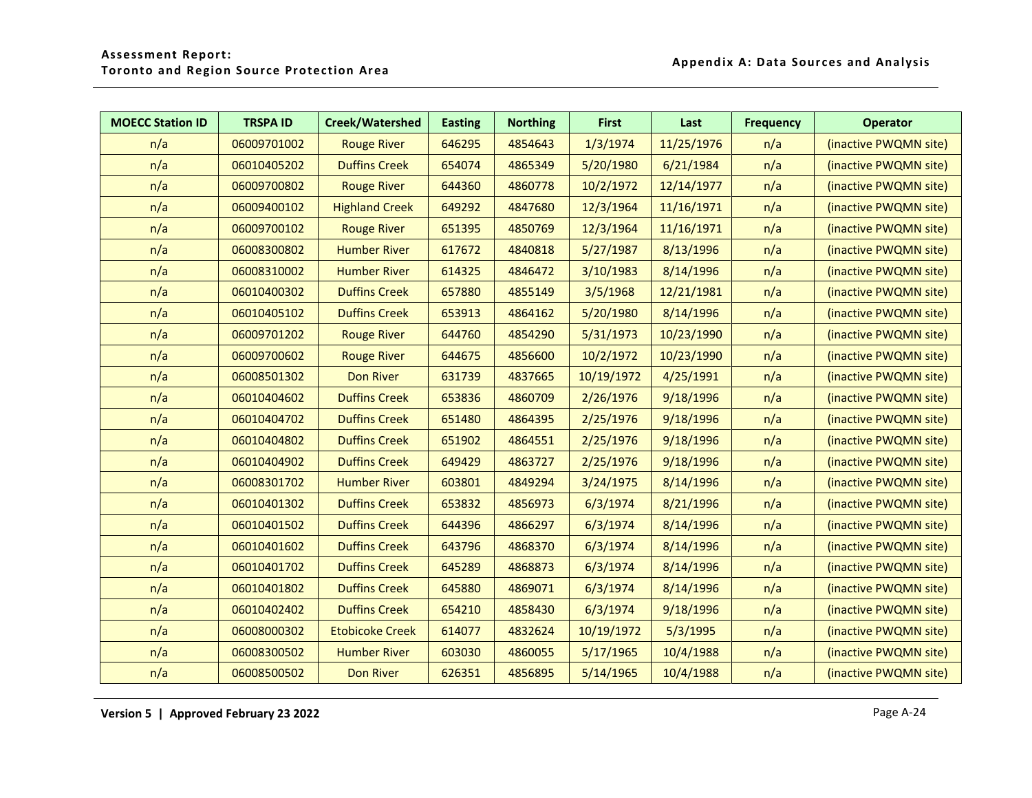| MOECC Station ID | TRSPA ID | Creek/Watershed | Easting | Northing | First | Last | Frequency | Operator |
|---|---|---|---|---|---|---|---|---|
| n/a | 06009701002 | Rouge River | 646295 | 4854643 | 1/3/1974 | 11/25/1976 | n/a | (inactive PWQMN site) |
| n/a | 06010405202 | Duffins Creek | 654074 | 4865349 | 5/20/1980 | 6/21/1984 | n/a | (inactive PWQMN site) |
| n/a | 06009700802 | Rouge River | 644360 | 4860778 | 10/2/1972 | 12/14/1977 | n/a | (inactive PWQMN site) |
| n/a | 06009400102 | Highland Creek | 649292 | 4847680 | 12/3/1964 | 11/16/1971 | n/a | (inactive PWQMN site) |
| n/a | 06009700102 | Rouge River | 651395 | 4850769 | 12/3/1964 | 11/16/1971 | n/a | (inactive PWQMN site) |
| n/a | 06008300802 | Humber River | 617672 | 4840818 | 5/27/1987 | 8/13/1996 | n/a | (inactive PWQMN site) |
| n/a | 06008310002 | Humber River | 614325 | 4846472 | 3/10/1983 | 8/14/1996 | n/a | (inactive PWQMN site) |
| n/a | 06010400302 | Duffins Creek | 657880 | 4855149 | 3/5/1968 | 12/21/1981 | n/a | (inactive PWQMN site) |
| n/a | 06010405102 | Duffins Creek | 653913 | 4864162 | 5/20/1980 | 8/14/1996 | n/a | (inactive PWQMN site) |
| n/a | 06009701202 | Rouge River | 644760 | 4854290 | 5/31/1973 | 10/23/1990 | n/a | (inactive PWQMN site) |
| n/a | 06009700602 | Rouge River | 644675 | 4856600 | 10/2/1972 | 10/23/1990 | n/a | (inactive PWQMN site) |
| n/a | 06008501302 | Don River | 631739 | 4837665 | 10/19/1972 | 4/25/1991 | n/a | (inactive PWQMN site) |
| n/a | 06010404602 | Duffins Creek | 653836 | 4860709 | 2/26/1976 | 9/18/1996 | n/a | (inactive PWQMN site) |
| n/a | 06010404702 | Duffins Creek | 651480 | 4864395 | 2/25/1976 | 9/18/1996 | n/a | (inactive PWQMN site) |
| n/a | 06010404802 | Duffins Creek | 651902 | 4864551 | 2/25/1976 | 9/18/1996 | n/a | (inactive PWQMN site) |
| n/a | 06010404902 | Duffins Creek | 649429 | 4863727 | 2/25/1976 | 9/18/1996 | n/a | (inactive PWQMN site) |
| n/a | 06008301702 | Humber River | 603801 | 4849294 | 3/24/1975 | 8/14/1996 | n/a | (inactive PWQMN site) |
| n/a | 06010401302 | Duffins Creek | 653832 | 4856973 | 6/3/1974 | 8/21/1996 | n/a | (inactive PWQMN site) |
| n/a | 06010401502 | Duffins Creek | 644396 | 4866297 | 6/3/1974 | 8/14/1996 | n/a | (inactive PWQMN site) |
| n/a | 06010401602 | Duffins Creek | 643796 | 4868370 | 6/3/1974 | 8/14/1996 | n/a | (inactive PWQMN site) |
| n/a | 06010401702 | Duffins Creek | 645289 | 4868873 | 6/3/1974 | 8/14/1996 | n/a | (inactive PWQMN site) |
| n/a | 06010401802 | Duffins Creek | 645880 | 4869071 | 6/3/1974 | 8/14/1996 | n/a | (inactive PWQMN site) |
| n/a | 06010402402 | Duffins Creek | 654210 | 4858430 | 6/3/1974 | 9/18/1996 | n/a | (inactive PWQMN site) |
| n/a | 06008000302 | Etobicoke Creek | 614077 | 4832624 | 10/19/1972 | 5/3/1995 | n/a | (inactive PWQMN site) |
| n/a | 06008300502 | Humber River | 603030 | 4860055 | 5/17/1965 | 10/4/1988 | n/a | (inactive PWQMN site) |
| n/a | 06008500502 | Don River | 626351 | 4856895 | 5/14/1965 | 10/4/1988 | n/a | (inactive PWQMN site) |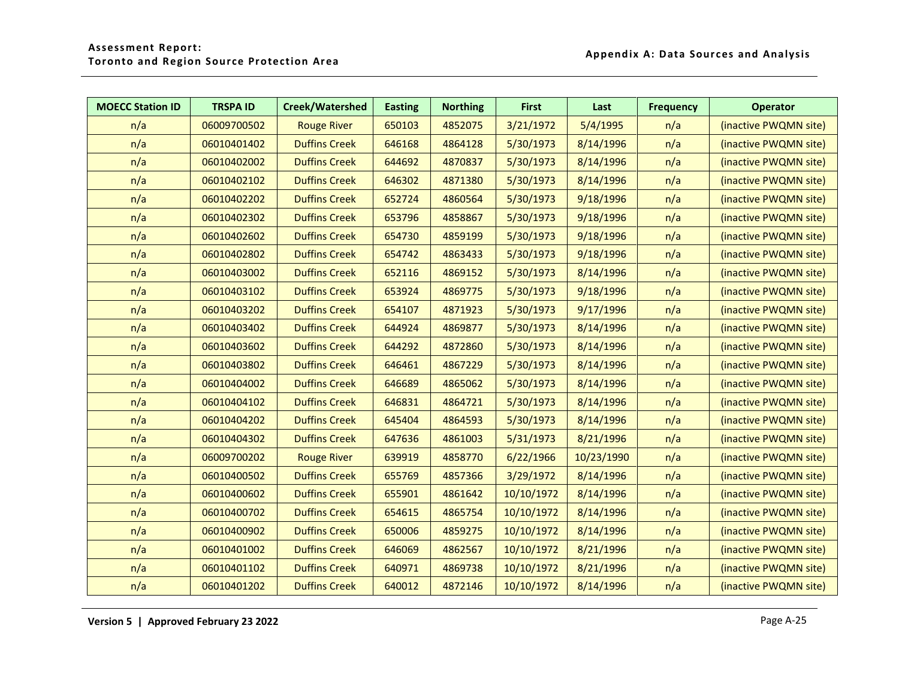| MOECC Station ID | TRSPA ID | Creek/Watershed | Easting | Northing | First | Last | Frequency | Operator |
|---|---|---|---|---|---|---|---|---|
| n/a | 06009700502 | Rouge River | 650103 | 4852075 | 3/21/1972 | 5/4/1995 | n/a | (inactive PWQMN site) |
| n/a | 06010401402 | Duffins Creek | 646168 | 4864128 | 5/30/1973 | 8/14/1996 | n/a | (inactive PWQMN site) |
| n/a | 06010402002 | Duffins Creek | 644692 | 4870837 | 5/30/1973 | 8/14/1996 | n/a | (inactive PWQMN site) |
| n/a | 06010402102 | Duffins Creek | 646302 | 4871380 | 5/30/1973 | 8/14/1996 | n/a | (inactive PWQMN site) |
| n/a | 06010402202 | Duffins Creek | 652724 | 4860564 | 5/30/1973 | 9/18/1996 | n/a | (inactive PWQMN site) |
| n/a | 06010402302 | Duffins Creek | 653796 | 4858867 | 5/30/1973 | 9/18/1996 | n/a | (inactive PWQMN site) |
| n/a | 06010402602 | Duffins Creek | 654730 | 4859199 | 5/30/1973 | 9/18/1996 | n/a | (inactive PWQMN site) |
| n/a | 06010402802 | Duffins Creek | 654742 | 4863433 | 5/30/1973 | 9/18/1996 | n/a | (inactive PWQMN site) |
| n/a | 06010403002 | Duffins Creek | 652116 | 4869152 | 5/30/1973 | 8/14/1996 | n/a | (inactive PWQMN site) |
| n/a | 06010403102 | Duffins Creek | 653924 | 4869775 | 5/30/1973 | 9/18/1996 | n/a | (inactive PWQMN site) |
| n/a | 06010403202 | Duffins Creek | 654107 | 4871923 | 5/30/1973 | 9/17/1996 | n/a | (inactive PWQMN site) |
| n/a | 06010403402 | Duffins Creek | 644924 | 4869877 | 5/30/1973 | 8/14/1996 | n/a | (inactive PWQMN site) |
| n/a | 06010403602 | Duffins Creek | 644292 | 4872860 | 5/30/1973 | 8/14/1996 | n/a | (inactive PWQMN site) |
| n/a | 06010403802 | Duffins Creek | 646461 | 4867229 | 5/30/1973 | 8/14/1996 | n/a | (inactive PWQMN site) |
| n/a | 06010404002 | Duffins Creek | 646689 | 4865062 | 5/30/1973 | 8/14/1996 | n/a | (inactive PWQMN site) |
| n/a | 06010404102 | Duffins Creek | 646831 | 4864721 | 5/30/1973 | 8/14/1996 | n/a | (inactive PWQMN site) |
| n/a | 06010404202 | Duffins Creek | 645404 | 4864593 | 5/30/1973 | 8/14/1996 | n/a | (inactive PWQMN site) |
| n/a | 06010404302 | Duffins Creek | 647636 | 4861003 | 5/31/1973 | 8/21/1996 | n/a | (inactive PWQMN site) |
| n/a | 06009700202 | Rouge River | 639919 | 4858770 | 6/22/1966 | 10/23/1990 | n/a | (inactive PWQMN site) |
| n/a | 06010400502 | Duffins Creek | 655769 | 4857366 | 3/29/1972 | 8/14/1996 | n/a | (inactive PWQMN site) |
| n/a | 06010400602 | Duffins Creek | 655901 | 4861642 | 10/10/1972 | 8/14/1996 | n/a | (inactive PWQMN site) |
| n/a | 06010400702 | Duffins Creek | 654615 | 4865754 | 10/10/1972 | 8/14/1996 | n/a | (inactive PWQMN site) |
| n/a | 06010400902 | Duffins Creek | 650006 | 4859275 | 10/10/1972 | 8/14/1996 | n/a | (inactive PWQMN site) |
| n/a | 06010401002 | Duffins Creek | 646069 | 4862567 | 10/10/1972 | 8/21/1996 | n/a | (inactive PWQMN site) |
| n/a | 06010401102 | Duffins Creek | 640971 | 4869738 | 10/10/1972 | 8/21/1996 | n/a | (inactive PWQMN site) |
| n/a | 06010401202 | Duffins Creek | 640012 | 4872146 | 10/10/1972 | 8/14/1996 | n/a | (inactive PWQMN site) |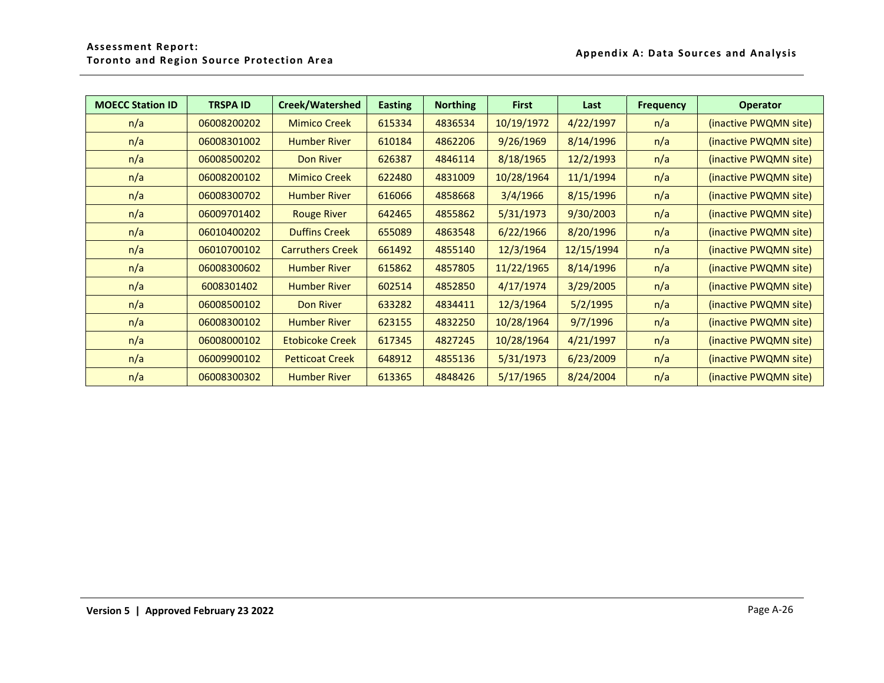| MOECC Station ID | TRSPA ID | Creek/Watershed | Easting | Northing | First | Last | Frequency | Operator |
|---|---|---|---|---|---|---|---|---|
| n/a | 06008200202 | Mimico Creek | 615334 | 4836534 | 10/19/1972 | 4/22/1997 | n/a | (inactive PWQMN site) |
| n/a | 06008301002 | Humber River | 610184 | 4862206 | 9/26/1969 | 8/14/1996 | n/a | (inactive PWQMN site) |
| n/a | 06008500202 | Don River | 626387 | 4846114 | 8/18/1965 | 12/2/1993 | n/a | (inactive PWQMN site) |
| n/a | 06008200102 | Mimico Creek | 622480 | 4831009 | 10/28/1964 | 11/1/1994 | n/a | (inactive PWQMN site) |
| n/a | 06008300702 | Humber River | 616066 | 4858668 | 3/4/1966 | 8/15/1996 | n/a | (inactive PWQMN site) |
| n/a | 06009701402 | Rouge River | 642465 | 4855862 | 5/31/1973 | 9/30/2003 | n/a | (inactive PWQMN site) |
| n/a | 06010400202 | Duffins Creek | 655089 | 4863548 | 6/22/1966 | 8/20/1996 | n/a | (inactive PWQMN site) |
| n/a | 06010700102 | Carruthers Creek | 661492 | 4855140 | 12/3/1964 | 12/15/1994 | n/a | (inactive PWQMN site) |
| n/a | 06008300602 | Humber River | 615862 | 4857805 | 11/22/1965 | 8/14/1996 | n/a | (inactive PWQMN site) |
| n/a | 6008301402 | Humber River | 602514 | 4852850 | 4/17/1974 | 3/29/2005 | n/a | (inactive PWQMN site) |
| n/a | 06008500102 | Don River | 633282 | 4834411 | 12/3/1964 | 5/2/1995 | n/a | (inactive PWQMN site) |
| n/a | 06008300102 | Humber River | 623155 | 4832250 | 10/28/1964 | 9/7/1996 | n/a | (inactive PWQMN site) |
| n/a | 06008000102 | Etobicoke Creek | 617345 | 4827245 | 10/28/1964 | 4/21/1997 | n/a | (inactive PWQMN site) |
| n/a | 06009900102 | Petticoat Creek | 648912 | 4855136 | 5/31/1973 | 6/23/2009 | n/a | (inactive PWQMN site) |
| n/a | 06008300302 | Humber River | 613365 | 4848426 | 5/17/1965 | 8/24/2004 | n/a | (inactive PWQMN site) |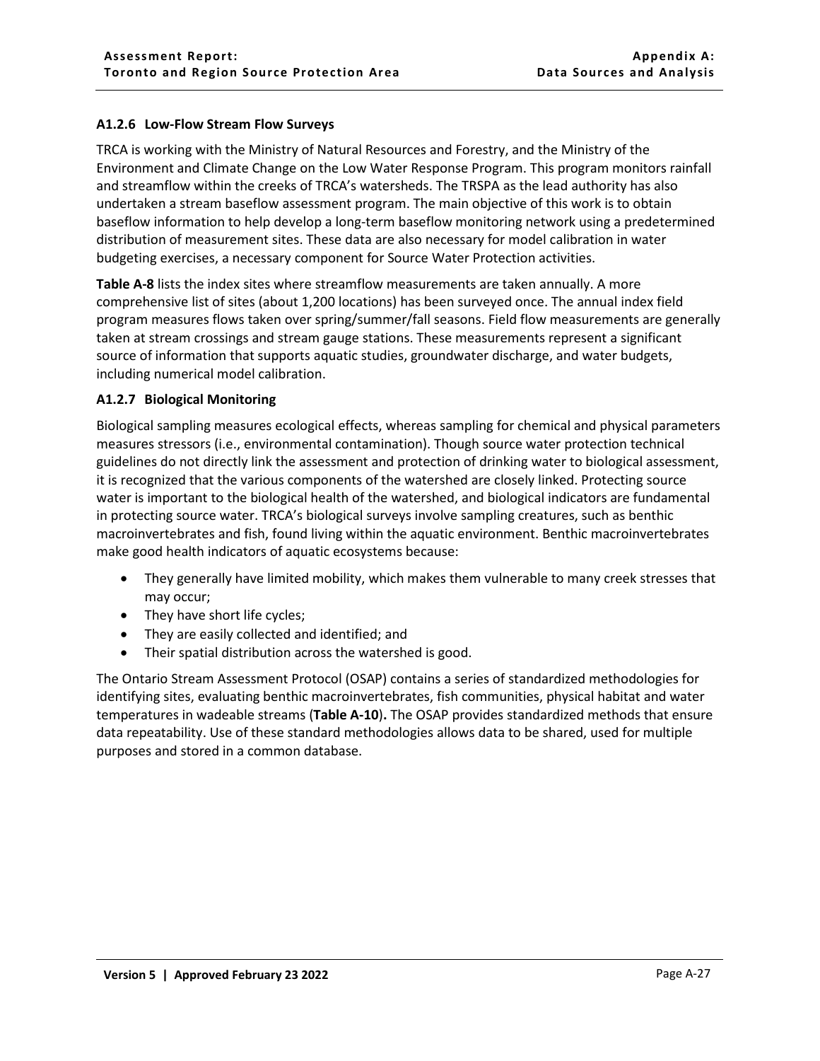### A1.2.6 Low-Flow Stream Flow Surveys

TRCA is working with the Ministry of Natural Resources and Forestry, and the Ministry of the Environment and Climate Change on the Low Water Response Program. This program monitors rainfall and streamflow within the creeks of TRCA's watersheds. The TRSPA as the lead authority has also undertaken a stream baseflow assessment program. The main objective of this work is to obtain baseflow information to help develop a long-term baseflow monitoring network using a predetermined distribution of measurement sites. These data are also necessary for model calibration in water budgeting exercises, a necessary component for Source Water Protection activities.

**Table A-8** lists the index sites where streamflow measurements are taken annually. A more comprehensive list of sites (about 1,200 locations) has been surveyed once. The annual index field program measures flows taken over spring/summer/fall seasons. Field flow measurements are generally taken at stream crossings and stream gauge stations. These measurements represent a significant source of information that supports aquatic studies, groundwater discharge, and water budgets, including numerical model calibration.

### A1.2.7 Biological Monitoring

Biological sampling measures ecological effects, whereas sampling for chemical and physical parameters measures stressors (i.e., environmental contamination). Though source water protection technical guidelines do not directly link the assessment and protection of drinking water to biological assessment, it is recognized that the various components of the watershed are closely linked. Protecting source water is important to the biological health of the watershed, and biological indicators are fundamental in protecting source water. TRCA's biological surveys involve sampling creatures, such as benthic macroinvertebrates and fish, found living within the aquatic environment. Benthic macroinvertebrates make good health indicators of aquatic ecosystems because:

- They generally have limited mobility, which makes them vulnerable to many creek stresses that may occur;
- They have short life cycles;
- They are easily collected and identified; and
- Their spatial distribution across the watershed is good.

The Ontario Stream Assessment Protocol (OSAP) contains a series of standardized methodologies for identifying sites, evaluating benthic macroinvertebrates, fish communities, physical habitat and water temperatures in wadeable streams (**Table A-10**)**.** The OSAP provides standardized methods that ensure data repeatability. Use of these standard methodologies allows data to be shared, used for multiple purposes and stored in a common database.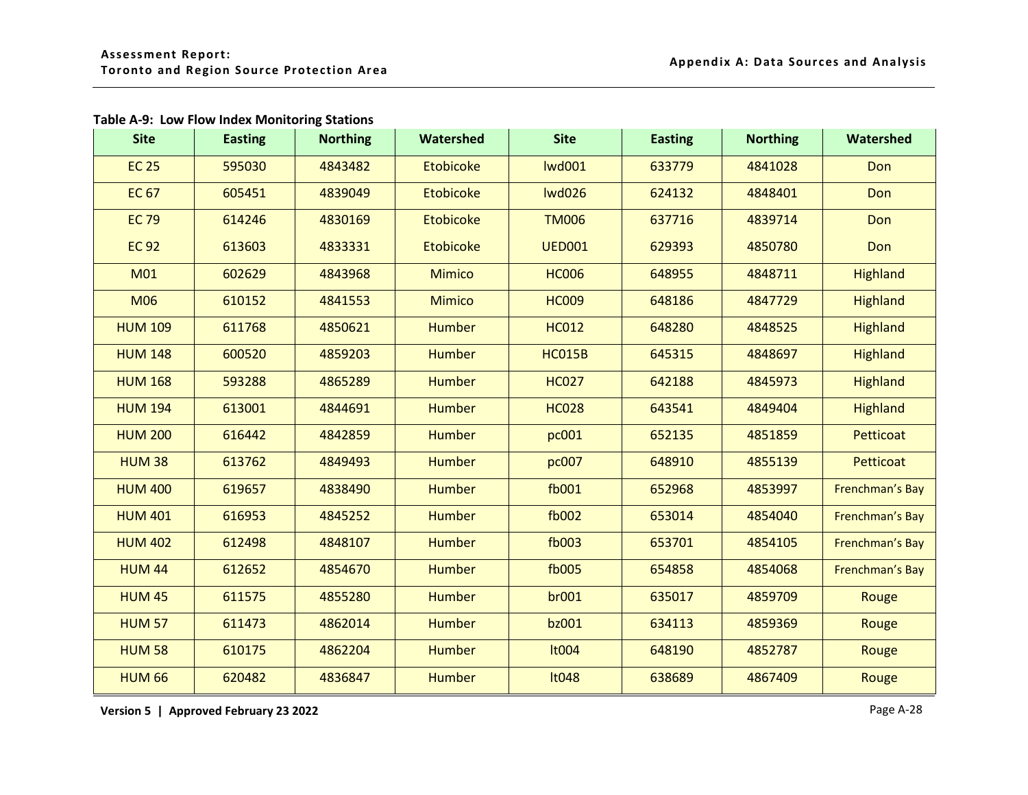**Table A-9: Low Flow Index Monitoring Stations**

| Site | Easting | Northing | Watershed | Site | Easting | Northing | Watershed |
|---|---|---|---|---|---|---|---|
| EC 25 | 595030 | 4843482 | Etobicoke | lwd001 | 633779 | 4841028 | Don |
| EC 67 | 605451 | 4839049 | Etobicoke | lwd026 | 624132 | 4848401 | Don |
| EC 79 | 614246 | 4830169 | Etobicoke | TM006 | 637716 | 4839714 | Don |
| EC 92 | 613603 | 4833331 | Etobicoke | UED001 | 629393 | 4850780 | Don |
| M01 | 602629 | 4843968 | Mimico | HC006 | 648955 | 4848711 | Highland |
| M06 | 610152 | 4841553 | Mimico | HC009 | 648186 | 4847729 | Highland |
| HUM 109 | 611768 | 4850621 | Humber | HC012 | 648280 | 4848525 | Highland |
| HUM 148 | 600520 | 4859203 | Humber | HC015B | 645315 | 4848697 | Highland |
| HUM 168 | 593288 | 4865289 | Humber | HC027 | 642188 | 4845973 | Highland |
| HUM 194 | 613001 | 4844691 | Humber | HC028 | 643541 | 4849404 | Highland |
| HUM 200 | 616442 | 4842859 | Humber | pc001 | 652135 | 4851859 | Petticoat |
| HUM 38 | 613762 | 4849493 | Humber | pc007 | 648910 | 4855139 | Petticoat |
| HUM 400 | 619657 | 4838490 | Humber | fb001 | 652968 | 4853997 | Frenchman's Bay |
| HUM 401 | 616953 | 4845252 | Humber | fb002 | 653014 | 4854040 | Frenchman's Bay |
| HUM 402 | 612498 | 4848107 | Humber | fb003 | 653701 | 4854105 | Frenchman's Bay |
| HUM 44 | 612652 | 4854670 | Humber | fb005 | 654858 | 4854068 | Frenchman's Bay |
| HUM 45 | 611575 | 4855280 | Humber | br001 | 635017 | 4859709 | Rouge |
| HUM 57 | 611473 | 4862014 | Humber | bz001 | 634113 | 4859369 | Rouge |
| HUM 58 | 610175 | 4862204 | Humber | lt004 | 648190 | 4852787 | Rouge |
| HUM 66 | 620482 | 4836847 | Humber | lt048 | 638689 | 4867409 | Rouge |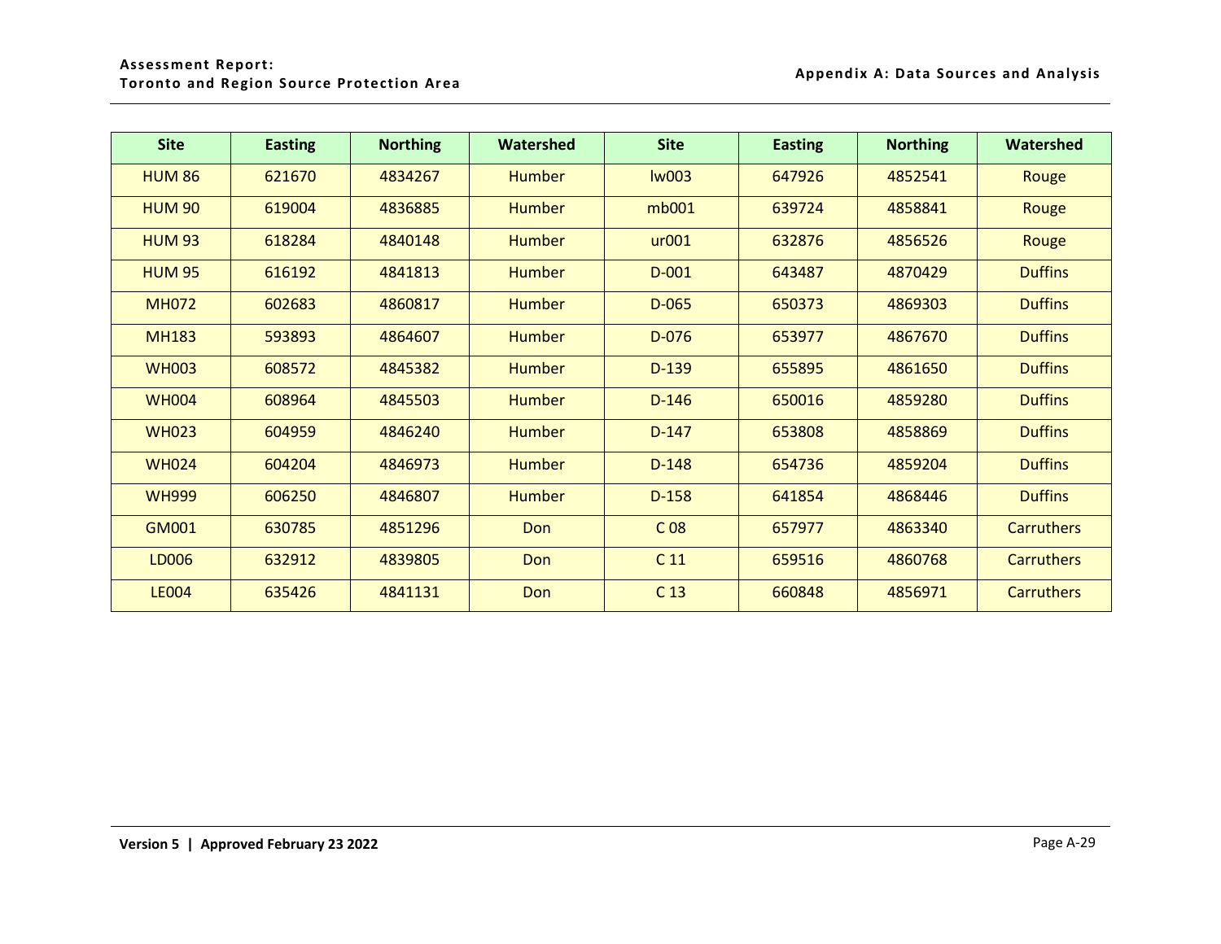| Site | Easting | Northing | Watershed | Site | Easting | Northing | Watershed |
|---|---|---|---|---|---|---|---|
| HUM 86 | 621670 | 4834267 | Humber | lw003 | 647926 | 4852541 | Rouge |
| HUM 90 | 619004 | 4836885 | Humber | mb001 | 639724 | 4858841 | Rouge |
| HUM 93 | 618284 | 4840148 | Humber | ur001 | 632876 | 4856526 | Rouge |
| HUM 95 | 616192 | 4841813 | Humber | D-001 | 643487 | 4870429 | Duffins |
| MH072 | 602683 | 4860817 | Humber | D-065 | 650373 | 4869303 | Duffins |
| MH183 | 593893 | 4864607 | Humber | D-076 | 653977 | 4867670 | Duffins |
| WH003 | 608572 | 4845382 | Humber | D-139 | 655895 | 4861650 | Duffins |
| WH004 | 608964 | 4845503 | Humber | D-146 | 650016 | 4859280 | Duffins |
| WH023 | 604959 | 4846240 | Humber | D-147 | 653808 | 4858869 | Duffins |
| WH024 | 604204 | 4846973 | Humber | D-148 | 654736 | 4859204 | Duffins |
| WH999 | 606250 | 4846807 | Humber | D-158 | 641854 | 4868446 | Duffins |
| GM001 | 630785 | 4851296 | Don | C 08 | 657977 | 4863340 | Carruthers |
| LD006 | 632912 | 4839805 | Don | C 11 | 659516 | 4860768 | Carruthers |
| LE004 | 635426 | 4841131 | Don | C 13 | 660848 | 4856971 | Carruthers |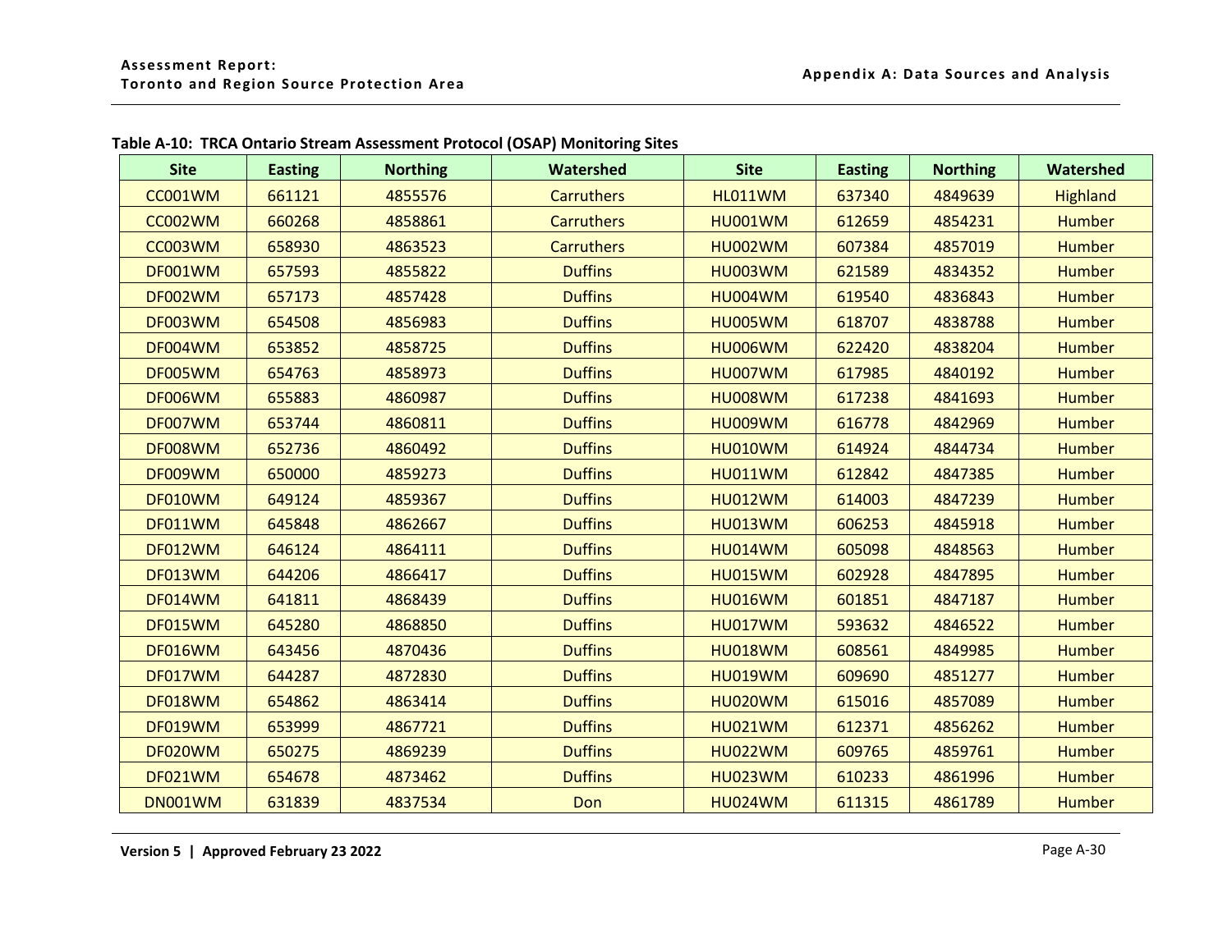**Table A-10: TRCA Ontario Stream Assessment Protocol (OSAP) Monitoring Sites**

| Site | Easting | Northing | Watershed | Site | Easting | Northing | Watershed |
|---|---|---|---|---|---|---|---|
| CC001WM | 661121 | 4855576 | Carruthers | HL011WM | 637340 | 4849639 | Highland |
| CC002WM | 660268 | 4858861 | Carruthers | HU001WM | 612659 | 4854231 | Humber |
| CC003WM | 658930 | 4863523 | Carruthers | HU002WM | 607384 | 4857019 | Humber |
| DF001WM | 657593 | 4855822 | Duffins | HU003WM | 621589 | 4834352 | Humber |
| DF002WM | 657173 | 4857428 | Duffins | HU004WM | 619540 | 4836843 | Humber |
| DF003WM | 654508 | 4856983 | Duffins | HU005WM | 618707 | 4838788 | Humber |
| DF004WM | 653852 | 4858725 | Duffins | HU006WM | 622420 | 4838204 | Humber |
| DF005WM | 654763 | 4858973 | Duffins | HU007WM | 617985 | 4840192 | Humber |
| DF006WM | 655883 | 4860987 | Duffins | HU008WM | 617238 | 4841693 | Humber |
| DF007WM | 653744 | 4860811 | Duffins | HU009WM | 616778 | 4842969 | Humber |
| DF008WM | 652736 | 4860492 | Duffins | HU010WM | 614924 | 4844734 | Humber |
| DF009WM | 650000 | 4859273 | Duffins | HU011WM | 612842 | 4847385 | Humber |
| DF010WM | 649124 | 4859367 | Duffins | HU012WM | 614003 | 4847239 | Humber |
| DF011WM | 645848 | 4862667 | Duffins | HU013WM | 606253 | 4845918 | Humber |
| DF012WM | 646124 | 4864111 | Duffins | HU014WM | 605098 | 4848563 | Humber |
| DF013WM | 644206 | 4866417 | Duffins | HU015WM | 602928 | 4847895 | Humber |
| DF014WM | 641811 | 4868439 | Duffins | HU016WM | 601851 | 4847187 | Humber |
| DF015WM | 645280 | 4868850 | Duffins | HU017WM | 593632 | 4846522 | Humber |
| DF016WM | 643456 | 4870436 | Duffins | HU018WM | 608561 | 4849985 | Humber |
| DF017WM | 644287 | 4872830 | Duffins | HU019WM | 609690 | 4851277 | Humber |
| DF018WM | 654862 | 4863414 | Duffins | HU020WM | 615016 | 4857089 | Humber |
| DF019WM | 653999 | 4867721 | Duffins | HU021WM | 612371 | 4856262 | Humber |
| DF020WM | 650275 | 4869239 | Duffins | HU022WM | 609765 | 4859761 | Humber |
| DF021WM | 654678 | 4873462 | Duffins | HU023WM | 610233 | 4861996 | Humber |
| DN001WM | 631839 | 4837534 | Don | HU024WM | 611315 | 4861789 | Humber |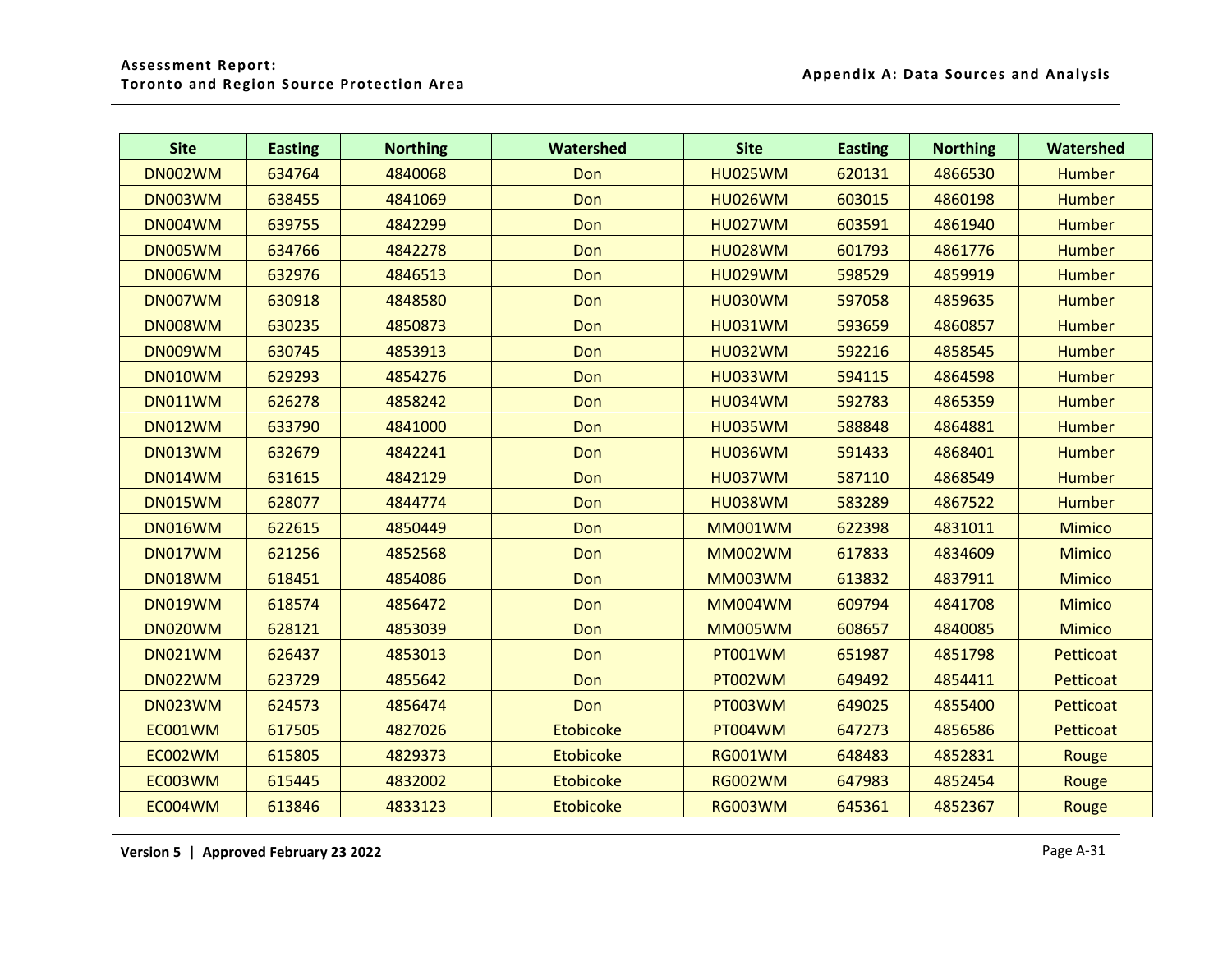| Site | Easting | Northing | Watershed | Site | Easting | Northing | Watershed |
|---|---|---|---|---|---|---|---|
| DN002WM | 634764 | 4840068 | Don | HU025WM | 620131 | 4866530 | Humber |
| DN003WM | 638455 | 4841069 | Don | HU026WM | 603015 | 4860198 | Humber |
| DN004WM | 639755 | 4842299 | Don | HU027WM | 603591 | 4861940 | Humber |
| DN005WM | 634766 | 4842278 | Don | HU028WM | 601793 | 4861776 | Humber |
| DN006WM | 632976 | 4846513 | Don | HU029WM | 598529 | 4859919 | Humber |
| DN007WM | 630918 | 4848580 | Don | HU030WM | 597058 | 4859635 | Humber |
| DN008WM | 630235 | 4850873 | Don | HU031WM | 593659 | 4860857 | Humber |
| DN009WM | 630745 | 4853913 | Don | HU032WM | 592216 | 4858545 | Humber |
| DN010WM | 629293 | 4854276 | Don | HU033WM | 594115 | 4864598 | Humber |
| DN011WM | 626278 | 4858242 | Don | HU034WM | 592783 | 4865359 | Humber |
| DN012WM | 633790 | 4841000 | Don | HU035WM | 588848 | 4864881 | Humber |
| DN013WM | 632679 | 4842241 | Don | HU036WM | 591433 | 4868401 | Humber |
| DN014WM | 631615 | 4842129 | Don | HU037WM | 587110 | 4868549 | Humber |
| DN015WM | 628077 | 4844774 | Don | HU038WM | 583289 | 4867522 | Humber |
| DN016WM | 622615 | 4850449 | Don | MM001WM | 622398 | 4831011 | Mimico |
| DN017WM | 621256 | 4852568 | Don | MM002WM | 617833 | 4834609 | Mimico |
| DN018WM | 618451 | 4854086 | Don | MM003WM | 613832 | 4837911 | Mimico |
| DN019WM | 618574 | 4856472 | Don | MM004WM | 609794 | 4841708 | Mimico |
| DN020WM | 628121 | 4853039 | Don | MM005WM | 608657 | 4840085 | Mimico |
| DN021WM | 626437 | 4853013 | Don | PT001WM | 651987 | 4851798 | Petticoat |
| DN022WM | 623729 | 4855642 | Don | PT002WM | 649492 | 4854411 | Petticoat |
| DN023WM | 624573 | 4856474 | Don | PT003WM | 649025 | 4855400 | Petticoat |
| EC001WM | 617505 | 4827026 | Etobicoke | PT004WM | 647273 | 4856586 | Petticoat |
| EC002WM | 615805 | 4829373 | Etobicoke | RG001WM | 648483 | 4852831 | Rouge |
| EC003WM | 615445 | 4832002 | Etobicoke | RG002WM | 647983 | 4852454 | Rouge |
| EC004WM | 613846 | 4833123 | Etobicoke | RG003WM | 645361 | 4852367 | Rouge |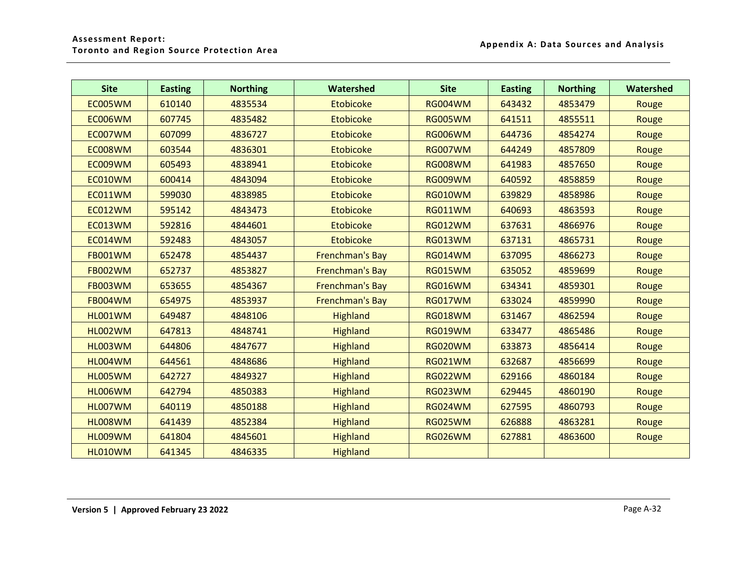| Site | Easting | Northing | Watershed | Site | Easting | Northing | Watershed |
|---|---|---|---|---|---|---|---|
| EC005WM | 610140 | 4835534 | Etobicoke | RG004WM | 643432 | 4853479 | Rouge |
| EC006WM | 607745 | 4835482 | Etobicoke | RG005WM | 641511 | 4855511 | Rouge |
| EC007WM | 607099 | 4836727 | Etobicoke | RG006WM | 644736 | 4854274 | Rouge |
| EC008WM | 603544 | 4836301 | Etobicoke | RG007WM | 644249 | 4857809 | Rouge |
| EC009WM | 605493 | 4838941 | Etobicoke | RG008WM | 641983 | 4857650 | Rouge |
| EC010WM | 600414 | 4843094 | Etobicoke | RG009WM | 640592 | 4858859 | Rouge |
| EC011WM | 599030 | 4838985 | Etobicoke | RG010WM | 639829 | 4858986 | Rouge |
| EC012WM | 595142 | 4843473 | Etobicoke | RG011WM | 640693 | 4863593 | Rouge |
| EC013WM | 592816 | 4844601 | Etobicoke | RG012WM | 637631 | 4866976 | Rouge |
| EC014WM | 592483 | 4843057 | Etobicoke | RG013WM | 637131 | 4865731 | Rouge |
| FB001WM | 652478 | 4854437 | Frenchman's Bay | RG014WM | 637095 | 4866273 | Rouge |
| FB002WM | 652737 | 4853827 | Frenchman's Bay | RG015WM | 635052 | 4859699 | Rouge |
| FB003WM | 653655 | 4854367 | Frenchman's Bay | RG016WM | 634341 | 4859301 | Rouge |
| FB004WM | 654975 | 4853937 | Frenchman's Bay | RG017WM | 633024 | 4859990 | Rouge |
| HL001WM | 649487 | 4848106 | Highland | RG018WM | 631467 | 4862594 | Rouge |
| HL002WM | 647813 | 4848741 | Highland | RG019WM | 633477 | 4865486 | Rouge |
| HL003WM | 644806 | 4847677 | Highland | RG020WM | 633873 | 4856414 | Rouge |
| HL004WM | 644561 | 4848686 | Highland | RG021WM | 632687 | 4856699 | Rouge |
| HL005WM | 642727 | 4849327 | Highland | RG022WM | 629166 | 4860184 | Rouge |
| HL006WM | 642794 | 4850383 | Highland | RG023WM | 629445 | 4860190 | Rouge |
| HL007WM | 640119 | 4850188 | Highland | RG024WM | 627595 | 4860793 | Rouge |
| HL008WM | 641439 | 4852384 | Highland | RG025WM | 626888 | 4863281 | Rouge |
| HL009WM | 641804 | 4845601 | Highland | RG026WM | 627881 | 4863600 | Rouge |
| HL010WM | 641345 | 4846335 | Highland | | | | |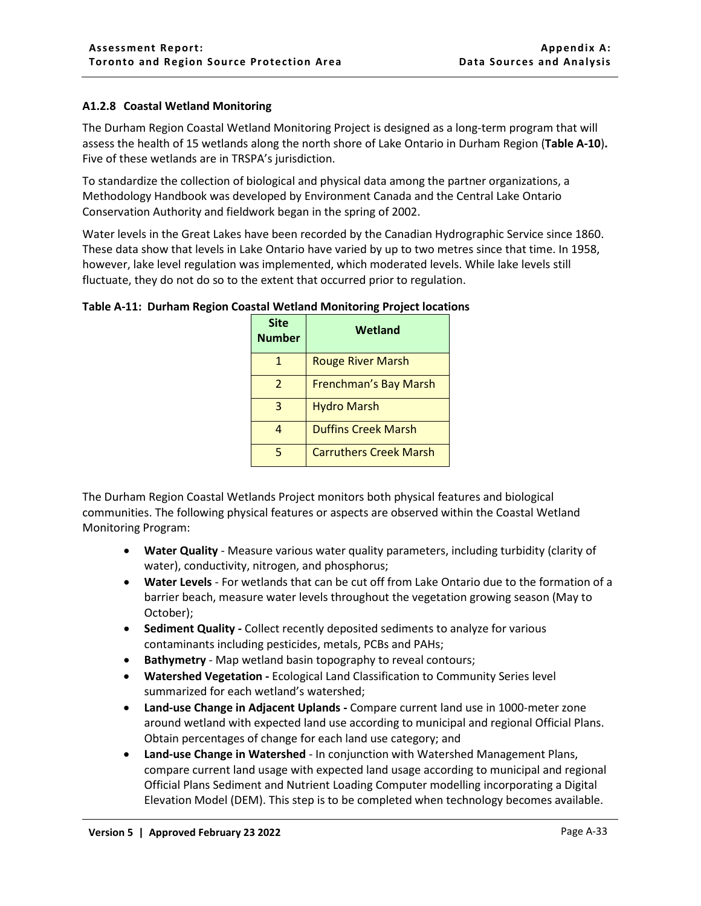### A1.2.8 Coastal Wetland Monitoring

The Durham Region Coastal Wetland Monitoring Project is designed as a long-term program that will assess the health of 15 wetlands along the north shore of Lake Ontario in Durham Region (**Table A-10**). Five of these wetlands are in TRSPA's jurisdiction.

To standardize the collection of biological and physical data among the partner organizations, a Methodology Handbook was developed by Environment Canada and the Central Lake Ontario Conservation Authority and fieldwork began in the spring of 2002.

Water levels in the Great Lakes have been recorded by the Canadian Hydrographic Service since 1860. These data show that levels in Lake Ontario have varied by up to two metres since that time. In 1958, however, lake level regulation was implemented, which moderated levels. While lake levels still fluctuate, they do not do so to the extent that occurred prior to regulation.

**Table A-11: Durham Region Coastal Wetland Monitoring Project locations**

| Site Number | Wetland |
|---|---|
| 1 | Rouge River Marsh |
| 2 | Frenchman's Bay Marsh |
| 3 | Hydro Marsh |
| 4 | Duffins Creek Marsh |
| 5 | Carruthers Creek Marsh |

The Durham Region Coastal Wetlands Project monitors both physical features and biological communities. The following physical features or aspects are observed within the Coastal Wetland Monitoring Program:

- **Water Quality** - Measure various water quality parameters, including turbidity (clarity of water), conductivity, nitrogen, and phosphorus;
- **Water Levels** - For wetlands that can be cut off from Lake Ontario due to the formation of a barrier beach, measure water levels throughout the vegetation growing season (May to October);
- **Sediment Quality -** Collect recently deposited sediments to analyze for various contaminants including pesticides, metals, PCBs and PAHs;
- **Bathymetry** - Map wetland basin topography to reveal contours;
- **Watershed Vegetation -** Ecological Land Classification to Community Series level summarized for each wetland's watershed;
- **Land-use Change in Adjacent Uplands -** Compare current land use in 1000-meter zone around wetland with expected land use according to municipal and regional Official Plans. Obtain percentages of change for each land use category; and
- **Land-use Change in Watershed** - In conjunction with Watershed Management Plans, compare current land usage with expected land usage according to municipal and regional Official Plans Sediment and Nutrient Loading Computer modelling incorporating a Digital Elevation Model (DEM). This step is to be completed when technology becomes available.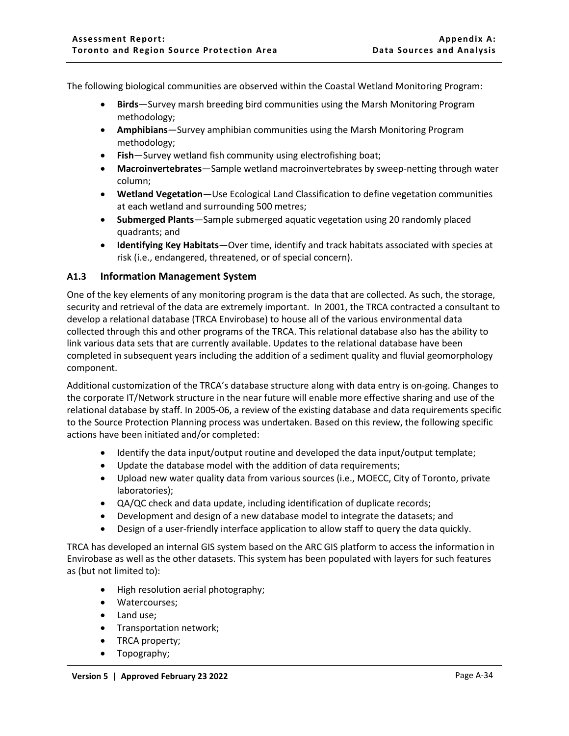The following biological communities are observed within the Coastal Wetland Monitoring Program:

- **Birds**—Survey marsh breeding bird communities using the Marsh Monitoring Program methodology;
- **Amphibians**—Survey amphibian communities using the Marsh Monitoring Program methodology;
- **Fish**—Survey wetland fish community using electrofishing boat;
- **Macroinvertebrates**—Sample wetland macroinvertebrates by sweep-netting through water column;
- **Wetland Vegetation**—Use Ecological Land Classification to define vegetation communities at each wetland and surrounding 500 metres;
- **Submerged Plants**—Sample submerged aquatic vegetation using 20 randomly placed quadrants; and
- **Identifying Key Habitats**—Over time, identify and track habitats associated with species at risk (i.e., endangered, threatened, or of special concern).

### A1.3 Information Management System

One of the key elements of any monitoring program is the data that are collected. As such, the storage, security and retrieval of the data are extremely important. In 2001, the TRCA contracted a consultant to develop a relational database (TRCA Envirobase) to house all of the various environmental data collected through this and other programs of the TRCA. This relational database also has the ability to link various data sets that are currently available. Updates to the relational database have been completed in subsequent years including the addition of a sediment quality and fluvial geomorphology component.

Additional customization of the TRCA's database structure along with data entry is on-going. Changes to the corporate IT/Network structure in the near future will enable more effective sharing and use of the relational database by staff. In 2005-06, a review of the existing database and data requirements specific to the Source Protection Planning process was undertaken. Based on this review, the following specific actions have been initiated and/or completed:

- Identify the data input/output routine and developed the data input/output template;
- Update the database model with the addition of data requirements;
- Upload new water quality data from various sources (i.e., MOECC, City of Toronto, private laboratories);
- QA/QC check and data update, including identification of duplicate records;
- Development and design of a new database model to integrate the datasets; and
- Design of a user-friendly interface application to allow staff to query the data quickly.

TRCA has developed an internal GIS system based on the ARC GIS platform to access the information in Envirobase as well as the other datasets. This system has been populated with layers for such features as (but not limited to):

- High resolution aerial photography;
- Watercourses;
- Land use;
- Transportation network;
- TRCA property;
- Topography;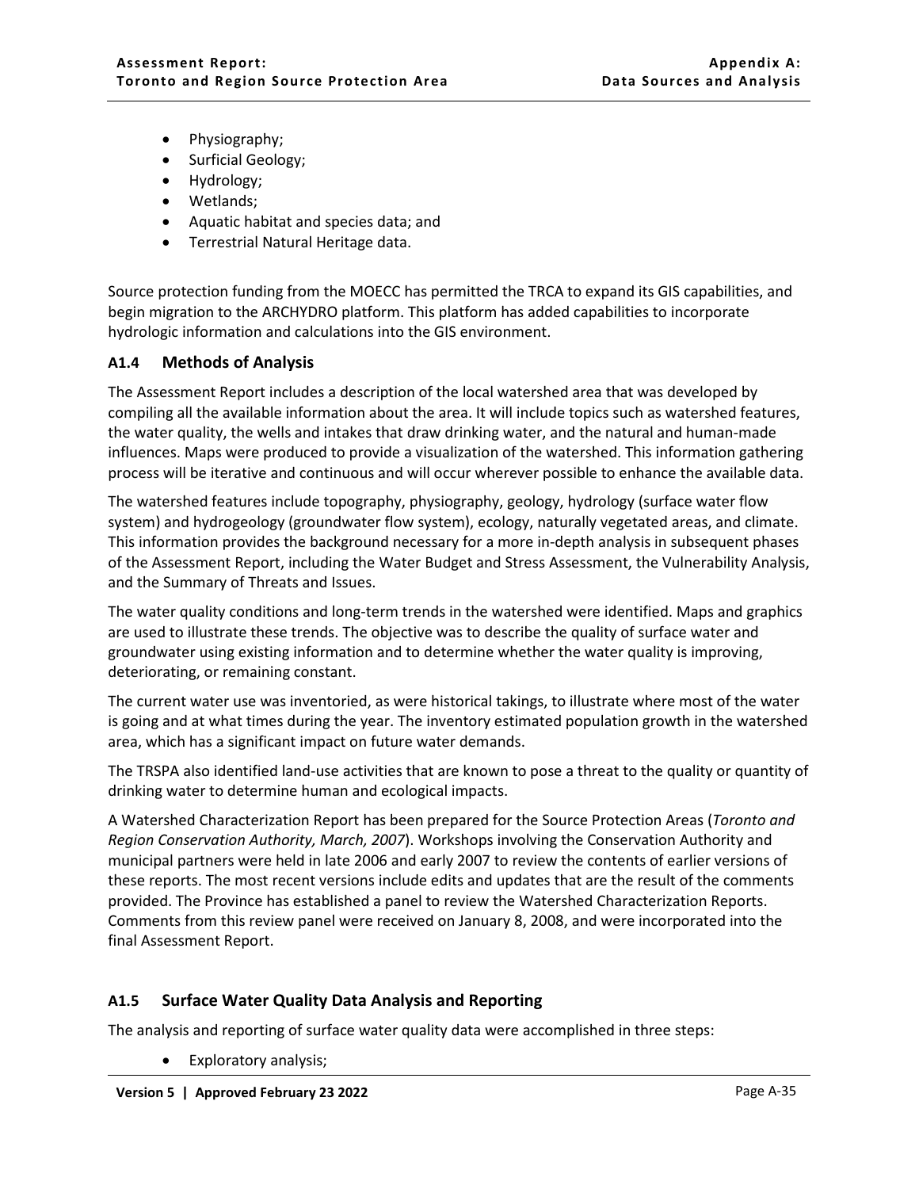- Physiography;
- Surficial Geology;
- Hydrology;
- Wetlands;
- Aquatic habitat and species data; and
- Terrestrial Natural Heritage data.

Source protection funding from the MOECC has permitted the TRCA to expand its GIS capabilities, and begin migration to the ARCHYDRO platform. This platform has added capabilities to incorporate hydrologic information and calculations into the GIS environment.

### A1.4 Methods of Analysis

The Assessment Report includes a description of the local watershed area that was developed by compiling all the available information about the area. It will include topics such as watershed features, the water quality, the wells and intakes that draw drinking water, and the natural and human-made influences. Maps were produced to provide a visualization of the watershed. This information gathering process will be iterative and continuous and will occur wherever possible to enhance the available data.

The watershed features include topography, physiography, geology, hydrology (surface water flow system) and hydrogeology (groundwater flow system), ecology, naturally vegetated areas, and climate. This information provides the background necessary for a more in-depth analysis in subsequent phases of the Assessment Report, including the Water Budget and Stress Assessment, the Vulnerability Analysis, and the Summary of Threats and Issues.

The water quality conditions and long-term trends in the watershed were identified. Maps and graphics are used to illustrate these trends. The objective was to describe the quality of surface water and groundwater using existing information and to determine whether the water quality is improving, deteriorating, or remaining constant.

The current water use was inventoried, as were historical takings, to illustrate where most of the water is going and at what times during the year. The inventory estimated population growth in the watershed area, which has a significant impact on future water demands.

The TRSPA also identified land-use activities that are known to pose a threat to the quality or quantity of drinking water to determine human and ecological impacts.

A Watershed Characterization Report has been prepared for the Source Protection Areas (*Toronto and Region Conservation Authority, March, 2007*). Workshops involving the Conservation Authority and municipal partners were held in late 2006 and early 2007 to review the contents of earlier versions of these reports. The most recent versions include edits and updates that are the result of the comments provided. The Province has established a panel to review the Watershed Characterization Reports. Comments from this review panel were received on January 8, 2008, and were incorporated into the final Assessment Report.

### A1.5 Surface Water Quality Data Analysis and Reporting

The analysis and reporting of surface water quality data were accomplished in three steps:

- Exploratory analysis;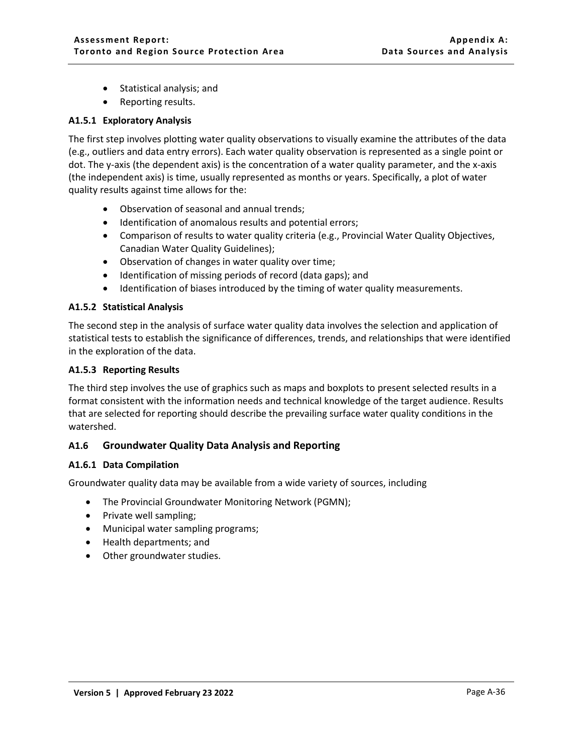- Statistical analysis; and
- Reporting results.

#### A1.5.1 Exploratory Analysis

The first step involves plotting water quality observations to visually examine the attributes of the data (e.g., outliers and data entry errors). Each water quality observation is represented as a single point or dot. The y-axis (the dependent axis) is the concentration of a water quality parameter, and the x-axis (the independent axis) is time, usually represented as months or years. Specifically, a plot of water quality results against time allows for the:

- Observation of seasonal and annual trends;
- Identification of anomalous results and potential errors;
- Comparison of results to water quality criteria (e.g., Provincial Water Quality Objectives, Canadian Water Quality Guidelines);
- Observation of changes in water quality over time;
- Identification of missing periods of record (data gaps); and
- Identification of biases introduced by the timing of water quality measurements.

#### A1.5.2 Statistical Analysis

The second step in the analysis of surface water quality data involves the selection and application of statistical tests to establish the significance of differences, trends, and relationships that were identified in the exploration of the data.

#### A1.5.3 Reporting Results

The third step involves the use of graphics such as maps and boxplots to present selected results in a format consistent with the information needs and technical knowledge of the target audience. Results that are selected for reporting should describe the prevailing surface water quality conditions in the watershed.

### A1.6 Groundwater Quality Data Analysis and Reporting

#### A1.6.1 Data Compilation

Groundwater quality data may be available from a wide variety of sources, including

- The Provincial Groundwater Monitoring Network (PGMN);
- Private well sampling;
- Municipal water sampling programs;
- Health departments; and
- Other groundwater studies.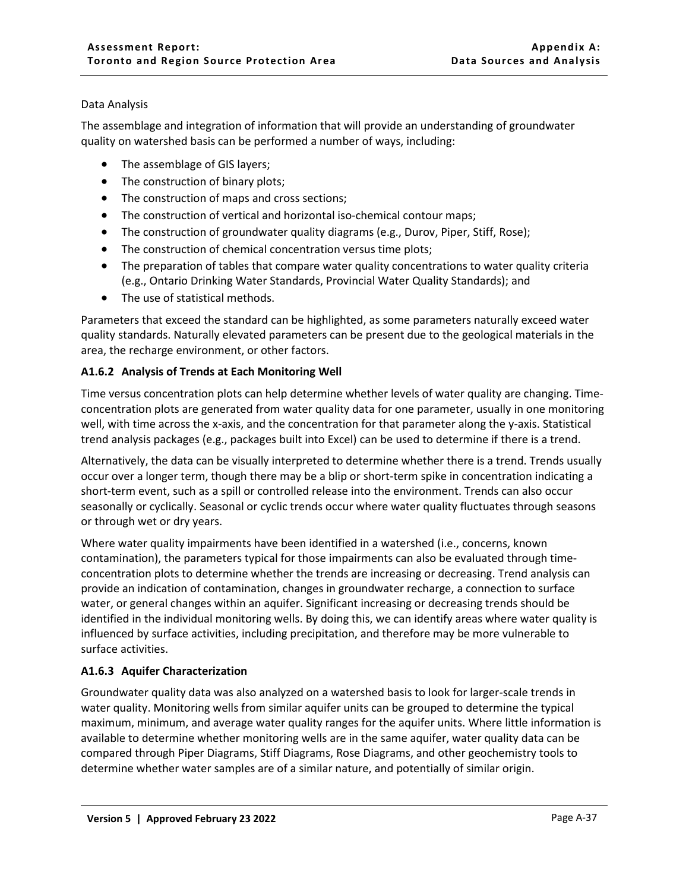Data Analysis

The assemblage and integration of information that will provide an understanding of groundwater quality on watershed basis can be performed a number of ways, including:

- The assemblage of GIS layers;
- The construction of binary plots;
- The construction of maps and cross sections;
- The construction of vertical and horizontal iso-chemical contour maps;
- The construction of groundwater quality diagrams (e.g., Durov, Piper, Stiff, Rose);
- The construction of chemical concentration versus time plots;
- The preparation of tables that compare water quality concentrations to water quality criteria (e.g., Ontario Drinking Water Standards, Provincial Water Quality Standards); and
- The use of statistical methods.

Parameters that exceed the standard can be highlighted, as some parameters naturally exceed water quality standards. Naturally elevated parameters can be present due to the geological materials in the area, the recharge environment, or other factors.

### A1.6.2 Analysis of Trends at Each Monitoring Well

Time versus concentration plots can help determine whether levels of water quality are changing. Time-concentration plots are generated from water quality data for one parameter, usually in one monitoring well, with time across the x-axis, and the concentration for that parameter along the y-axis. Statistical trend analysis packages (e.g., packages built into Excel) can be used to determine if there is a trend.

Alternatively, the data can be visually interpreted to determine whether there is a trend. Trends usually occur over a longer term, though there may be a blip or short-term spike in concentration indicating a short-term event, such as a spill or controlled release into the environment. Trends can also occur seasonally or cyclically. Seasonal or cyclic trends occur where water quality fluctuates through seasons or through wet or dry years.

Where water quality impairments have been identified in a watershed (i.e., concerns, known contamination), the parameters typical for those impairments can also be evaluated through time-concentration plots to determine whether the trends are increasing or decreasing. Trend analysis can provide an indication of contamination, changes in groundwater recharge, a connection to surface water, or general changes within an aquifer. Significant increasing or decreasing trends should be identified in the individual monitoring wells. By doing this, we can identify areas where water quality is influenced by surface activities, including precipitation, and therefore may be more vulnerable to surface activities.

### A1.6.3 Aquifer Characterization

Groundwater quality data was also analyzed on a watershed basis to look for larger-scale trends in water quality. Monitoring wells from similar aquifer units can be grouped to determine the typical maximum, minimum, and average water quality ranges for the aquifer units. Where little information is available to determine whether monitoring wells are in the same aquifer, water quality data can be compared through Piper Diagrams, Stiff Diagrams, Rose Diagrams, and other geochemistry tools to determine whether water samples are of a similar nature, and potentially of similar origin.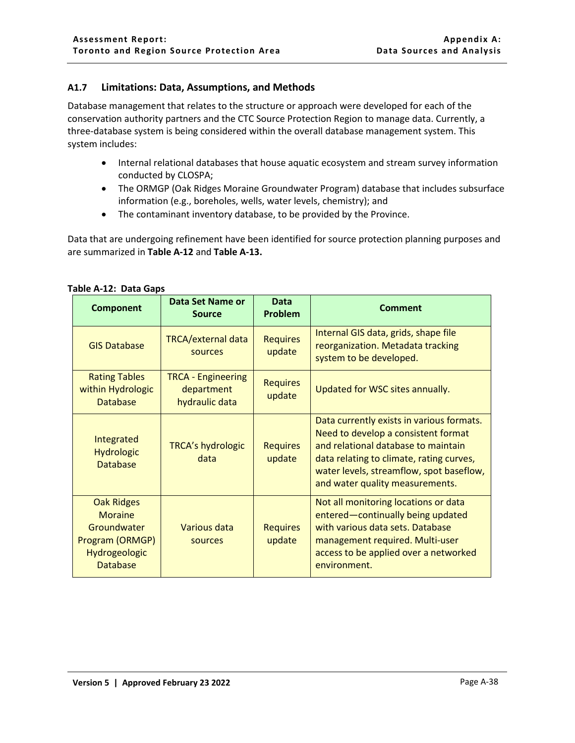## A1.7 Limitations: Data, Assumptions, and Methods

Database management that relates to the structure or approach were developed for each of the conservation authority partners and the CTC Source Protection Region to manage data. Currently, a three-database system is being considered within the overall database management system. This system includes:

- Internal relational databases that house aquatic ecosystem and stream survey information conducted by CLOSPA;
- The ORMGP (Oak Ridges Moraine Groundwater Program) database that includes subsurface information (e.g., boreholes, wells, water levels, chemistry); and
- The contaminant inventory database, to be provided by the Province.

Data that are undergoing refinement have been identified for source protection planning purposes and are summarized in **Table A-12** and **Table A-13.**

**Table A-12: Data Gaps**

| Component | Data Set Name or Source | Data Problem | Comment |
|---|---|---|---|
| GIS Database | TRCA/external data sources | Requires update | Internal GIS data, grids, shape file reorganization. Metadata tracking system to be developed. |
| Rating Tables within Hydrologic Database | TRCA - Engineering department hydraulic data | Requires update | Updated for WSC sites annually. |
| Integrated Hydrologic Database | TRCA's hydrologic data | Requires update | Data currently exists in various formats. Need to develop a consistent format and relational database to maintain data relating to climate, rating curves, water levels, streamflow, spot baseflow, and water quality measurements. |
| Oak Ridges Moraine Groundwater Program (ORMGP) Hydrogeologic Database | Various data sources | Requires update | Not all monitoring locations or data entered—continually being updated with various data sets. Database management required. Multi-user access to be applied over a networked environment. |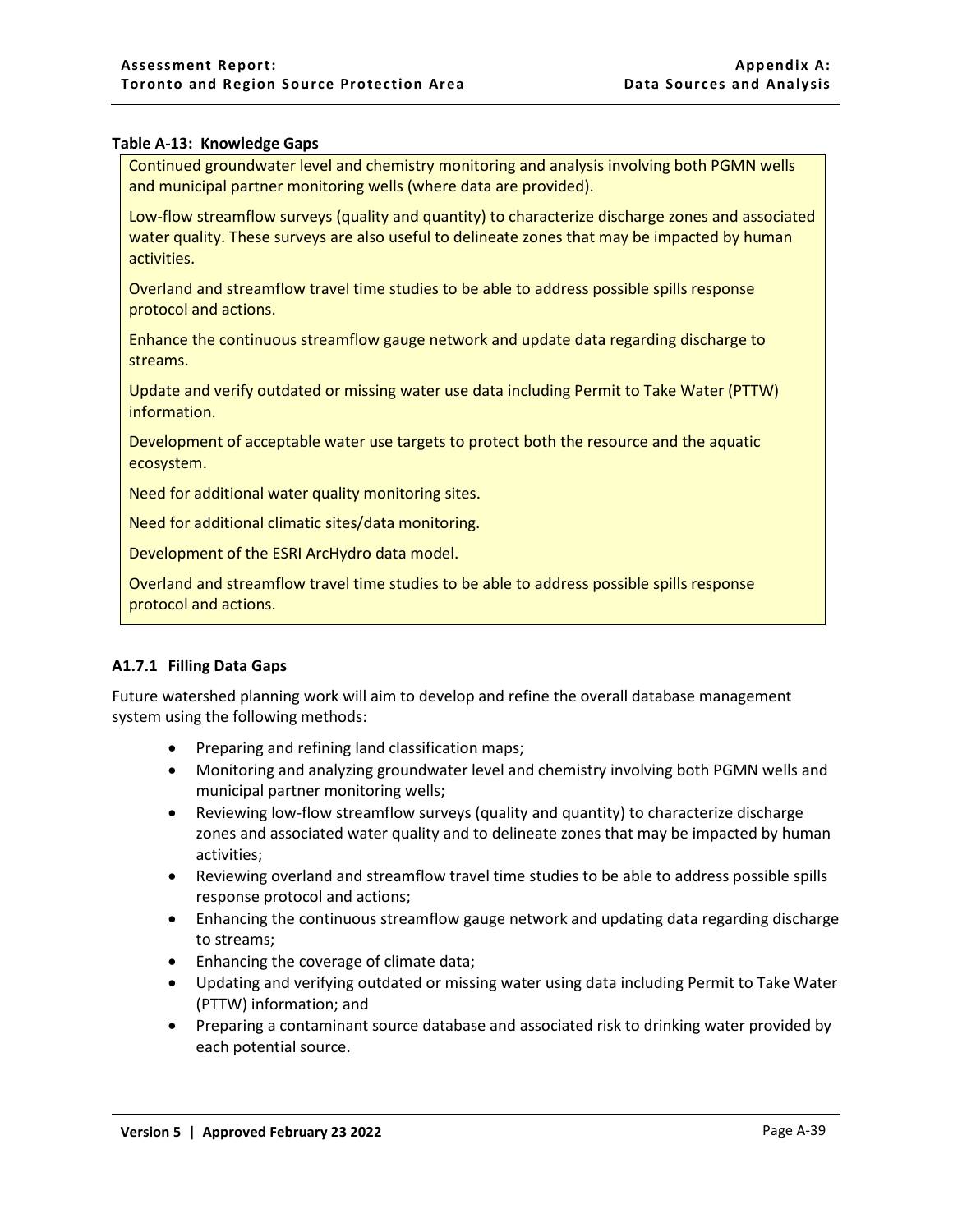**Table A-13: Knowledge Gaps**

| |
|---|
| Continued groundwater level and chemistry monitoring and analysis involving both PGMN wells and municipal partner monitoring wells (where data are provided). |
| Low-flow streamflow surveys (quality and quantity) to characterize discharge zones and associated water quality. These surveys are also useful to delineate zones that may be impacted by human activities. |
| Overland and streamflow travel time studies to be able to address possible spills response protocol and actions. |
| Enhance the continuous streamflow gauge network and update data regarding discharge to streams. |
| Update and verify outdated or missing water use data including Permit to Take Water (PTTW) information. |
| Development of acceptable water use targets to protect both the resource and the aquatic ecosystem. |
| Need for additional water quality monitoring sites. |
| Need for additional climatic sites/data monitoring. |
| Development of the ESRI ArcHydro data model. |
| Overland and streamflow travel time studies to be able to address possible spills response protocol and actions. |

### A1.7.1 Filling Data Gaps

Future watershed planning work will aim to develop and refine the overall database management system using the following methods:

- Preparing and refining land classification maps;
- Monitoring and analyzing groundwater level and chemistry involving both PGMN wells and municipal partner monitoring wells;
- Reviewing low-flow streamflow surveys (quality and quantity) to characterize discharge zones and associated water quality and to delineate zones that may be impacted by human activities;
- Reviewing overland and streamflow travel time studies to be able to address possible spills response protocol and actions;
- Enhancing the continuous streamflow gauge network and updating data regarding discharge to streams;
- Enhancing the coverage of climate data;
- Updating and verifying outdated or missing water using data including Permit to Take Water (PTTW) information; and
- Preparing a contaminant source database and associated risk to drinking water provided by each potential source.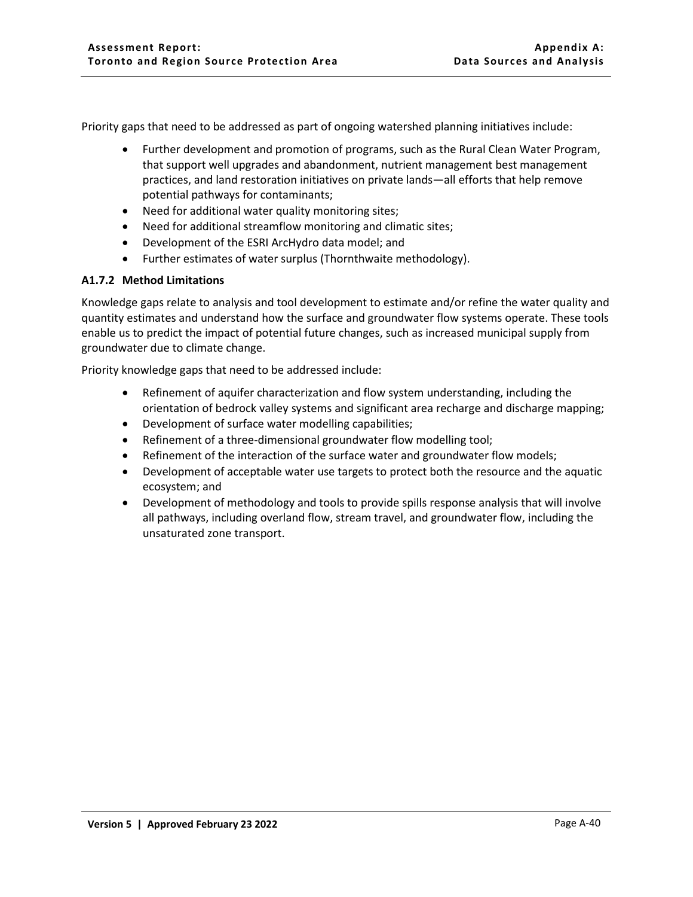Priority gaps that need to be addressed as part of ongoing watershed planning initiatives include:

- Further development and promotion of programs, such as the Rural Clean Water Program, that support well upgrades and abandonment, nutrient management best management practices, and land restoration initiatives on private lands—all efforts that help remove potential pathways for contaminants;
- Need for additional water quality monitoring sites;
- Need for additional streamflow monitoring and climatic sites;
- Development of the ESRI ArcHydro data model; and
- Further estimates of water surplus (Thornthwaite methodology).

### A1.7.2 Method Limitations

Knowledge gaps relate to analysis and tool development to estimate and/or refine the water quality and quantity estimates and understand how the surface and groundwater flow systems operate. These tools enable us to predict the impact of potential future changes, such as increased municipal supply from groundwater due to climate change.

Priority knowledge gaps that need to be addressed include:

- Refinement of aquifer characterization and flow system understanding, including the orientation of bedrock valley systems and significant area recharge and discharge mapping;
- Development of surface water modelling capabilities;
- Refinement of a three-dimensional groundwater flow modelling tool;
- Refinement of the interaction of the surface water and groundwater flow models;
- Development of acceptable water use targets to protect both the resource and the aquatic ecosystem; and
- Development of methodology and tools to provide spills response analysis that will involve all pathways, including overland flow, stream travel, and groundwater flow, including the unsaturated zone transport.